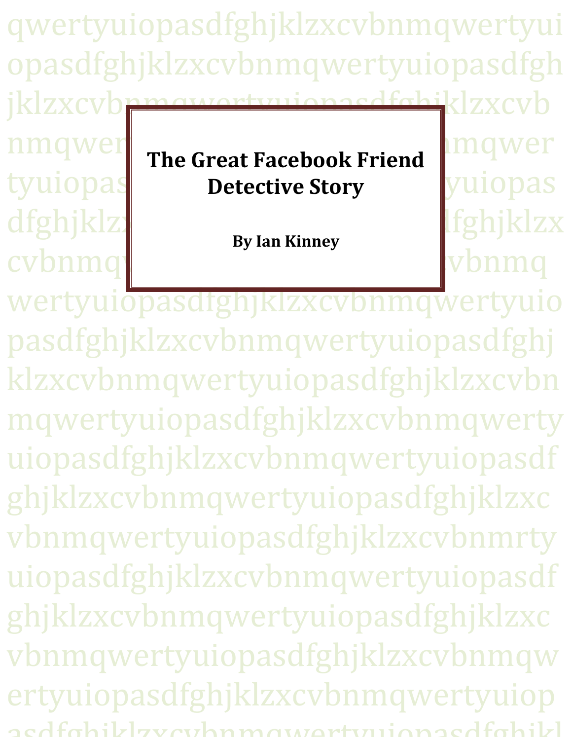# The Great Facebook Friend Detective Story

**By Ian Kinney**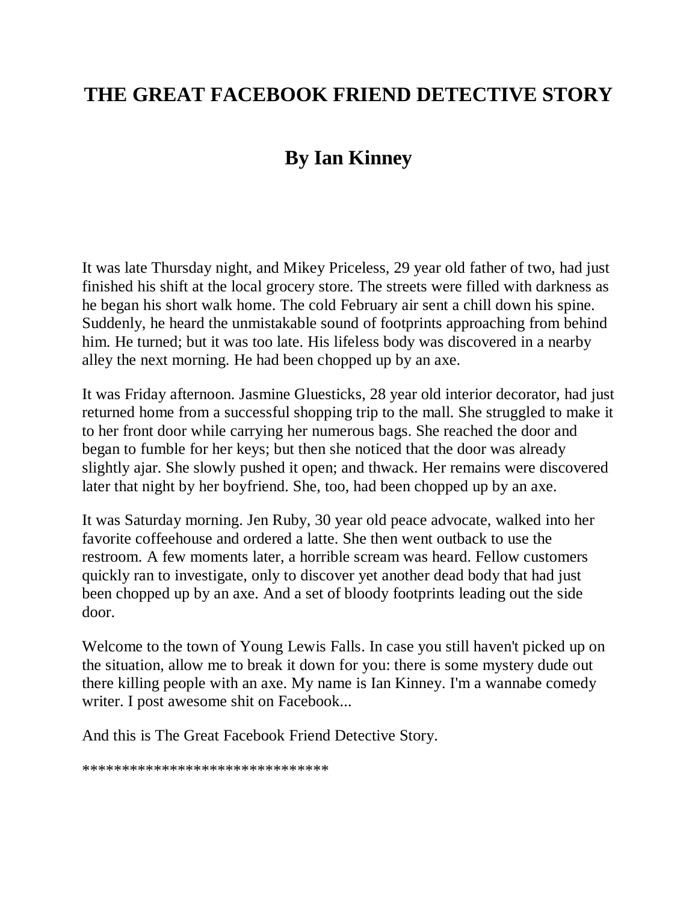# THE GREAT FACEBOOK FRIEND DETECTIVE STORY

## By Ian Kinney

It was late Thursday night, and Mikey Priceless, 29 year old father of two, had just finished his shift at the local grocery store. The streets were filled with darkness as he began his short walk home. The cold February air sent a chill down his spine. Suddenly, he heard the unmistakable sound of footprints approaching from behind him. He turned; but it was too late. His lifeless body was discovered in a nearby alley the next morning. He had been chopped up by an axe.

It was Friday afternoon. Jasmine Gluesticks, 28 year old interior decorator, had just returned home from a successful shopping trip to the mall. She struggled to make it to her front door while carrying her numerous bags. She reached the door and began to fumble for her keys; but then she noticed that the door was already slightly ajar. She slowly pushed it open; and thwack. Her remains were discovered later that night by her boyfriend. She, too, had been chopped up by an axe.

It was Saturday morning. Jen Ruby, 30 year old peace advocate, walked into her favorite coffeehouse and ordered a latte. She then went outback to use the restroom. A few moments later, a horrible scream was heard. Fellow customers quickly ran to investigate, only to discover yet another dead body that had just been chopped up by an axe. And a set of bloody footprints leading out the side door.

Welcome to the town of Young Lewis Falls. In case you still haven't picked up on the situation, allow me to break it down for you: there is some mystery dude out there killing people with an axe. My name is Ian Kinney. I'm a wannabe comedy writer. I post awesome shit on Facebook...

And this is The Great Facebook Friend Detective Story.

*******************************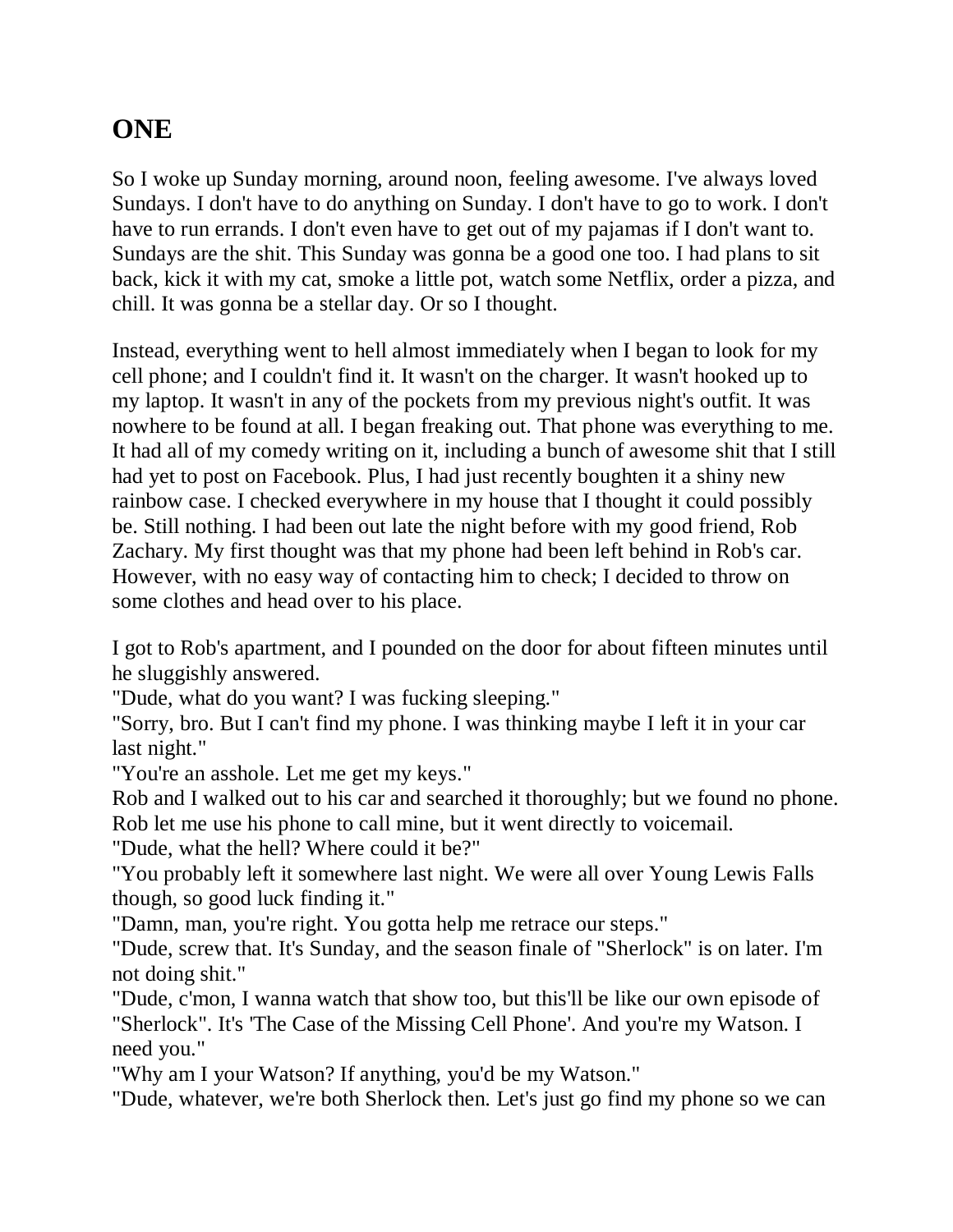## ONE

So I woke up Sunday morning, around noon, feeling awesome. I've always loved Sundays. I don't have to do anything on Sunday. I don't have to go to work. I don't have to run errands. I don't even have to get out of my pajamas if I don't want to. Sundays are the shit. This Sunday was gonna be a good one too. I had plans to sit back, kick it with my cat, smoke a little pot, watch some Netflix, order a pizza, and chill. It was gonna be a stellar day. Or so I thought.

Instead, everything went to hell almost immediately when I began to look for my cell phone; and I couldn't find it. It wasn't on the charger. It wasn't hooked up to my laptop. It wasn't in any of the pockets from my previous night's outfit. It was nowhere to be found at all. I began freaking out. That phone was everything to me. It had all of my comedy writing on it, including a bunch of awesome shit that I still had yet to post on Facebook. Plus, I had just recently boughten it a shiny new rainbow case. I checked everywhere in my house that I thought it could possibly be. Still nothing. I had been out late the night before with my good friend, Rob Zachary. My first thought was that my phone had been left behind in Rob's car. However, with no easy way of contacting him to check; I decided to throw on some clothes and head over to his place.

I got to Rob's apartment, and I pounded on the door for about fifteen minutes until he sluggishly answered.

"Dude, what do you want? I was fucking sleeping."

"Sorry, bro. But I can't find my phone. I was thinking maybe I left it in your car last night."

"You're an asshole. Let me get my keys."

Rob and I walked out to his car and searched it thoroughly; but we found no phone. Rob let me use his phone to call mine, but it went directly to voicemail.

"Dude, what the hell? Where could it be?"

"You probably left it somewhere last night. We were all over Young Lewis Falls though, so good luck finding it."

"Damn, man, you're right. You gotta help me retrace our steps."

"Dude, screw that. It's Sunday, and the season finale of "Sherlock" is on later. I'm not doing shit."

"Dude, c'mon, I wanna watch that show too, but this'll be like our own episode of "Sherlock". It's 'The Case of the Missing Cell Phone'. And you're my Watson. I need you."

"Why am I your Watson? If anything, you'd be my Watson."

"Dude, whatever, we're both Sherlock then. Let's just go find my phone so we can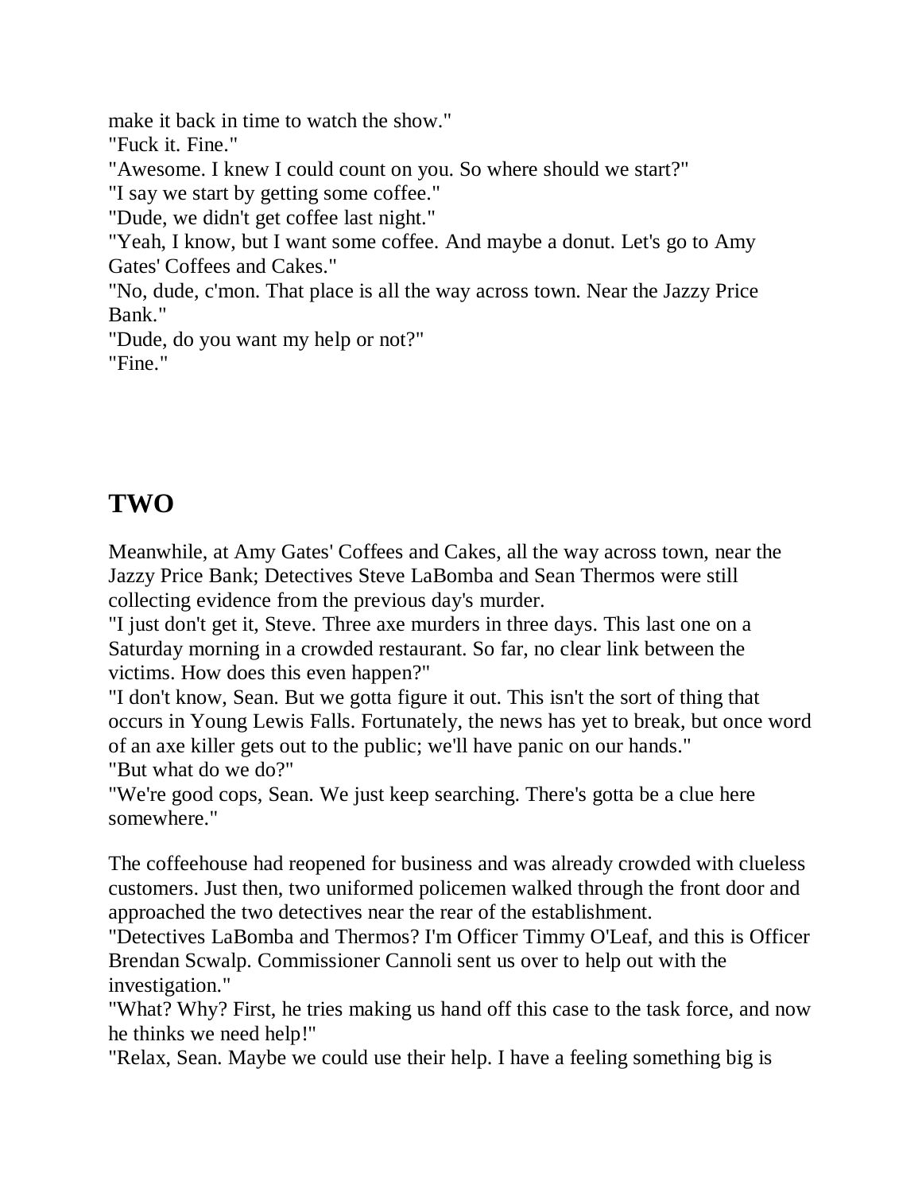make it back in time to watch the show."

"Fuck it. Fine."

"Awesome. I knew I could count on you. So where should we start?"

"I say we start by getting some coffee."

"Dude, we didn't get coffee last night."

"Yeah, I know, but I want some coffee. And maybe a donut. Let's go to Amy Gates' Coffees and Cakes."

"No, dude, c'mon. That place is all the way across town. Near the Jazzy Price Bank."

"Dude, do you want my help or not?"

"Fine."

## TWO

Meanwhile, at Amy Gates' Coffees and Cakes, all the way across town, near the Jazzy Price Bank; Detectives Steve LaBomba and Sean Thermos were still collecting evidence from the previous day's murder.

"I just don't get it, Steve. Three axe murders in three days. This last one on a Saturday morning in a crowded restaurant. So far, no clear link between the victims. How does this even happen?"

"I don't know, Sean. But we gotta figure it out. This isn't the sort of thing that occurs in Young Lewis Falls. Fortunately, the news has yet to break, but once word of an axe killer gets out to the public; we'll have panic on our hands."

"But what do we do?"

"We're good cops, Sean. We just keep searching. There's gotta be a clue here somewhere."

The coffeehouse had reopened for business and was already crowded with clueless customers. Just then, two uniformed policemen walked through the front door and approached the two detectives near the rear of the establishment.

"Detectives LaBomba and Thermos? I'm Officer Timmy O'Leaf, and this is Officer Brendan Scwalp. Commissioner Cannoli sent us over to help out with the investigation."

"What? Why? First, he tries making us hand off this case to the task force, and now he thinks we need help!"

"Relax, Sean. Maybe we could use their help. I have a feeling something big is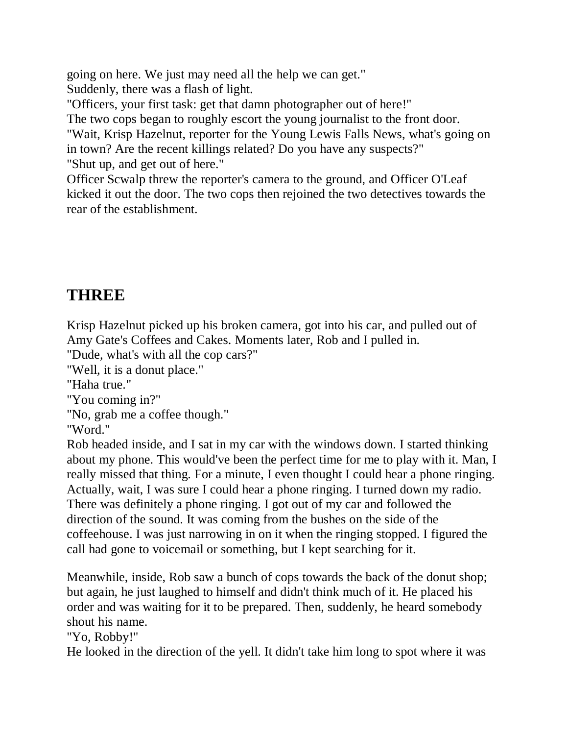going on here. We just may need all the help we can get."
Suddenly, there was a flash of light.
"Officers, your first task: get that damn photographer out of here!"
The two cops began to roughly escort the young journalist to the front door.
"Wait, Krisp Hazelnut, reporter for the Young Lewis Falls News, what's going on in town? Are the recent killings related? Do you have any suspects?"
"Shut up, and get out of here."
Officer Scwalp threw the reporter's camera to the ground, and Officer O'Leaf kicked it out the door. The two cops then rejoined the two detectives towards the rear of the establishment.

## THREE

Krisp Hazelnut picked up his broken camera, got into his car, and pulled out of Amy Gate's Coffees and Cakes. Moments later, Rob and I pulled in.
"Dude, what's with all the cop cars?"
"Well, it is a donut place."
"Haha true."
"You coming in?"
"No, grab me a coffee though."
"Word."
Rob headed inside, and I sat in my car with the windows down. I started thinking about my phone. This would've been the perfect time for me to play with it. Man, I really missed that thing. For a minute, I even thought I could hear a phone ringing. Actually, wait, I was sure I could hear a phone ringing. I turned down my radio. There was definitely a phone ringing. I got out of my car and followed the direction of the sound. It was coming from the bushes on the side of the coffeehouse. I was just narrowing in on it when the ringing stopped. I figured the call had gone to voicemail or something, but I kept searching for it.

Meanwhile, inside, Rob saw a bunch of cops towards the back of the donut shop; but again, he just laughed to himself and didn't think much of it. He placed his order and was waiting for it to be prepared. Then, suddenly, he heard somebody shout his name.
"Yo, Robby!"
He looked in the direction of the yell. It didn't take him long to spot where it was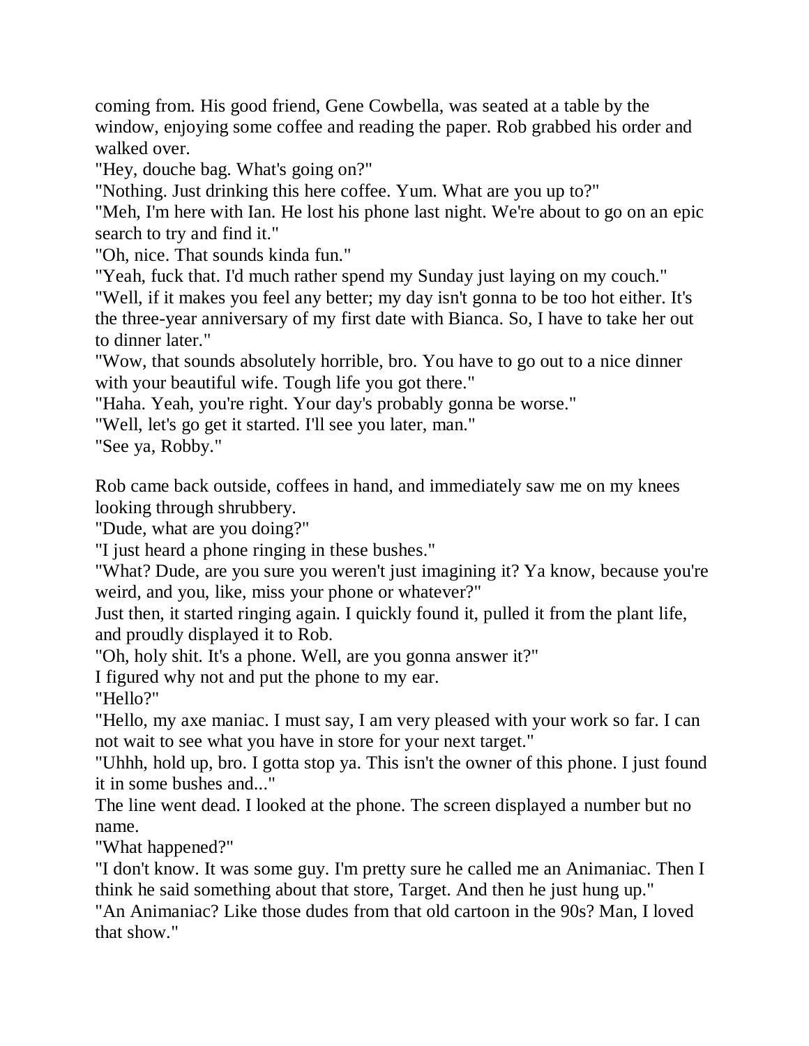coming from. His good friend, Gene Cowbella, was seated at a table by the window, enjoying some coffee and reading the paper. Rob grabbed his order and walked over.

"Hey, douche bag. What's going on?"

"Nothing. Just drinking this here coffee. Yum. What are you up to?"

"Meh, I'm here with Ian. He lost his phone last night. We're about to go on an epic search to try and find it."

"Oh, nice. That sounds kinda fun."

"Yeah, fuck that. I'd much rather spend my Sunday just laying on my couch."

"Well, if it makes you feel any better; my day isn't gonna to be too hot either. It's the three-year anniversary of my first date with Bianca. So, I have to take her out to dinner later."

"Wow, that sounds absolutely horrible, bro. You have to go out to a nice dinner with your beautiful wife. Tough life you got there."

"Haha. Yeah, you're right. Your day's probably gonna be worse."

"Well, let's go get it started. I'll see you later, man."

"See ya, Robby."

Rob came back outside, coffees in hand, and immediately saw me on my knees looking through shrubbery.

"Dude, what are you doing?"

"I just heard a phone ringing in these bushes."

"What? Dude, are you sure you weren't just imagining it? Ya know, because you're weird, and you, like, miss your phone or whatever?"

Just then, it started ringing again. I quickly found it, pulled it from the plant life, and proudly displayed it to Rob.

"Oh, holy shit. It's a phone. Well, are you gonna answer it?"

I figured why not and put the phone to my ear.

"Hello?"

"Hello, my axe maniac. I must say, I am very pleased with your work so far. I can not wait to see what you have in store for your next target."

"Uhhh, hold up, bro. I gotta stop ya. This isn't the owner of this phone. I just found it in some bushes and..."

The line went dead. I looked at the phone. The screen displayed a number but no name.

"What happened?"

"I don't know. It was some guy. I'm pretty sure he called me an Animaniac. Then I think he said something about that store, Target. And then he just hung up."

"An Animaniac? Like those dudes from that old cartoon in the 90s? Man, I loved that show."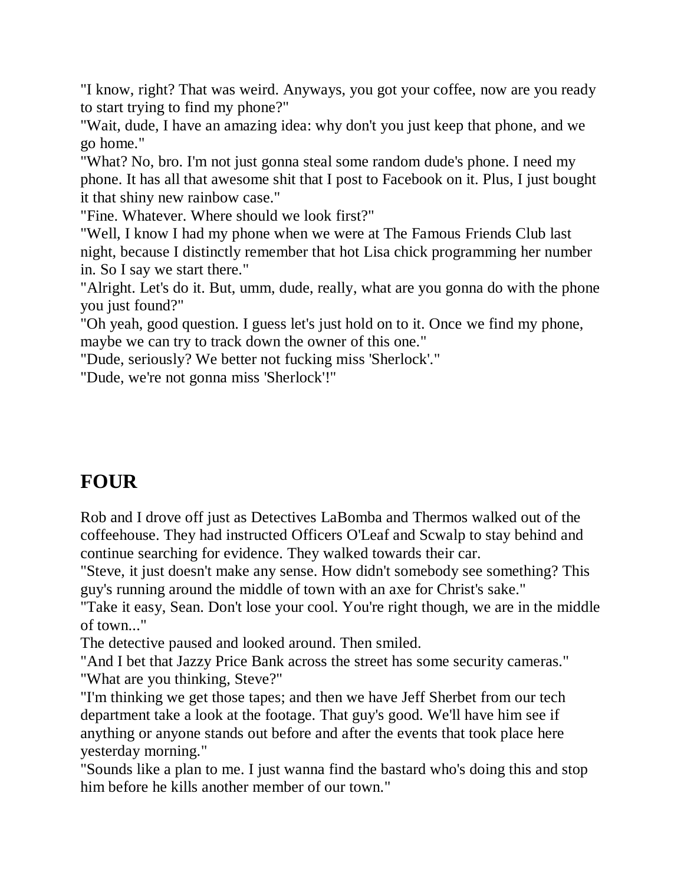"I know, right? That was weird. Anyways, you got your coffee, now are you ready to start trying to find my phone?"

"Wait, dude, I have an amazing idea: why don't you just keep that phone, and we go home."

"What? No, bro. I'm not just gonna steal some random dude's phone. I need my phone. It has all that awesome shit that I post to Facebook on it. Plus, I just bought it that shiny new rainbow case."

"Fine. Whatever. Where should we look first?"

"Well, I know I had my phone when we were at The Famous Friends Club last night, because I distinctly remember that hot Lisa chick programming her number in. So I say we start there."

"Alright. Let's do it. But, umm, dude, really, what are you gonna do with the phone you just found?"

"Oh yeah, good question. I guess let's just hold on to it. Once we find my phone, maybe we can try to track down the owner of this one."

"Dude, seriously? We better not fucking miss 'Sherlock'."

"Dude, we're not gonna miss 'Sherlock'!"

## FOUR

Rob and I drove off just as Detectives LaBomba and Thermos walked out of the coffeehouse. They had instructed Officers O'Leaf and Scwalp to stay behind and continue searching for evidence. They walked towards their car.

"Steve, it just doesn't make any sense. How didn't somebody see something? This guy's running around the middle of town with an axe for Christ's sake."

"Take it easy, Sean. Don't lose your cool. You're right though, we are in the middle of town..."

The detective paused and looked around. Then smiled.

"And I bet that Jazzy Price Bank across the street has some security cameras."

"What are you thinking, Steve?"

"I'm thinking we get those tapes; and then we have Jeff Sherbet from our tech department take a look at the footage. That guy's good. We'll have him see if anything or anyone stands out before and after the events that took place here yesterday morning."

"Sounds like a plan to me. I just wanna find the bastard who's doing this and stop him before he kills another member of our town."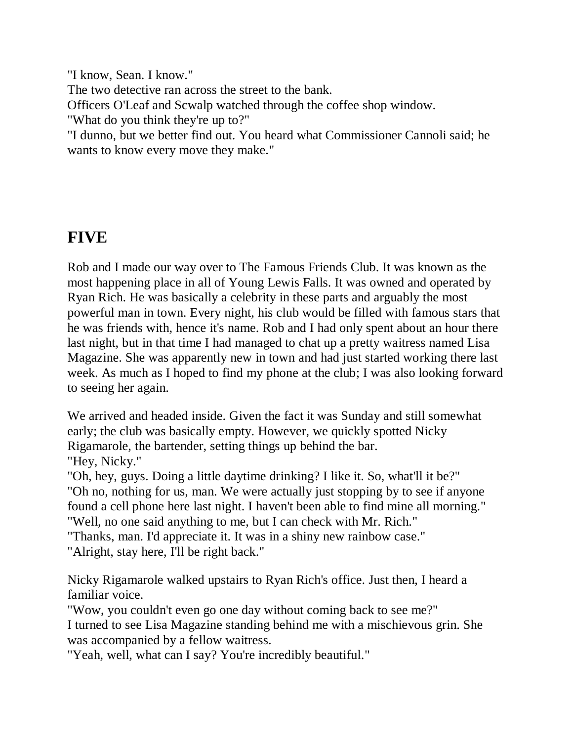"I know, Sean. I know."
The two detective ran across the street to the bank.
Officers O'Leaf and Scwalp watched through the coffee shop window.
"What do you think they're up to?"
"I dunno, but we better find out. You heard what Commissioner Cannoli said; he wants to know every move they make."

## FIVE

Rob and I made our way over to The Famous Friends Club. It was known as the most happening place in all of Young Lewis Falls. It was owned and operated by Ryan Rich. He was basically a celebrity in these parts and arguably the most powerful man in town. Every night, his club would be filled with famous stars that he was friends with, hence it's name. Rob and I had only spent about an hour there last night, but in that time I had managed to chat up a pretty waitress named Lisa Magazine. She was apparently new in town and had just started working there last week. As much as I hoped to find my phone at the club; I was also looking forward to seeing her again.

We arrived and headed inside. Given the fact it was Sunday and still somewhat early; the club was basically empty. However, we quickly spotted Nicky Rigamarole, the bartender, setting things up behind the bar.
"Hey, Nicky."
"Oh, hey, guys. Doing a little daytime drinking? I like it. So, what'll it be?"
"Oh no, nothing for us, man. We were actually just stopping by to see if anyone found a cell phone here last night. I haven't been able to find mine all morning."
"Well, no one said anything to me, but I can check with Mr. Rich."
"Thanks, man. I'd appreciate it. It was in a shiny new rainbow case."
"Alright, stay here, I'll be right back."

Nicky Rigamarole walked upstairs to Ryan Rich's office. Just then, I heard a familiar voice.
"Wow, you couldn't even go one day without coming back to see me?"
I turned to see Lisa Magazine standing behind me with a mischievous grin. She was accompanied by a fellow waitress.
"Yeah, well, what can I say? You're incredibly beautiful."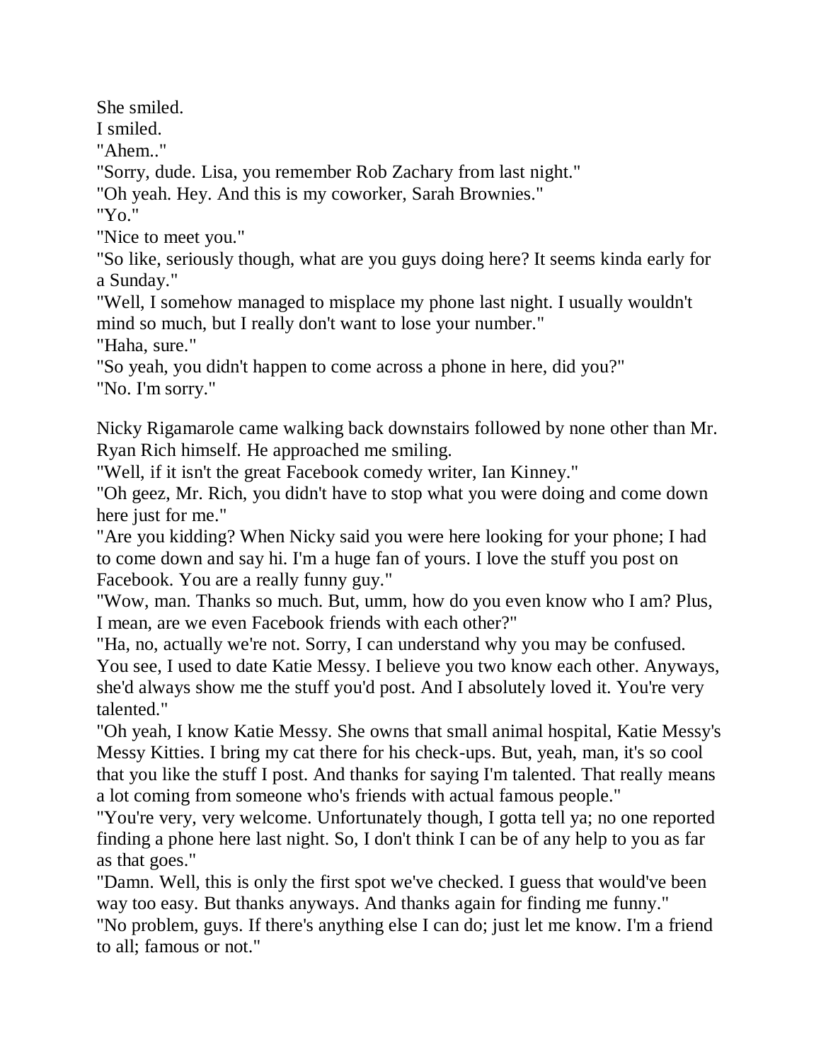She smiled.

I smiled.

"Ahem.."

"Sorry, dude. Lisa, you remember Rob Zachary from last night."

"Oh yeah. Hey. And this is my coworker, Sarah Brownies."

"Yo."

"Nice to meet you."

"So like, seriously though, what are you guys doing here? It seems kinda early for a Sunday."

"Well, I somehow managed to misplace my phone last night. I usually wouldn't mind so much, but I really don't want to lose your number."

"Haha, sure."

"So yeah, you didn't happen to come across a phone in here, did you?"

"No. I'm sorry."

Nicky Rigamarole came walking back downstairs followed by none other than Mr. Ryan Rich himself. He approached me smiling.

"Well, if it isn't the great Facebook comedy writer, Ian Kinney."

"Oh geez, Mr. Rich, you didn't have to stop what you were doing and come down here just for me."

"Are you kidding? When Nicky said you were here looking for your phone; I had to come down and say hi. I'm a huge fan of yours. I love the stuff you post on Facebook. You are a really funny guy."

"Wow, man. Thanks so much. But, umm, how do you even know who I am? Plus, I mean, are we even Facebook friends with each other?"

"Ha, no, actually we're not. Sorry, I can understand why you may be confused. You see, I used to date Katie Messy. I believe you two know each other. Anyways, she'd always show me the stuff you'd post. And I absolutely loved it. You're very talented."

"Oh yeah, I know Katie Messy. She owns that small animal hospital, Katie Messy's Messy Kitties. I bring my cat there for his check-ups. But, yeah, man, it's so cool that you like the stuff I post. And thanks for saying I'm talented. That really means a lot coming from someone who's friends with actual famous people."

"You're very, very welcome. Unfortunately though, I gotta tell ya; no one reported finding a phone here last night. So, I don't think I can be of any help to you as far as that goes."

"Damn. Well, this is only the first spot we've checked. I guess that would've been way too easy. But thanks anyways. And thanks again for finding me funny."

"No problem, guys. If there's anything else I can do; just let me know. I'm a friend to all; famous or not."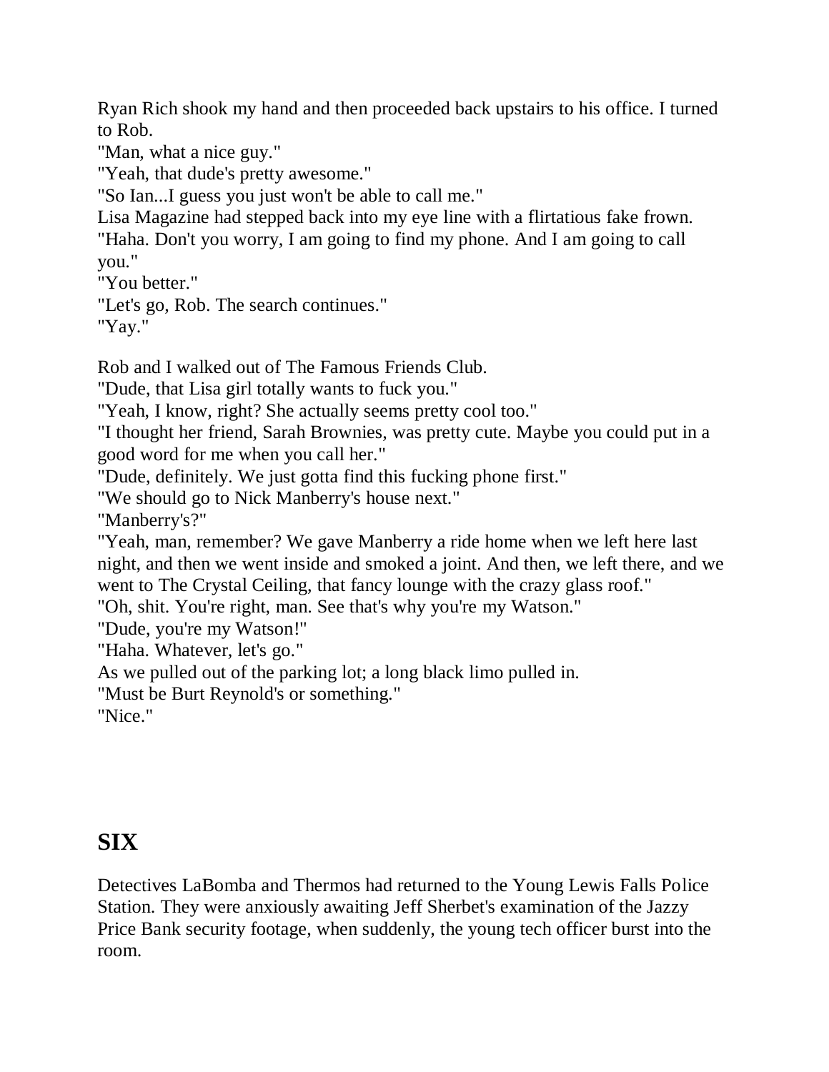Ryan Rich shook my hand and then proceeded back upstairs to his office. I turned to Rob.

"Man, what a nice guy."

"Yeah, that dude's pretty awesome."

"So Ian...I guess you just won't be able to call me."

Lisa Magazine had stepped back into my eye line with a flirtatious fake frown.

"Haha. Don't you worry, I am going to find my phone. And I am going to call you."

"You better."

"Let's go, Rob. The search continues."

"Yay."

Rob and I walked out of The Famous Friends Club.

"Dude, that Lisa girl totally wants to fuck you."

"Yeah, I know, right? She actually seems pretty cool too."

"I thought her friend, Sarah Brownies, was pretty cute. Maybe you could put in a good word for me when you call her."

"Dude, definitely. We just gotta find this fucking phone first."

"We should go to Nick Manberry's house next."

"Manberry's?"

"Yeah, man, remember? We gave Manberry a ride home when we left here last night, and then we went inside and smoked a joint. And then, we left there, and we went to The Crystal Ceiling, that fancy lounge with the crazy glass roof."

"Oh, shit. You're right, man. See that's why you're my Watson."

"Dude, you're my Watson!"

"Haha. Whatever, let's go."

As we pulled out of the parking lot; a long black limo pulled in.

"Must be Burt Reynold's or something."

"Nice."

## SIX

Detectives LaBomba and Thermos had returned to the Young Lewis Falls Police Station. They were anxiously awaiting Jeff Sherbet's examination of the Jazzy Price Bank security footage, when suddenly, the young tech officer burst into the room.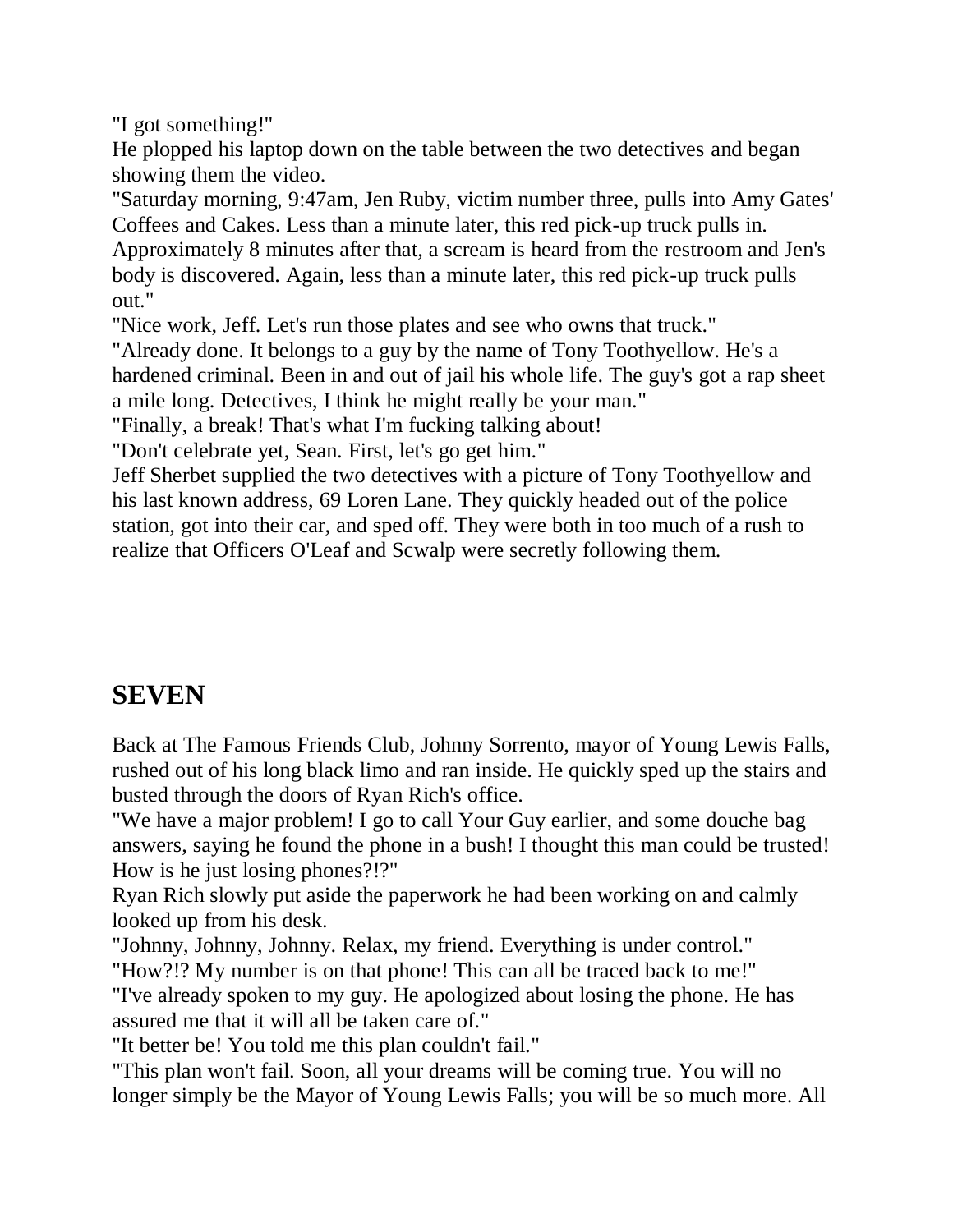"I got something!"

He plopped his laptop down on the table between the two detectives and began showing them the video.

"Saturday morning, 9:47am, Jen Ruby, victim number three, pulls into Amy Gates' Coffees and Cakes. Less than a minute later, this red pick-up truck pulls in. Approximately 8 minutes after that, a scream is heard from the restroom and Jen's body is discovered. Again, less than a minute later, this red pick-up truck pulls out."

"Nice work, Jeff. Let's run those plates and see who owns that truck."

"Already done. It belongs to a guy by the name of Tony Toothyellow. He's a hardened criminal. Been in and out of jail his whole life. The guy's got a rap sheet a mile long. Detectives, I think he might really be your man."

"Finally, a break! That's what I'm fucking talking about!

"Don't celebrate yet, Sean. First, let's go get him."

Jeff Sherbet supplied the two detectives with a picture of Tony Toothyellow and his last known address, 69 Loren Lane. They quickly headed out of the police station, got into their car, and sped off. They were both in too much of a rush to realize that Officers O'Leaf and Scwalp were secretly following them.

## SEVEN

Back at The Famous Friends Club, Johnny Sorrento, mayor of Young Lewis Falls, rushed out of his long black limo and ran inside. He quickly sped up the stairs and busted through the doors of Ryan Rich's office.

"We have a major problem! I go to call Your Guy earlier, and some douche bag answers, saying he found the phone in a bush! I thought this man could be trusted! How is he just losing phones?!?"

Ryan Rich slowly put aside the paperwork he had been working on and calmly looked up from his desk.

"Johnny, Johnny, Johnny. Relax, my friend. Everything is under control."

"How?!? My number is on that phone! This can all be traced back to me!"

"I've already spoken to my guy. He apologized about losing the phone. He has assured me that it will all be taken care of."

"It better be! You told me this plan couldn't fail."

"This plan won't fail. Soon, all your dreams will be coming true. You will no longer simply be the Mayor of Young Lewis Falls; you will be so much more. All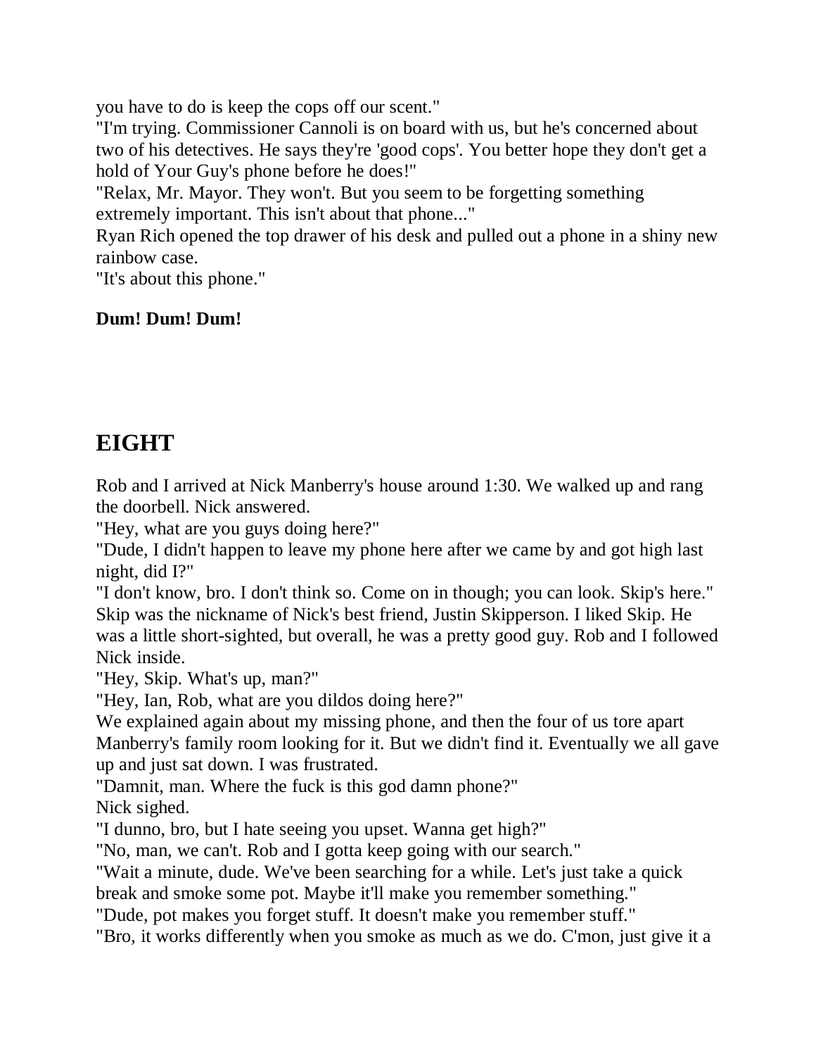you have to do is keep the cops off our scent."

"I'm trying. Commissioner Cannoli is on board with us, but he's concerned about two of his detectives. He says they're 'good cops'. You better hope they don't get a hold of Your Guy's phone before he does!"

"Relax, Mr. Mayor. They won't. But you seem to be forgetting something extremely important. This isn't about that phone..."

Ryan Rich opened the top drawer of his desk and pulled out a phone in a shiny new rainbow case.

"It's about this phone."

**Dum! Dum! Dum!**

## EIGHT

Rob and I arrived at Nick Manberry's house around 1:30. We walked up and rang the doorbell. Nick answered.

"Hey, what are you guys doing here?"

"Dude, I didn't happen to leave my phone here after we came by and got high last night, did I?"

"I don't know, bro. I don't think so. Come on in though; you can look. Skip's here."

Skip was the nickname of Nick's best friend, Justin Skipperson. I liked Skip. He was a little short-sighted, but overall, he was a pretty good guy. Rob and I followed Nick inside.

"Hey, Skip. What's up, man?"

"Hey, Ian, Rob, what are you dildos doing here?"

We explained again about my missing phone, and then the four of us tore apart Manberry's family room looking for it. But we didn't find it. Eventually we all gave up and just sat down. I was frustrated.

"Damnit, man. Where the fuck is this god damn phone?"

Nick sighed.

"I dunno, bro, but I hate seeing you upset. Wanna get high?"

"No, man, we can't. Rob and I gotta keep going with our search."

"Wait a minute, dude. We've been searching for a while. Let's just take a quick break and smoke some pot. Maybe it'll make you remember something."

"Dude, pot makes you forget stuff. It doesn't make you remember stuff."

"Bro, it works differently when you smoke as much as we do. C'mon, just give it a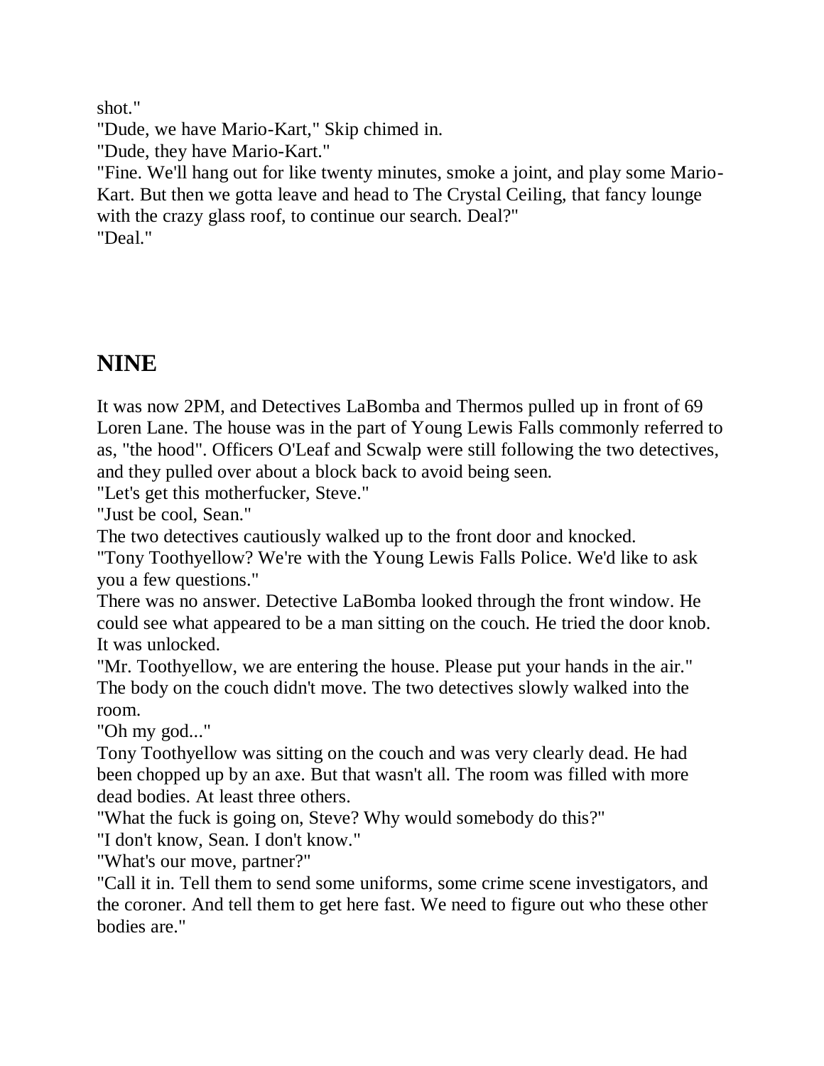shot."

"Dude, we have Mario-Kart," Skip chimed in.

"Dude, they have Mario-Kart."

"Fine. We'll hang out for like twenty minutes, smoke a joint, and play some Mario-Kart. But then we gotta leave and head to The Crystal Ceiling, that fancy lounge with the crazy glass roof, to continue our search. Deal?"

"Deal."

## NINE

It was now 2PM, and Detectives LaBomba and Thermos pulled up in front of 69 Loren Lane. The house was in the part of Young Lewis Falls commonly referred to as, "the hood". Officers O'Leaf and Scwalp were still following the two detectives, and they pulled over about a block back to avoid being seen.

"Let's get this motherfucker, Steve."

"Just be cool, Sean."

The two detectives cautiously walked up to the front door and knocked.

"Tony Toothyellow? We're with the Young Lewis Falls Police. We'd like to ask you a few questions."

There was no answer. Detective LaBomba looked through the front window. He could see what appeared to be a man sitting on the couch. He tried the door knob. It was unlocked.

"Mr. Toothyellow, we are entering the house. Please put your hands in the air."

The body on the couch didn't move. The two detectives slowly walked into the room.

"Oh my god..."

Tony Toothyellow was sitting on the couch and was very clearly dead. He had been chopped up by an axe. But that wasn't all. The room was filled with more dead bodies. At least three others.

"What the fuck is going on, Steve? Why would somebody do this?"

"I don't know, Sean. I don't know."

"What's our move, partner?"

"Call it in. Tell them to send some uniforms, some crime scene investigators, and the coroner. And tell them to get here fast. We need to figure out who these other bodies are."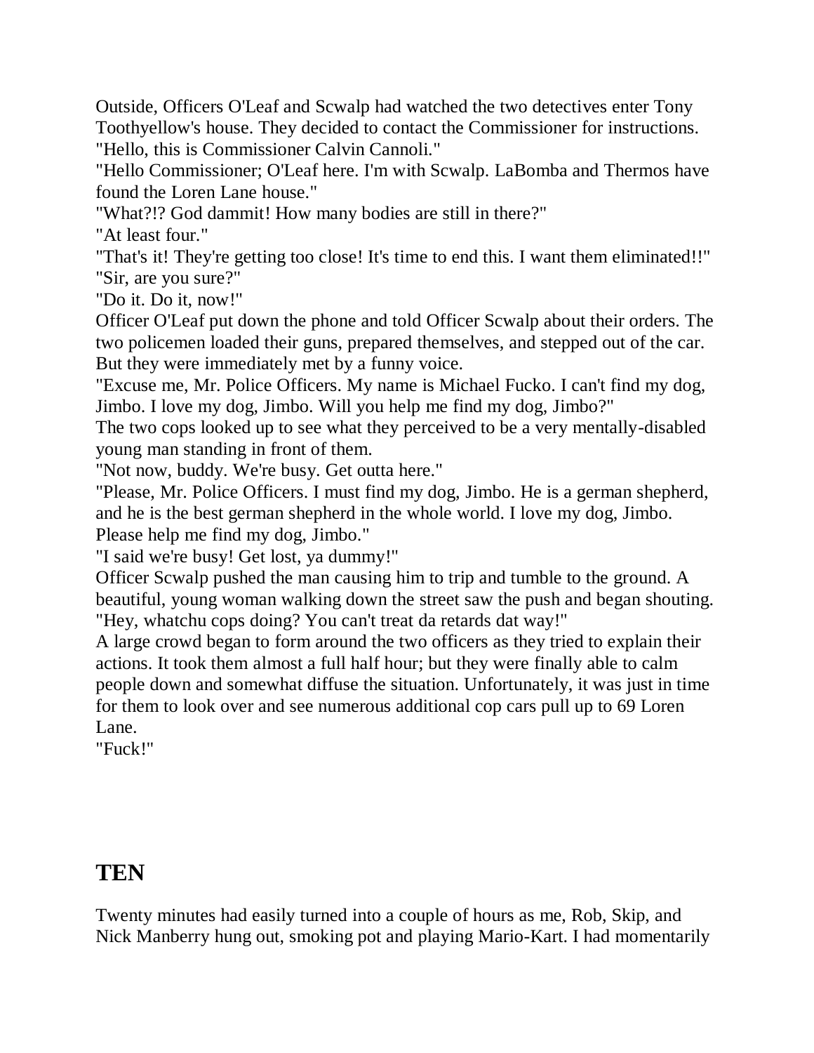Outside, Officers O'Leaf and Scwalp had watched the two detectives enter Tony Toothyellow's house. They decided to contact the Commissioner for instructions.

"Hello, this is Commissioner Calvin Cannoli."

"Hello Commissioner; O'Leaf here. I'm with Scwalp. LaBomba and Thermos have found the Loren Lane house."

"What?!? God dammit! How many bodies are still in there?"

"At least four."

"That's it! They're getting too close! It's time to end this. I want them eliminated!!"

"Sir, are you sure?"

"Do it. Do it, now!"

Officer O'Leaf put down the phone and told Officer Scwalp about their orders. The two policemen loaded their guns, prepared themselves, and stepped out of the car. But they were immediately met by a funny voice.

"Excuse me, Mr. Police Officers. My name is Michael Fucko. I can't find my dog, Jimbo. I love my dog, Jimbo. Will you help me find my dog, Jimbo?"

The two cops looked up to see what they perceived to be a very mentally-disabled young man standing in front of them.

"Not now, buddy. We're busy. Get outta here."

"Please, Mr. Police Officers. I must find my dog, Jimbo. He is a german shepherd, and he is the best german shepherd in the whole world. I love my dog, Jimbo. Please help me find my dog, Jimbo."

"I said we're busy! Get lost, ya dummy!"

Officer Scwalp pushed the man causing him to trip and tumble to the ground. A beautiful, young woman walking down the street saw the push and began shouting.

"Hey, whatchu cops doing? You can't treat da retards dat way!"

A large crowd began to form around the two officers as they tried to explain their actions. It took them almost a full half hour; but they were finally able to calm people down and somewhat diffuse the situation. Unfortunately, it was just in time for them to look over and see numerous additional cop cars pull up to 69 Loren Lane.

"Fuck!"

## TEN

Twenty minutes had easily turned into a couple of hours as me, Rob, Skip, and Nick Manberry hung out, smoking pot and playing Mario-Kart. I had momentarily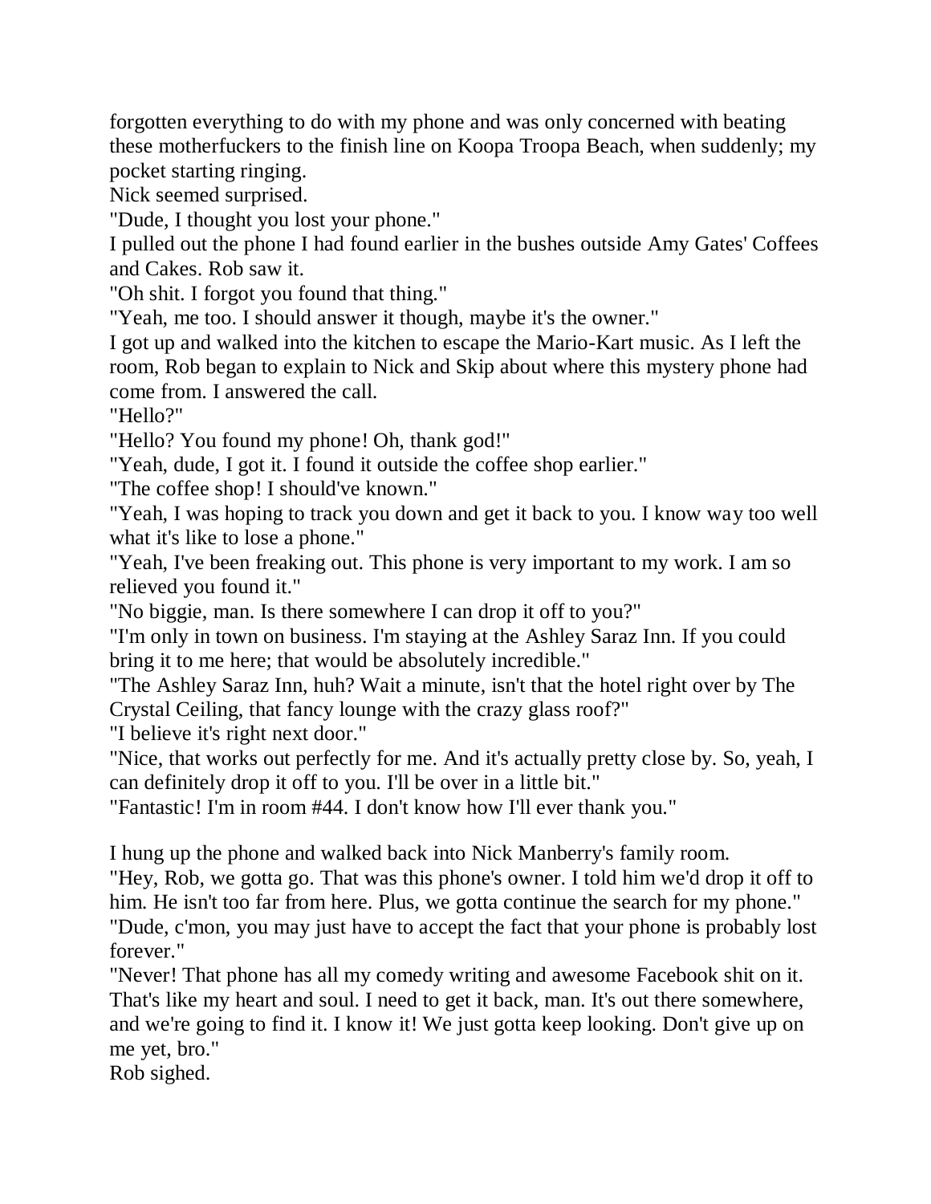forgotten everything to do with my phone and was only concerned with beating these motherfuckers to the finish line on Koopa Troopa Beach, when suddenly; my pocket starting ringing.

Nick seemed surprised.

"Dude, I thought you lost your phone."

I pulled out the phone I had found earlier in the bushes outside Amy Gates' Coffees and Cakes. Rob saw it.

"Oh shit. I forgot you found that thing."

"Yeah, me too. I should answer it though, maybe it's the owner."

I got up and walked into the kitchen to escape the Mario-Kart music. As I left the room, Rob began to explain to Nick and Skip about where this mystery phone had come from. I answered the call.

"Hello?"

"Hello? You found my phone! Oh, thank god!"

"Yeah, dude, I got it. I found it outside the coffee shop earlier."

"The coffee shop! I should've known."

"Yeah, I was hoping to track you down and get it back to you. I know way too well what it's like to lose a phone."

"Yeah, I've been freaking out. This phone is very important to my work. I am so relieved you found it."

"No biggie, man. Is there somewhere I can drop it off to you?"

"I'm only in town on business. I'm staying at the Ashley Saraz Inn. If you could bring it to me here; that would be absolutely incredible."

"The Ashley Saraz Inn, huh? Wait a minute, isn't that the hotel right over by The Crystal Ceiling, that fancy lounge with the crazy glass roof?"

"I believe it's right next door."

"Nice, that works out perfectly for me. And it's actually pretty close by. So, yeah, I can definitely drop it off to you. I'll be over in a little bit."

"Fantastic! I'm in room #44. I don't know how I'll ever thank you."

I hung up the phone and walked back into Nick Manberry's family room.

"Hey, Rob, we gotta go. That was this phone's owner. I told him we'd drop it off to him. He isn't too far from here. Plus, we gotta continue the search for my phone."

"Dude, c'mon, you may just have to accept the fact that your phone is probably lost forever."

"Never! That phone has all my comedy writing and awesome Facebook shit on it. That's like my heart and soul. I need to get it back, man. It's out there somewhere, and we're going to find it. I know it! We just gotta keep looking. Don't give up on me yet, bro."

Rob sighed.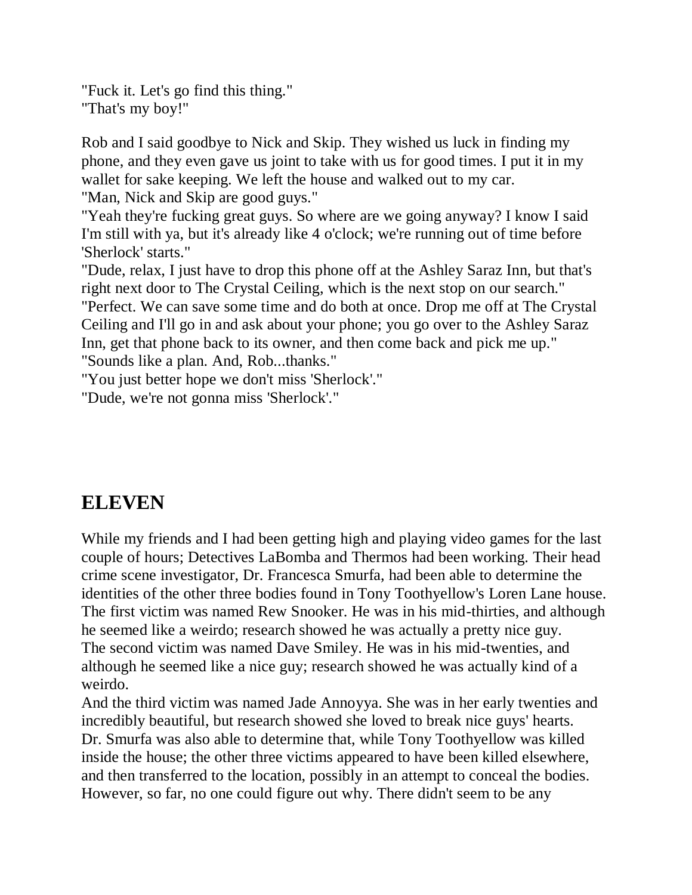"Fuck it. Let's go find this thing."
"That's my boy!"

Rob and I said goodbye to Nick and Skip. They wished us luck in finding my phone, and they even gave us joint to take with us for good times. I put it in my wallet for sake keeping. We left the house and walked out to my car.
"Man, Nick and Skip are good guys."
"Yeah they're fucking great guys. So where are we going anyway? I know I said I'm still with ya, but it's already like 4 o'clock; we're running out of time before 'Sherlock' starts."
"Dude, relax, I just have to drop this phone off at the Ashley Saraz Inn, but that's right next door to The Crystal Ceiling, which is the next stop on our search."
"Perfect. We can save some time and do both at once. Drop me off at The Crystal Ceiling and I'll go in and ask about your phone; you go over to the Ashley Saraz Inn, get that phone back to its owner, and then come back and pick me up."
"Sounds like a plan. And, Rob...thanks."
"You just better hope we don't miss 'Sherlock'."
"Dude, we're not gonna miss 'Sherlock'."

## ELEVEN

While my friends and I had been getting high and playing video games for the last couple of hours; Detectives LaBomba and Thermos had been working. Their head crime scene investigator, Dr. Francesca Smurfa, had been able to determine the identities of the other three bodies found in Tony Toothyellow's Loren Lane house.
The first victim was named Rew Snooker. He was in his mid-thirties, and although he seemed like a weirdo; research showed he was actually a pretty nice guy.
The second victim was named Dave Smiley. He was in his mid-twenties, and although he seemed like a nice guy; research showed he was actually kind of a weirdo.
And the third victim was named Jade Annoyya. She was in her early twenties and incredibly beautiful, but research showed she loved to break nice guys' hearts.
Dr. Smurfa was also able to determine that, while Tony Toothyellow was killed inside the house; the other three victims appeared to have been killed elsewhere, and then transferred to the location, possibly in an attempt to conceal the bodies. However, so far, no one could figure out why. There didn't seem to be any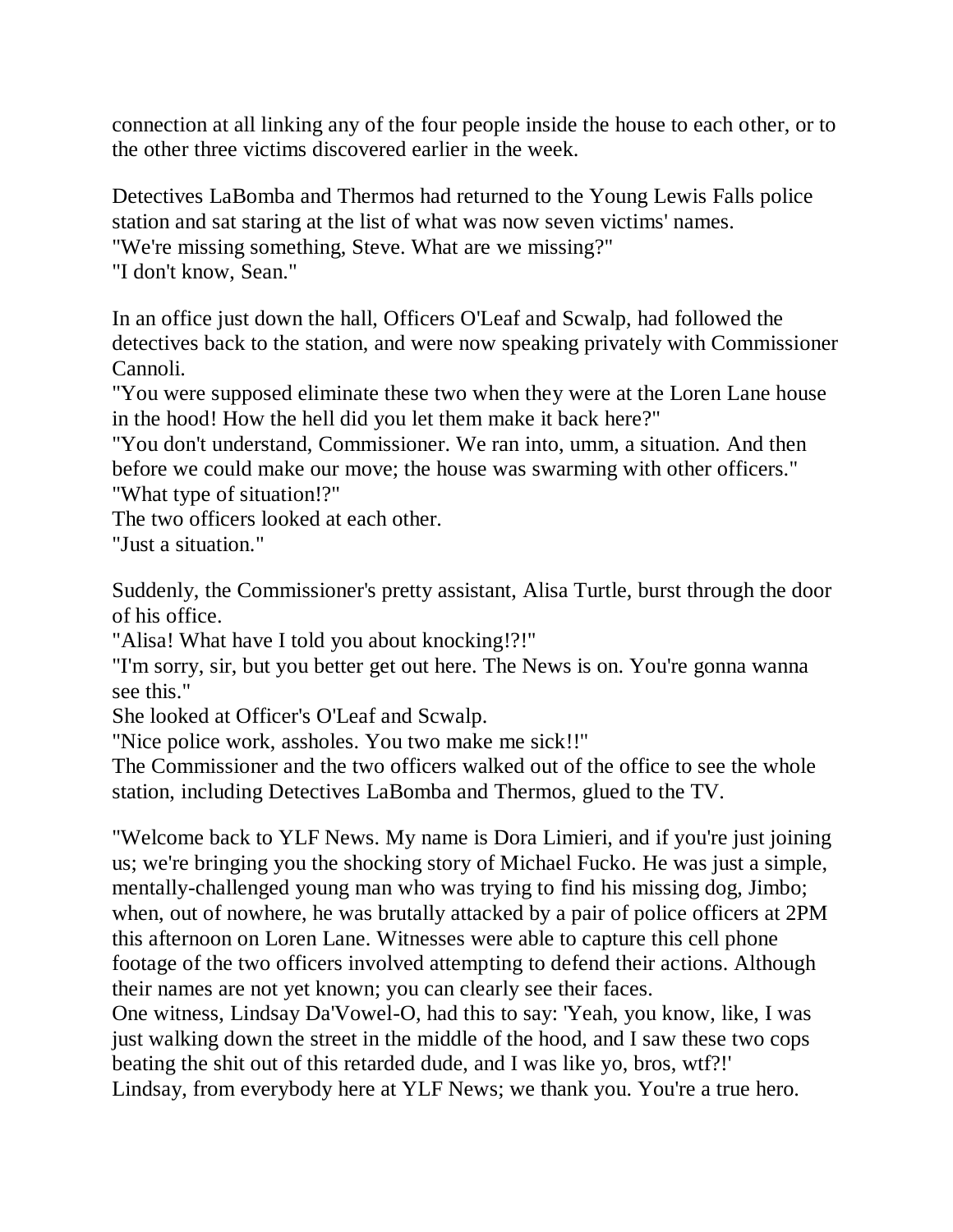connection at all linking any of the four people inside the house to each other, or to the other three victims discovered earlier in the week.

Detectives LaBomba and Thermos had returned to the Young Lewis Falls police station and sat staring at the list of what was now seven victims' names.
"We're missing something, Steve. What are we missing?"
"I don't know, Sean."

In an office just down the hall, Officers O'Leaf and Scwalp, had followed the detectives back to the station, and were now speaking privately with Commissioner Cannoli.
"You were supposed eliminate these two when they were at the Loren Lane house in the hood! How the hell did you let them make it back here?"
"You don't understand, Commissioner. We ran into, umm, a situation. And then before we could make our move; the house was swarming with other officers."
"What type of situation!?"
The two officers looked at each other.
"Just a situation."

Suddenly, the Commissioner's pretty assistant, Alisa Turtle, burst through the door of his office.
"Alisa! What have I told you about knocking!?!"
"I'm sorry, sir, but you better get out here. The News is on. You're gonna wanna see this."
She looked at Officer's O'Leaf and Scwalp.
"Nice police work, assholes. You two make me sick!!"
The Commissioner and the two officers walked out of the office to see the whole station, including Detectives LaBomba and Thermos, glued to the TV.

"Welcome back to YLF News. My name is Dora Limieri, and if you're just joining us; we're bringing you the shocking story of Michael Fucko. He was just a simple, mentally-challenged young man who was trying to find his missing dog, Jimbo; when, out of nowhere, he was brutally attacked by a pair of police officers at 2PM this afternoon on Loren Lane. Witnesses were able to capture this cell phone footage of the two officers involved attempting to defend their actions. Although their names are not yet known; you can clearly see their faces.
One witness, Lindsay Da'Vowel-O, had this to say: 'Yeah, you know, like, I was just walking down the street in the middle of the hood, and I saw these two cops beating the shit out of this retarded dude, and I was like yo, bros, wtf?!'
Lindsay, from everybody here at YLF News; we thank you. You're a true hero.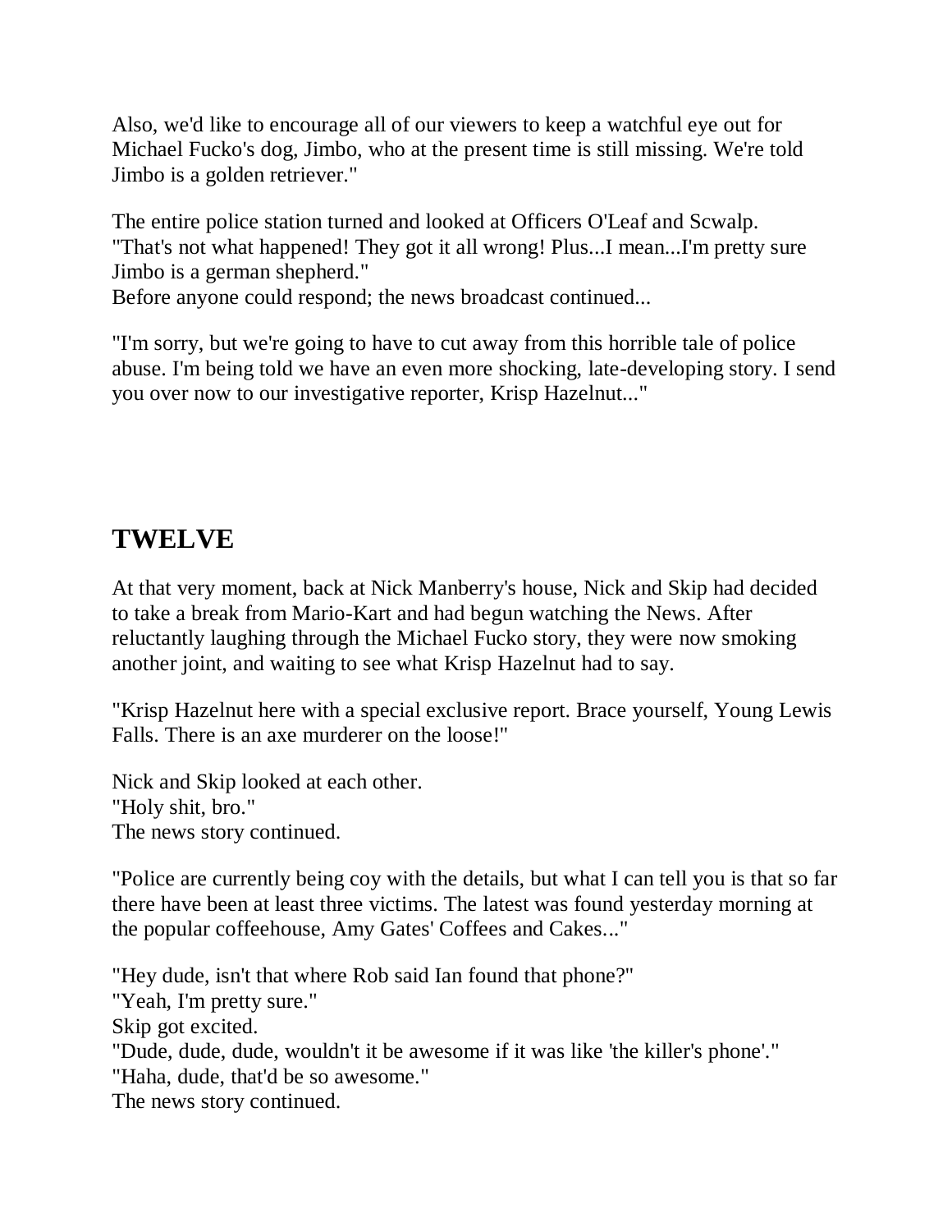Also, we'd like to encourage all of our viewers to keep a watchful eye out for Michael Fucko's dog, Jimbo, who at the present time is still missing. We're told Jimbo is a golden retriever."

The entire police station turned and looked at Officers O'Leaf and Scwalp.
"That's not what happened! They got it all wrong! Plus...I mean...I'm pretty sure Jimbo is a german shepherd."
Before anyone could respond; the news broadcast continued...

"I'm sorry, but we're going to have to cut away from this horrible tale of police abuse. I'm being told we have an even more shocking, late-developing story. I send you over now to our investigative reporter, Krisp Hazelnut..."

## TWELVE

At that very moment, back at Nick Manberry's house, Nick and Skip had decided to take a break from Mario-Kart and had begun watching the News. After reluctantly laughing through the Michael Fucko story, they were now smoking another joint, and waiting to see what Krisp Hazelnut had to say.

"Krisp Hazelnut here with a special exclusive report. Brace yourself, Young Lewis Falls. There is an axe murderer on the loose!"

Nick and Skip looked at each other.
"Holy shit, bro."
The news story continued.

"Police are currently being coy with the details, but what I can tell you is that so far there have been at least three victims. The latest was found yesterday morning at the popular coffeehouse, Amy Gates' Coffees and Cakes..."

"Hey dude, isn't that where Rob said Ian found that phone?"
"Yeah, I'm pretty sure."
Skip got excited.
"Dude, dude, dude, wouldn't it be awesome if it was like 'the killer's phone'."
"Haha, dude, that'd be so awesome."
The news story continued.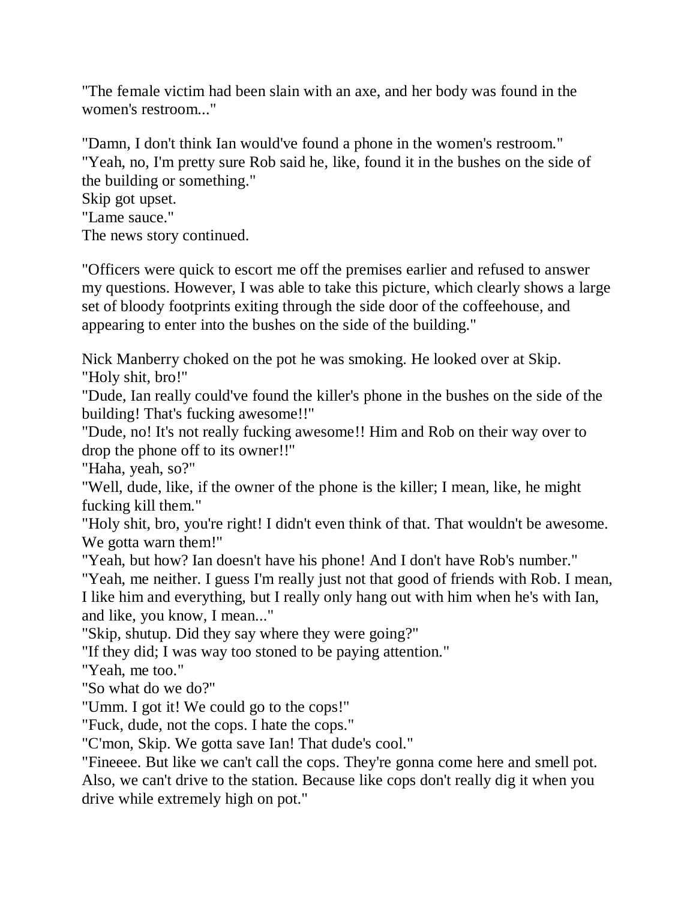"The female victim had been slain with an axe, and her body was found in the women's restroom..."

"Damn, I don't think Ian would've found a phone in the women's restroom."
"Yeah, no, I'm pretty sure Rob said he, like, found it in the bushes on the side of the building or something."
Skip got upset.
"Lame sauce."
The news story continued.

"Officers were quick to escort me off the premises earlier and refused to answer my questions. However, I was able to take this picture, which clearly shows a large set of bloody footprints exiting through the side door of the coffeehouse, and appearing to enter into the bushes on the side of the building."

Nick Manberry choked on the pot he was smoking. He looked over at Skip.
"Holy shit, bro!"
"Dude, Ian really could've found the killer's phone in the bushes on the side of the building! That's fucking awesome!!"
"Dude, no! It's not really fucking awesome!! Him and Rob on their way over to drop the phone off to its owner!!"
"Haha, yeah, so?"
"Well, dude, like, if the owner of the phone is the killer; I mean, like, he might fucking kill them."
"Holy shit, bro, you're right! I didn't even think of that. That wouldn't be awesome. We gotta warn them!"
"Yeah, but how? Ian doesn't have his phone! And I don't have Rob's number."
"Yeah, me neither. I guess I'm really just not that good of friends with Rob. I mean, I like him and everything, but I really only hang out with him when he's with Ian, and like, you know, I mean..."
"Skip, shutup. Did they say where they were going?"
"If they did; I was way too stoned to be paying attention."
"Yeah, me too."
"So what do we do?"
"Umm. I got it! We could go to the cops!"
"Fuck, dude, not the cops. I hate the cops."
"C'mon, Skip. We gotta save Ian! That dude's cool."
"Fineeee. But like we can't call the cops. They're gonna come here and smell pot. Also, we can't drive to the station. Because like cops don't really dig it when you drive while extremely high on pot."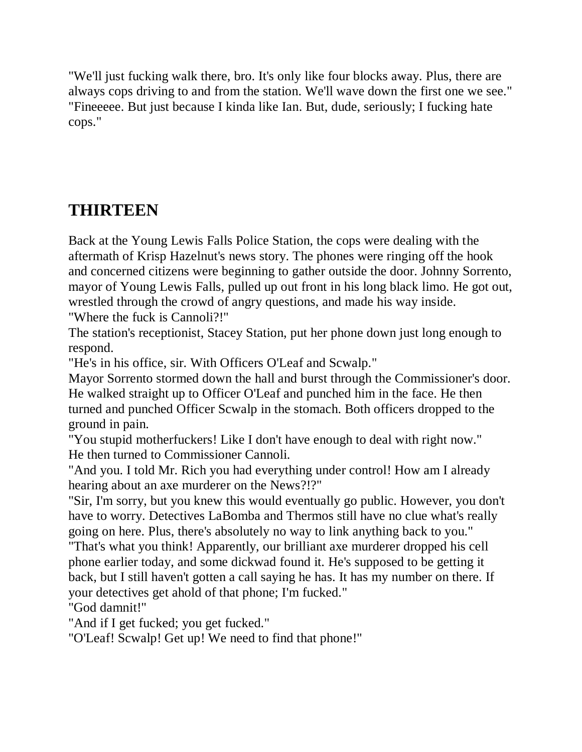"We'll just fucking walk there, bro. It's only like four blocks away. Plus, there are always cops driving to and from the station. We'll wave down the first one we see."
"Fineeeee. But just because I kinda like Ian. But, dude, seriously; I fucking hate cops."

## THIRTEEN

Back at the Young Lewis Falls Police Station, the cops were dealing with the aftermath of Krisp Hazelnut's news story. The phones were ringing off the hook and concerned citizens were beginning to gather outside the door. Johnny Sorrento, mayor of Young Lewis Falls, pulled up out front in his long black limo. He got out, wrestled through the crowd of angry questions, and made his way inside.
"Where the fuck is Cannoli?!"
The station's receptionist, Stacey Station, put her phone down just long enough to respond.
"He's in his office, sir. With Officers O'Leaf and Scwalp."
Mayor Sorrento stormed down the hall and burst through the Commissioner's door. He walked straight up to Officer O'Leaf and punched him in the face. He then turned and punched Officer Scwalp in the stomach. Both officers dropped to the ground in pain.
"You stupid motherfuckers! Like I don't have enough to deal with right now."
He then turned to Commissioner Cannoli.
"And you. I told Mr. Rich you had everything under control! How am I already hearing about an axe murderer on the News?!?"
"Sir, I'm sorry, but you knew this would eventually go public. However, you don't have to worry. Detectives LaBomba and Thermos still have no clue what's really going on here. Plus, there's absolutely no way to link anything back to you."
"That's what you think! Apparently, our brilliant axe murderer dropped his cell phone earlier today, and some dickwad found it. He's supposed to be getting it back, but I still haven't gotten a call saying he has. It has my number on there. If your detectives get ahold of that phone; I'm fucked."
"God damnit!"
"And if I get fucked; you get fucked."
"O'Leaf! Scwalp! Get up! We need to find that phone!"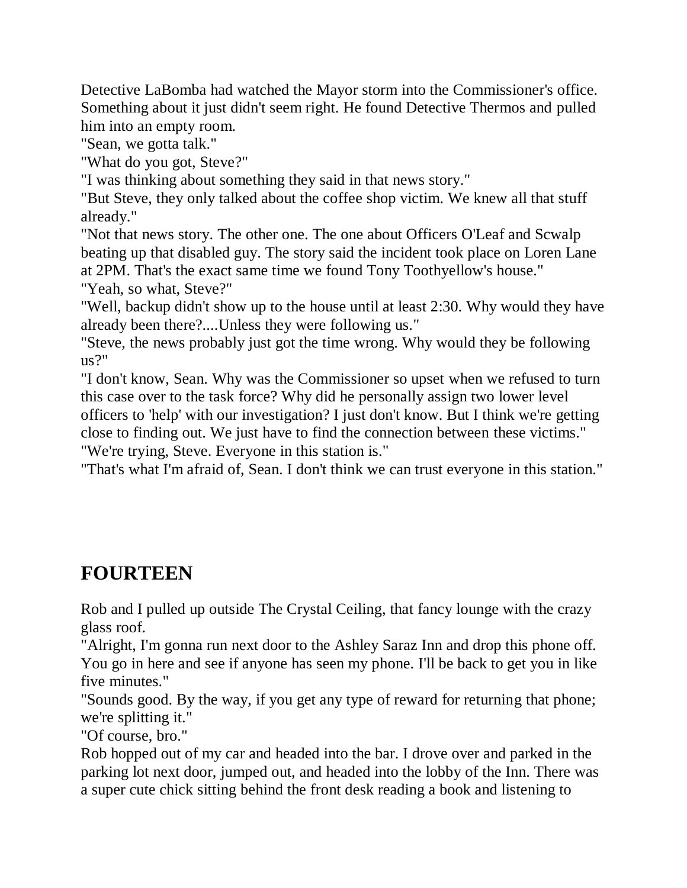Detective LaBomba had watched the Mayor storm into the Commissioner's office. Something about it just didn't seem right. He found Detective Thermos and pulled him into an empty room.

"Sean, we gotta talk."

"What do you got, Steve?"

"I was thinking about something they said in that news story."

"But Steve, they only talked about the coffee shop victim. We knew all that stuff already."

"Not that news story. The other one. The one about Officers O'Leaf and Scwalp beating up that disabled guy. The story said the incident took place on Loren Lane at 2PM. That's the exact same time we found Tony Toothyellow's house."

"Yeah, so what, Steve?"

"Well, backup didn't show up to the house until at least 2:30. Why would they have already been there?....Unless they were following us."

"Steve, the news probably just got the time wrong. Why would they be following us?"

"I don't know, Sean. Why was the Commissioner so upset when we refused to turn this case over to the task force? Why did he personally assign two lower level officers to 'help' with our investigation? I just don't know. But I think we're getting close to finding out. We just have to find the connection between these victims."

"We're trying, Steve. Everyone in this station is."

"That's what I'm afraid of, Sean. I don't think we can trust everyone in this station."

## FOURTEEN

Rob and I pulled up outside The Crystal Ceiling, that fancy lounge with the crazy glass roof.

"Alright, I'm gonna run next door to the Ashley Saraz Inn and drop this phone off. You go in here and see if anyone has seen my phone. I'll be back to get you in like five minutes."

"Sounds good. By the way, if you get any type of reward for returning that phone; we're splitting it."

"Of course, bro."

Rob hopped out of my car and headed into the bar. I drove over and parked in the parking lot next door, jumped out, and headed into the lobby of the Inn. There was a super cute chick sitting behind the front desk reading a book and listening to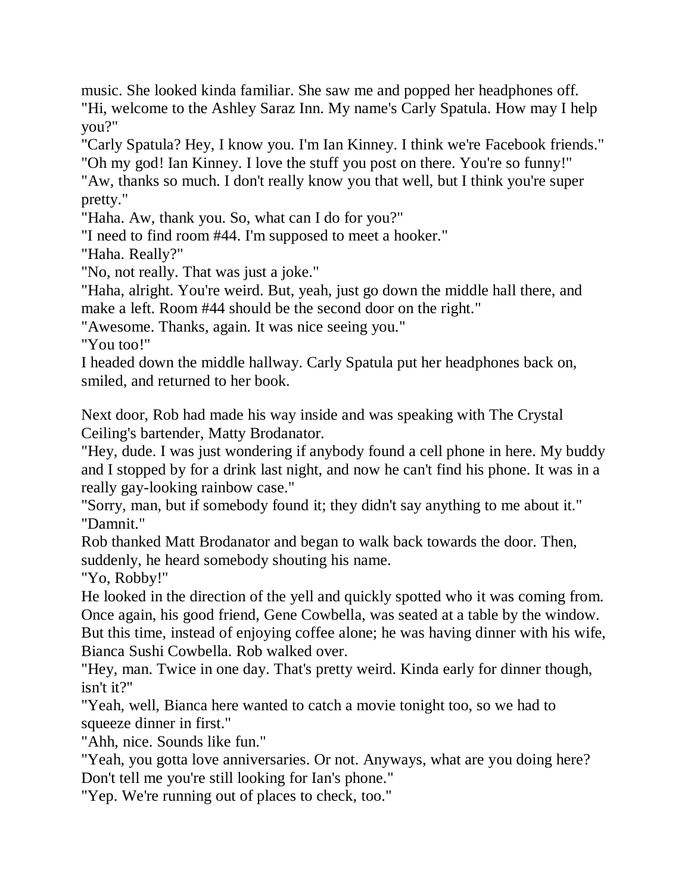music. She looked kinda familiar. She saw me and popped her headphones off.

"Hi, welcome to the Ashley Saraz Inn. My name's Carly Spatula. How may I help you?"

"Carly Spatula? Hey, I know you. I'm Ian Kinney. I think we're Facebook friends."

"Oh my god! Ian Kinney. I love the stuff you post on there. You're so funny!"

"Aw, thanks so much. I don't really know you that well, but I think you're super pretty."

"Haha. Aw, thank you. So, what can I do for you?"

"I need to find room #44. I'm supposed to meet a hooker."

"Haha. Really?"

"No, not really. That was just a joke."

"Haha, alright. You're weird. But, yeah, just go down the middle hall there, and make a left. Room #44 should be the second door on the right."

"Awesome. Thanks, again. It was nice seeing you."

"You too!"

I headed down the middle hallway. Carly Spatula put her headphones back on, smiled, and returned to her book.

Next door, Rob had made his way inside and was speaking with The Crystal Ceiling's bartender, Matty Brodanator.

"Hey, dude. I was just wondering if anybody found a cell phone in here. My buddy and I stopped by for a drink last night, and now he can't find his phone. It was in a really gay-looking rainbow case."

"Sorry, man, but if somebody found it; they didn't say anything to me about it."

"Damnit."

Rob thanked Matt Brodanator and began to walk back towards the door. Then, suddenly, he heard somebody shouting his name.

"Yo, Robby!"

He looked in the direction of the yell and quickly spotted who it was coming from. Once again, his good friend, Gene Cowbella, was seated at a table by the window. But this time, instead of enjoying coffee alone; he was having dinner with his wife, Bianca Sushi Cowbella. Rob walked over.

"Hey, man. Twice in one day. That's pretty weird. Kinda early for dinner though, isn't it?"

"Yeah, well, Bianca here wanted to catch a movie tonight too, so we had to squeeze dinner in first."

"Ahh, nice. Sounds like fun."

"Yeah, you gotta love anniversaries. Or not. Anyways, what are you doing here? Don't tell me you're still looking for Ian's phone."

"Yep. We're running out of places to check, too."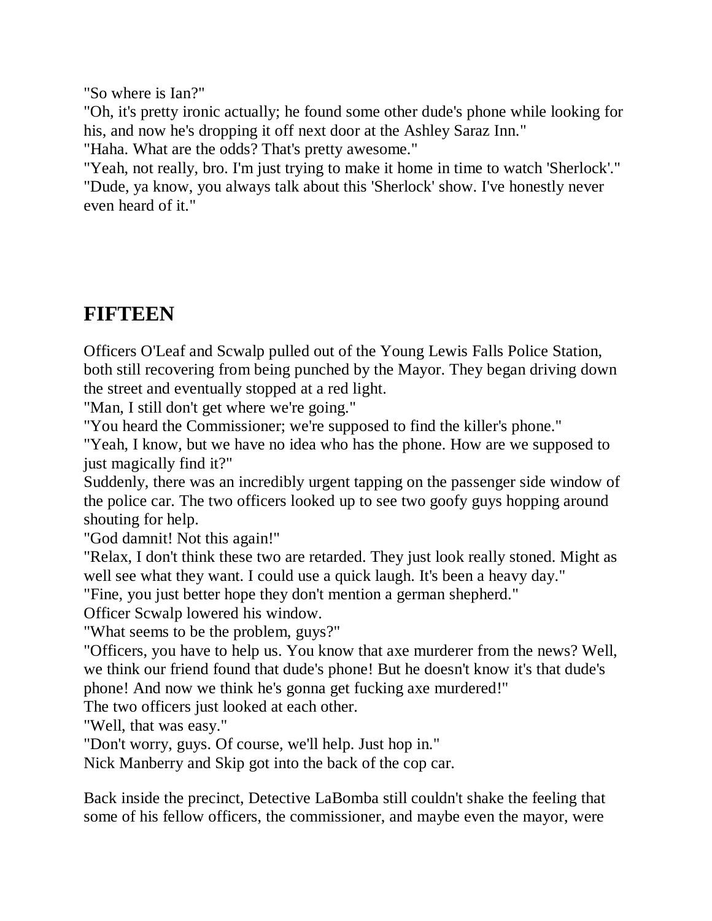"So where is Ian?"
"Oh, it's pretty ironic actually; he found some other dude's phone while looking for his, and now he's dropping it off next door at the Ashley Saraz Inn."
"Haha. What are the odds? That's pretty awesome."
"Yeah, not really, bro. I'm just trying to make it home in time to watch 'Sherlock'."
"Dude, ya know, you always talk about this 'Sherlock' show. I've honestly never even heard of it."

## FIFTEEN

Officers O'Leaf and Scwalp pulled out of the Young Lewis Falls Police Station, both still recovering from being punched by the Mayor. They began driving down the street and eventually stopped at a red light.
"Man, I still don't get where we're going."
"You heard the Commissioner; we're supposed to find the killer's phone."
"Yeah, I know, but we have no idea who has the phone. How are we supposed to just magically find it?"
Suddenly, there was an incredibly urgent tapping on the passenger side window of the police car. The two officers looked up to see two goofy guys hopping around shouting for help.
"God damnit! Not this again!"
"Relax, I don't think these two are retarded. They just look really stoned. Might as well see what they want. I could use a quick laugh. It's been a heavy day."
"Fine, you just better hope they don't mention a german shepherd."
Officer Scwalp lowered his window.
"What seems to be the problem, guys?"
"Officers, you have to help us. You know that axe murderer from the news? Well, we think our friend found that dude's phone! But he doesn't know it's that dude's phone! And now we think he's gonna get fucking axe murdered!"
The two officers just looked at each other.
"Well, that was easy."
"Don't worry, guys. Of course, we'll help. Just hop in."
Nick Manberry and Skip got into the back of the cop car.

Back inside the precinct, Detective LaBomba still couldn't shake the feeling that some of his fellow officers, the commissioner, and maybe even the mayor, were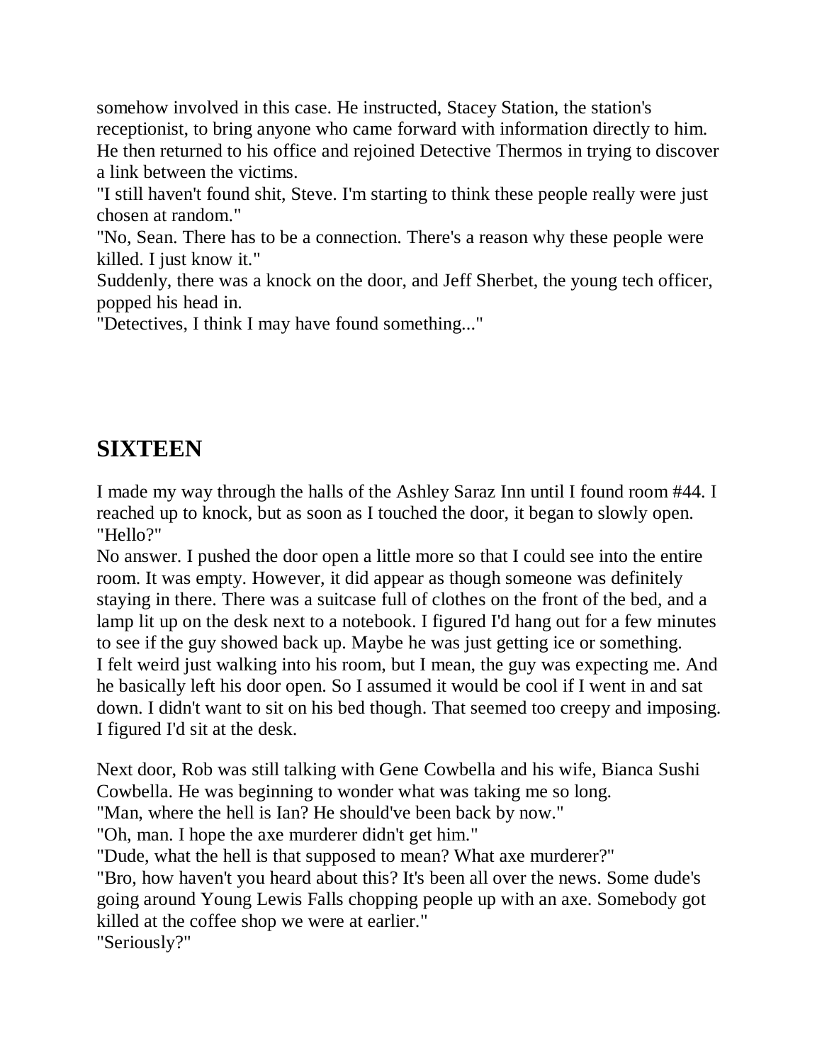somehow involved in this case. He instructed, Stacey Station, the station's receptionist, to bring anyone who came forward with information directly to him. He then returned to his office and rejoined Detective Thermos in trying to discover a link between the victims.

"I still haven't found shit, Steve. I'm starting to think these people really were just chosen at random."

"No, Sean. There has to be a connection. There's a reason why these people were killed. I just know it."

Suddenly, there was a knock on the door, and Jeff Sherbet, the young tech officer, popped his head in.

"Detectives, I think I may have found something..."

## SIXTEEN

I made my way through the halls of the Ashley Saraz Inn until I found room #44. I reached up to knock, but as soon as I touched the door, it began to slowly open.

"Hello?"

No answer. I pushed the door open a little more so that I could see into the entire room. It was empty. However, it did appear as though someone was definitely staying in there. There was a suitcase full of clothes on the front of the bed, and a lamp lit up on the desk next to a notebook. I figured I'd hang out for a few minutes to see if the guy showed back up. Maybe he was just getting ice or something.

I felt weird just walking into his room, but I mean, the guy was expecting me. And he basically left his door open. So I assumed it would be cool if I went in and sat down. I didn't want to sit on his bed though. That seemed too creepy and imposing. I figured I'd sit at the desk.

Next door, Rob was still talking with Gene Cowbella and his wife, Bianca Sushi Cowbella. He was beginning to wonder what was taking me so long.

"Man, where the hell is Ian? He should've been back by now."

"Oh, man. I hope the axe murderer didn't get him."

"Dude, what the hell is that supposed to mean? What axe murderer?"

"Bro, how haven't you heard about this? It's been all over the news. Some dude's going around Young Lewis Falls chopping people up with an axe. Somebody got killed at the coffee shop we were at earlier."

"Seriously?"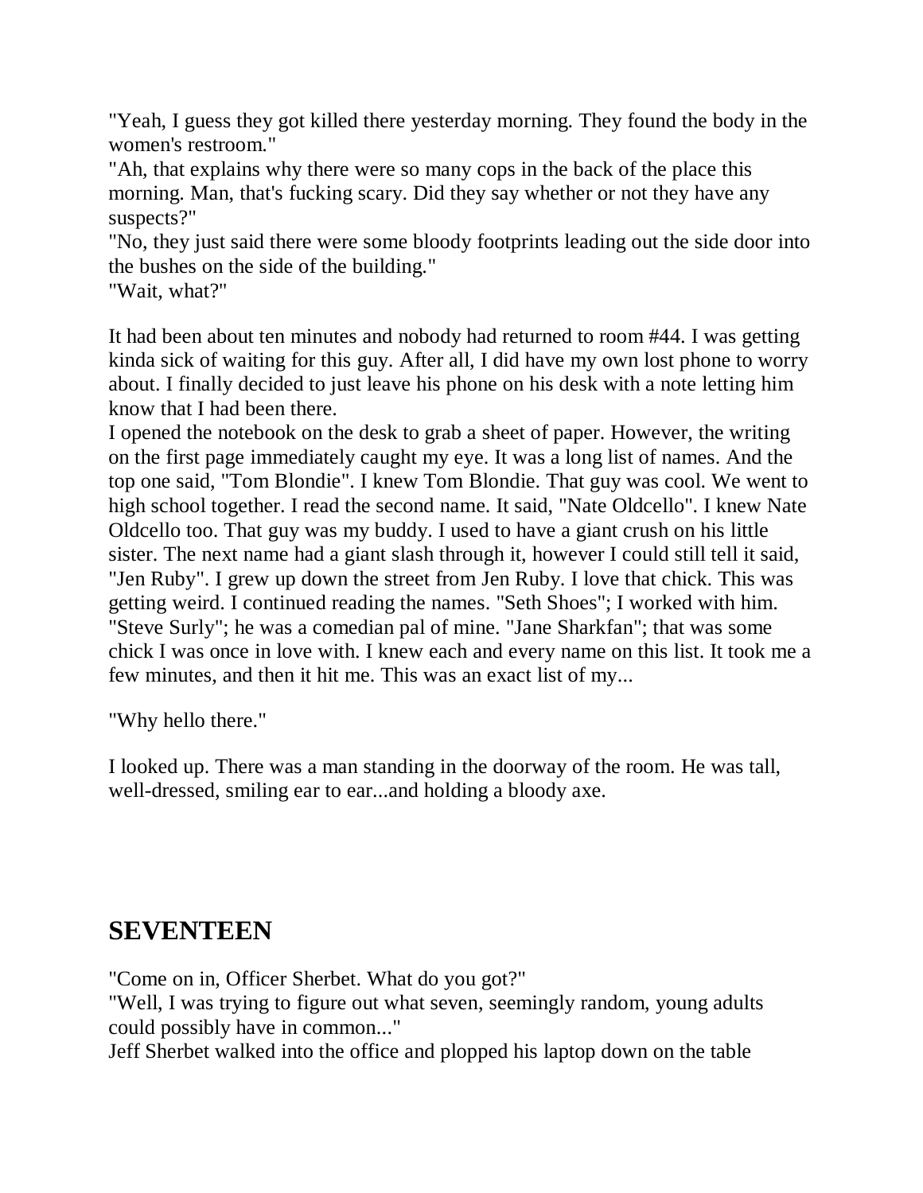"Yeah, I guess they got killed there yesterday morning. They found the body in the women's restroom."
"Ah, that explains why there were so many cops in the back of the place this morning. Man, that's fucking scary. Did they say whether or not they have any suspects?"
"No, they just said there were some bloody footprints leading out the side door into the bushes on the side of the building."
"Wait, what?"

It had been about ten minutes and nobody had returned to room #44. I was getting kinda sick of waiting for this guy. After all, I did have my own lost phone to worry about. I finally decided to just leave his phone on his desk with a note letting him know that I had been there.
I opened the notebook on the desk to grab a sheet of paper. However, the writing on the first page immediately caught my eye. It was a long list of names. And the top one said, "Tom Blondie". I knew Tom Blondie. That guy was cool. We went to high school together. I read the second name. It said, "Nate Oldcello". I knew Nate Oldcello too. That guy was my buddy. I used to have a giant crush on his little sister. The next name had a giant slash through it, however I could still tell it said, "Jen Ruby". I grew up down the street from Jen Ruby. I love that chick. This was getting weird. I continued reading the names. "Seth Shoes"; I worked with him. "Steve Surly"; he was a comedian pal of mine. "Jane Sharkfan"; that was some chick I was once in love with. I knew each and every name on this list. It took me a few minutes, and then it hit me. This was an exact list of my...

"Why hello there."

I looked up. There was a man standing in the doorway of the room. He was tall, well-dressed, smiling ear to ear...and holding a bloody axe.

## SEVENTEEN

"Come on in, Officer Sherbet. What do you got?"
"Well, I was trying to figure out what seven, seemingly random, young adults could possibly have in common..."
Jeff Sherbet walked into the office and plopped his laptop down on the table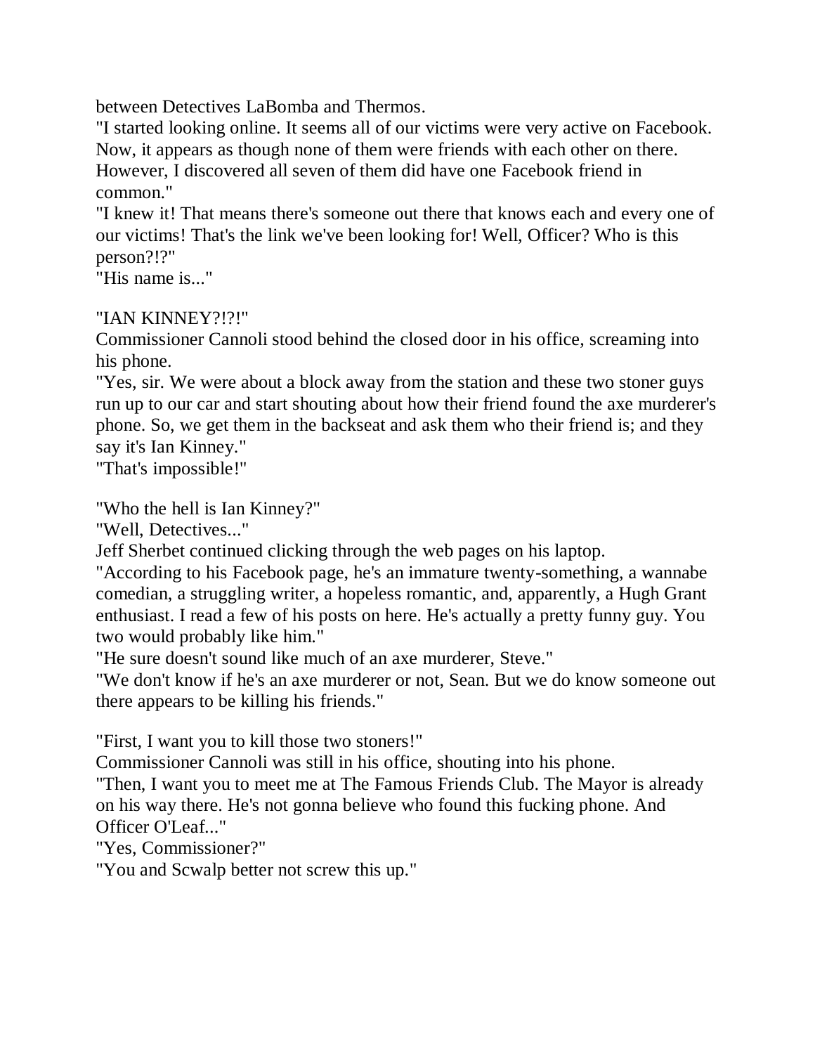between Detectives LaBomba and Thermos.

"I started looking online. It seems all of our victims were very active on Facebook. Now, it appears as though none of them were friends with each other on there. However, I discovered all seven of them did have one Facebook friend in common."

"I knew it! That means there's someone out there that knows each and every one of our victims! That's the link we've been looking for! Well, Officer? Who is this person?!?"

"His name is..."

"IAN KINNEY?!?!"

Commissioner Cannoli stood behind the closed door in his office, screaming into his phone.

"Yes, sir. We were about a block away from the station and these two stoner guys run up to our car and start shouting about how their friend found the axe murderer's phone. So, we get them in the backseat and ask them who their friend is; and they say it's Ian Kinney."

"That's impossible!"

"Who the hell is Ian Kinney?"

"Well, Detectives..."

Jeff Sherbet continued clicking through the web pages on his laptop.

"According to his Facebook page, he's an immature twenty-something, a wannabe comedian, a struggling writer, a hopeless romantic, and, apparently, a Hugh Grant enthusiast. I read a few of his posts on here. He's actually a pretty funny guy. You two would probably like him."

"He sure doesn't sound like much of an axe murderer, Steve."

"We don't know if he's an axe murderer or not, Sean. But we do know someone out there appears to be killing his friends."

"First, I want you to kill those two stoners!"

Commissioner Cannoli was still in his office, shouting into his phone.

"Then, I want you to meet me at The Famous Friends Club. The Mayor is already on his way there. He's not gonna believe who found this fucking phone. And Officer O'Leaf..."

"Yes, Commissioner?"

"You and Scwalp better not screw this up."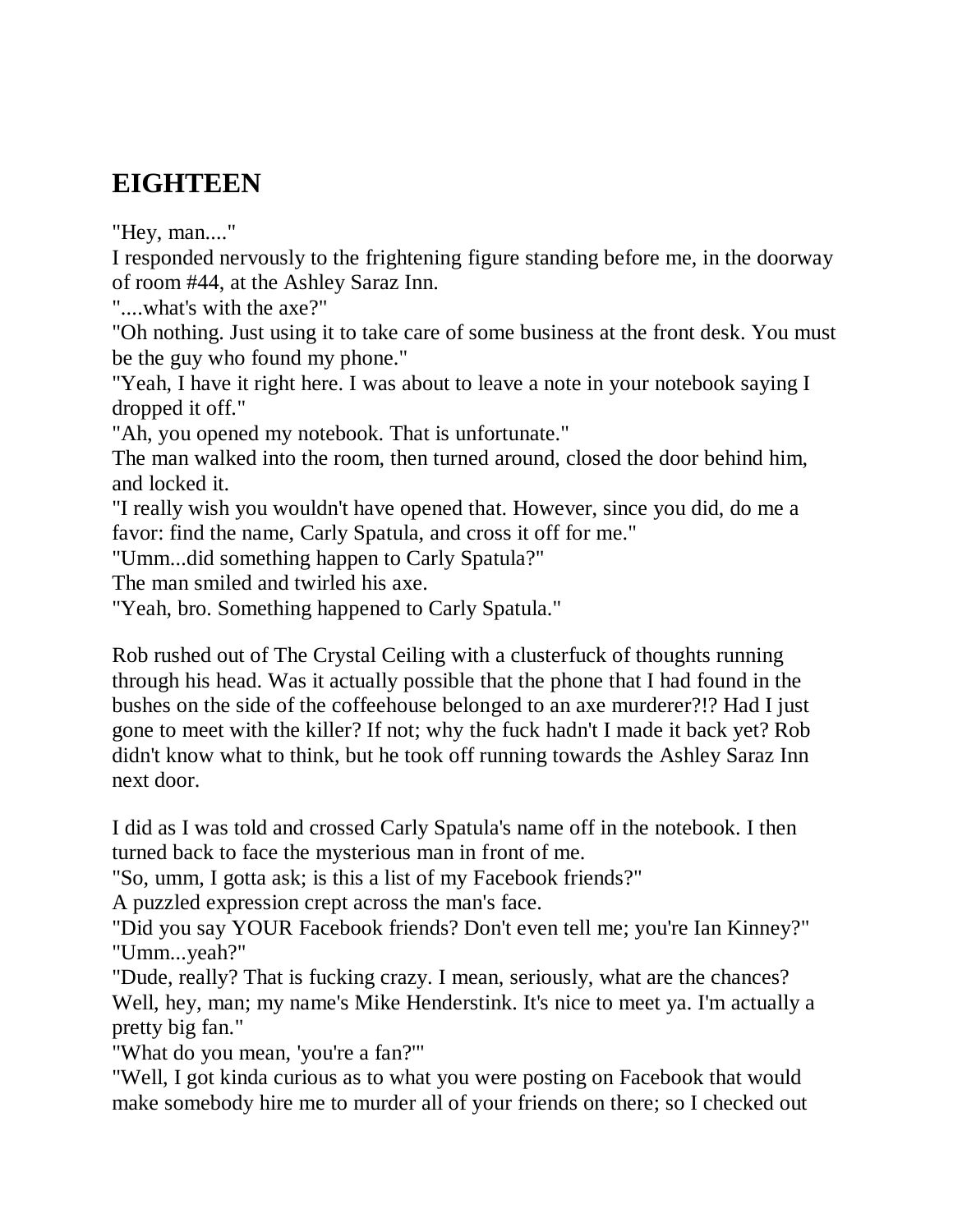# EIGHTEEN

"Hey, man...."

I responded nervously to the frightening figure standing before me, in the doorway of room #44, at the Ashley Saraz Inn.

"....what's with the axe?"

"Oh nothing. Just using it to take care of some business at the front desk. You must be the guy who found my phone."

"Yeah, I have it right here. I was about to leave a note in your notebook saying I dropped it off."

"Ah, you opened my notebook. That is unfortunate."

The man walked into the room, then turned around, closed the door behind him, and locked it.

"I really wish you wouldn't have opened that. However, since you did, do me a favor: find the name, Carly Spatula, and cross it off for me."

"Umm...did something happen to Carly Spatula?"

The man smiled and twirled his axe.

"Yeah, bro. Something happened to Carly Spatula."

Rob rushed out of The Crystal Ceiling with a clusterfuck of thoughts running through his head. Was it actually possible that the phone that I had found in the bushes on the side of the coffeehouse belonged to an axe murderer?!? Had I just gone to meet with the killer? If not; why the fuck hadn't I made it back yet? Rob didn't know what to think, but he took off running towards the Ashley Saraz Inn next door.

I did as I was told and crossed Carly Spatula's name off in the notebook. I then turned back to face the mysterious man in front of me.

"So, umm, I gotta ask; is this a list of my Facebook friends?"

A puzzled expression crept across the man's face.

"Did you say YOUR Facebook friends? Don't even tell me; you're Ian Kinney?"

"Umm...yeah?"

"Dude, really? That is fucking crazy. I mean, seriously, what are the chances? Well, hey, man; my name's Mike Henderstink. It's nice to meet ya. I'm actually a pretty big fan."

"What do you mean, 'you're a fan?'"

"Well, I got kinda curious as to what you were posting on Facebook that would make somebody hire me to murder all of your friends on there; so I checked out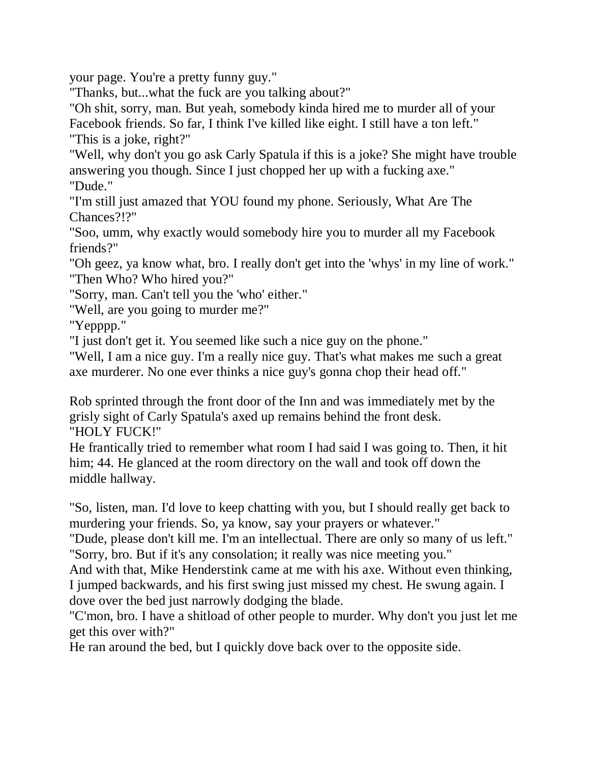your page. You're a pretty funny guy."

"Thanks, but...what the fuck are you talking about?"

"Oh shit, sorry, man. But yeah, somebody kinda hired me to murder all of your Facebook friends. So far, I think I've killed like eight. I still have a ton left."

"This is a joke, right?"

"Well, why don't you go ask Carly Spatula if this is a joke? She might have trouble answering you though. Since I just chopped her up with a fucking axe."

"Dude."

"I'm still just amazed that YOU found my phone. Seriously, What Are The Chances?!?"

"Soo, umm, why exactly would somebody hire you to murder all my Facebook friends?"

"Oh geez, ya know what, bro. I really don't get into the 'whys' in my line of work."

"Then Who? Who hired you?"

"Sorry, man. Can't tell you the 'who' either."

"Well, are you going to murder me?"

"Yepppp."

"I just don't get it. You seemed like such a nice guy on the phone."

"Well, I am a nice guy. I'm a really nice guy. That's what makes me such a great axe murderer. No one ever thinks a nice guy's gonna chop their head off."

Rob sprinted through the front door of the Inn and was immediately met by the grisly sight of Carly Spatula's axed up remains behind the front desk.

"HOLY FUCK!"

He frantically tried to remember what room I had said I was going to. Then, it hit him; 44. He glanced at the room directory on the wall and took off down the middle hallway.

"So, listen, man. I'd love to keep chatting with you, but I should really get back to murdering your friends. So, ya know, say your prayers or whatever."

"Dude, please don't kill me. I'm an intellectual. There are only so many of us left."

"Sorry, bro. But if it's any consolation; it really was nice meeting you."

And with that, Mike Henderstink came at me with his axe. Without even thinking, I jumped backwards, and his first swing just missed my chest. He swung again. I dove over the bed just narrowly dodging the blade.

"C'mon, bro. I have a shitload of other people to murder. Why don't you just let me get this over with?"

He ran around the bed, but I quickly dove back over to the opposite side.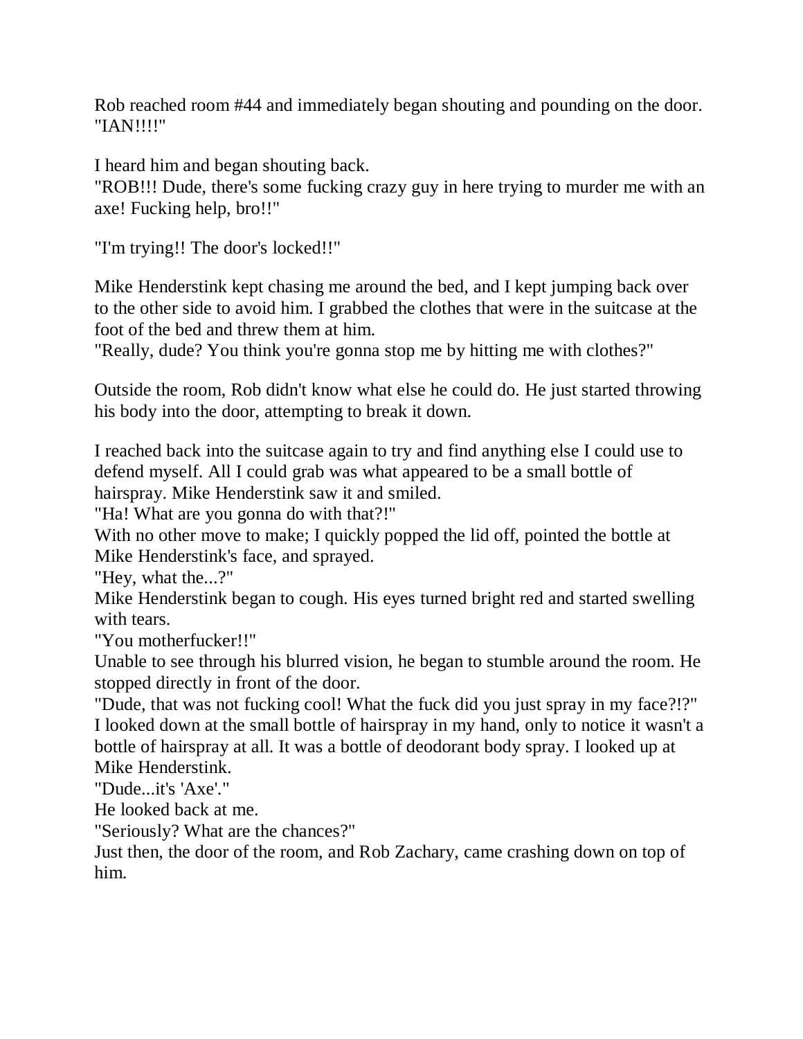Rob reached room #44 and immediately began shouting and pounding on the door.
"IAN!!!!"

I heard him and began shouting back.
"ROB!!! Dude, there's some fucking crazy guy in here trying to murder me with an axe! Fucking help, bro!!"

"I'm trying!! The door's locked!!"

Mike Henderstink kept chasing me around the bed, and I kept jumping back over to the other side to avoid him. I grabbed the clothes that were in the suitcase at the foot of the bed and threw them at him.
"Really, dude? You think you're gonna stop me by hitting me with clothes?"

Outside the room, Rob didn't know what else he could do. He just started throwing his body into the door, attempting to break it down.

I reached back into the suitcase again to try and find anything else I could use to defend myself. All I could grab was what appeared to be a small bottle of hairspray. Mike Henderstink saw it and smiled.
"Ha! What are you gonna do with that?!"
With no other move to make; I quickly popped the lid off, pointed the bottle at Mike Henderstink's face, and sprayed.
"Hey, what the...?"
Mike Henderstink began to cough. His eyes turned bright red and started swelling with tears.
"You motherfucker!!"
Unable to see through his blurred vision, he began to stumble around the room. He stopped directly in front of the door.
"Dude, that was not fucking cool! What the fuck did you just spray in my face?!?"
I looked down at the small bottle of hairspray in my hand, only to notice it wasn't a bottle of hairspray at all. It was a bottle of deodorant body spray. I looked up at Mike Henderstink.
"Dude...it's 'Axe'."
He looked back at me.
"Seriously? What are the chances?"
Just then, the door of the room, and Rob Zachary, came crashing down on top of him.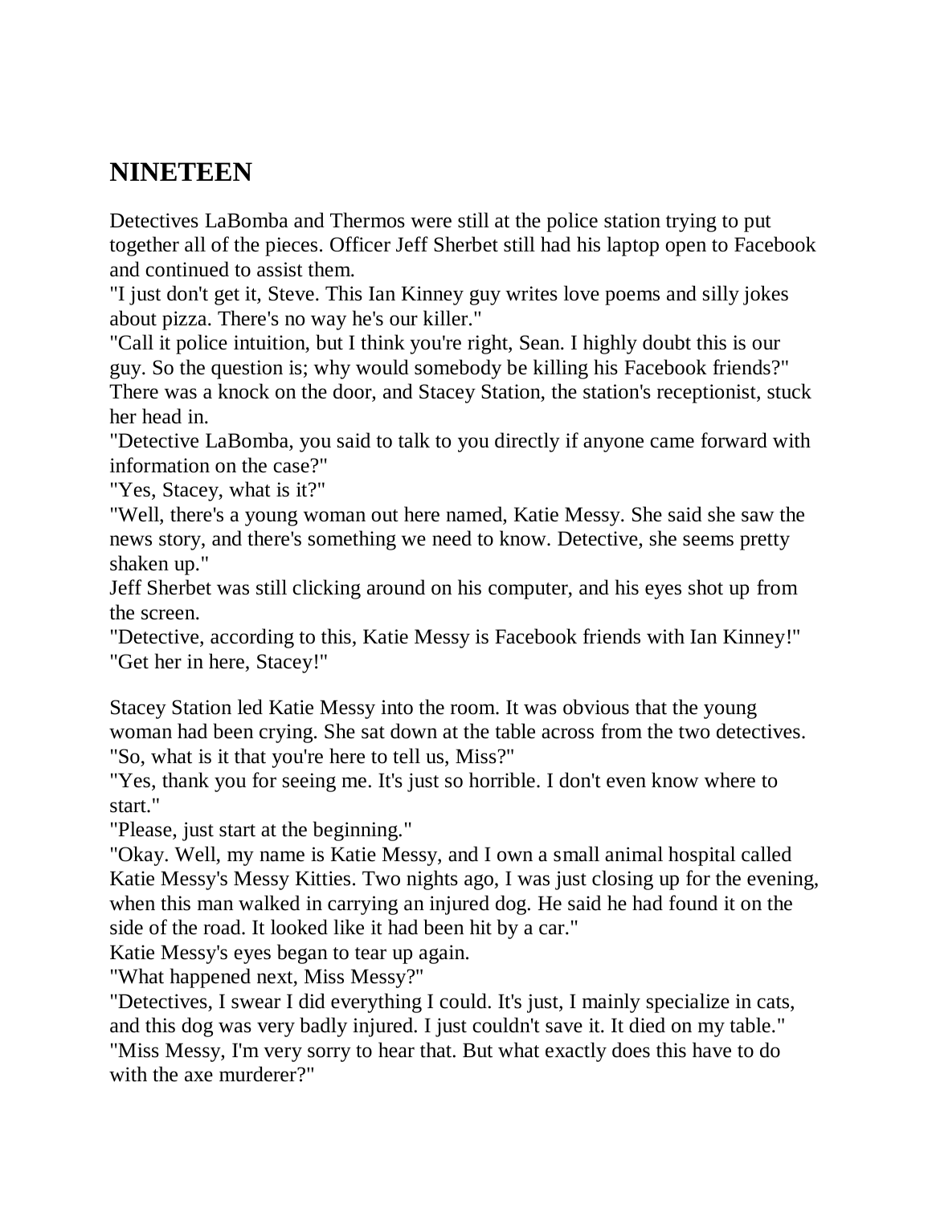## NINETEEN

Detectives LaBomba and Thermos were still at the police station trying to put together all of the pieces. Officer Jeff Sherbet still had his laptop open to Facebook and continued to assist them.

"I just don't get it, Steve. This Ian Kinney guy writes love poems and silly jokes about pizza. There's no way he's our killer."

"Call it police intuition, but I think you're right, Sean. I highly doubt this is our guy. So the question is; why would somebody be killing his Facebook friends?"

There was a knock on the door, and Stacey Station, the station's receptionist, stuck her head in.

"Detective LaBomba, you said to talk to you directly if anyone came forward with information on the case?"

"Yes, Stacey, what is it?"

"Well, there's a young woman out here named, Katie Messy. She said she saw the news story, and there's something we need to know. Detective, she seems pretty shaken up."

Jeff Sherbet was still clicking around on his computer, and his eyes shot up from the screen.

"Detective, according to this, Katie Messy is Facebook friends with Ian Kinney!"

"Get her in here, Stacey!"

Stacey Station led Katie Messy into the room. It was obvious that the young woman had been crying. She sat down at the table across from the two detectives.

"So, what is it that you're here to tell us, Miss?"

"Yes, thank you for seeing me. It's just so horrible. I don't even know where to start."

"Please, just start at the beginning."

"Okay. Well, my name is Katie Messy, and I own a small animal hospital called Katie Messy's Messy Kitties. Two nights ago, I was just closing up for the evening, when this man walked in carrying an injured dog. He said he had found it on the side of the road. It looked like it had been hit by a car."

Katie Messy's eyes began to tear up again.

"What happened next, Miss Messy?"

"Detectives, I swear I did everything I could. It's just, I mainly specialize in cats, and this dog was very badly injured. I just couldn't save it. It died on my table."

"Miss Messy, I'm very sorry to hear that. But what exactly does this have to do with the axe murderer?"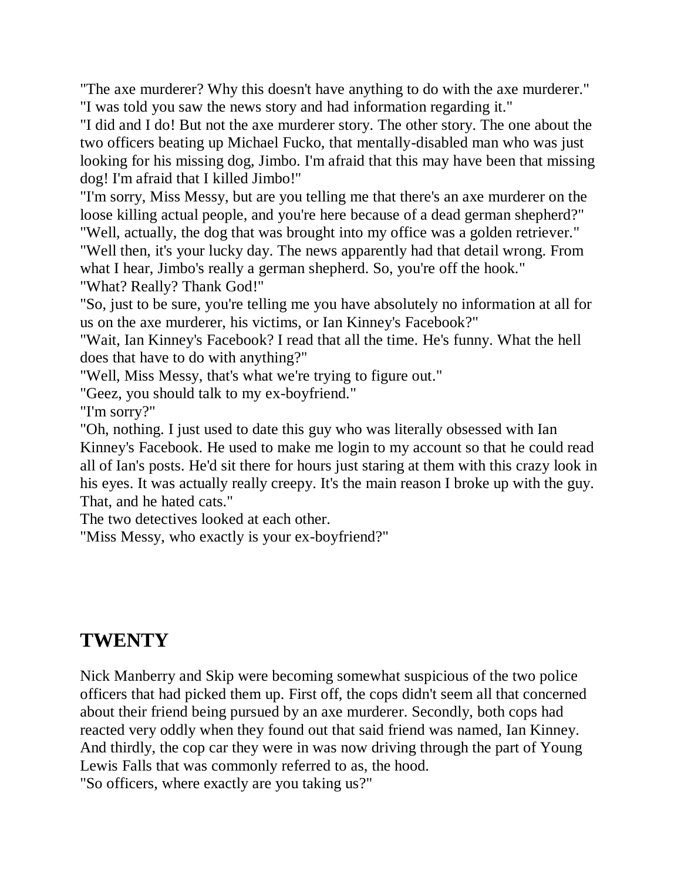"The axe murderer? Why this doesn't have anything to do with the axe murderer."
"I was told you saw the news story and had information regarding it."
"I did and I do! But not the axe murderer story. The other story. The one about the two officers beating up Michael Fucko, that mentally-disabled man who was just looking for his missing dog, Jimbo. I'm afraid that this may have been that missing dog! I'm afraid that I killed Jimbo!"
"I'm sorry, Miss Messy, but are you telling me that there's an axe murderer on the loose killing actual people, and you're here because of a dead german shepherd?"
"Well, actually, the dog that was brought into my office was a golden retriever."
"Well then, it's your lucky day. The news apparently had that detail wrong. From what I hear, Jimbo's really a german shepherd. So, you're off the hook."
"What? Really? Thank God!"
"So, just to be sure, you're telling me you have absolutely no information at all for us on the axe murderer, his victims, or Ian Kinney's Facebook?"
"Wait, Ian Kinney's Facebook? I read that all the time. He's funny. What the hell does that have to do with anything?"
"Well, Miss Messy, that's what we're trying to figure out."
"Geez, you should talk to my ex-boyfriend."
"I'm sorry?"
"Oh, nothing. I just used to date this guy who was literally obsessed with Ian Kinney's Facebook. He used to make me login to my account so that he could read all of Ian's posts. He'd sit there for hours just staring at them with this crazy look in his eyes. It was actually really creepy. It's the main reason I broke up with the guy. That, and he hated cats."
The two detectives looked at each other.
"Miss Messy, who exactly is your ex-boyfriend?"

## TWENTY

Nick Manberry and Skip were becoming somewhat suspicious of the two police officers that had picked them up. First off, the cops didn't seem all that concerned about their friend being pursued by an axe murderer. Secondly, both cops had reacted very oddly when they found out that said friend was named, Ian Kinney. And thirdly, the cop car they were in was now driving through the part of Young Lewis Falls that was commonly referred to as, the hood.
"So officers, where exactly are you taking us?"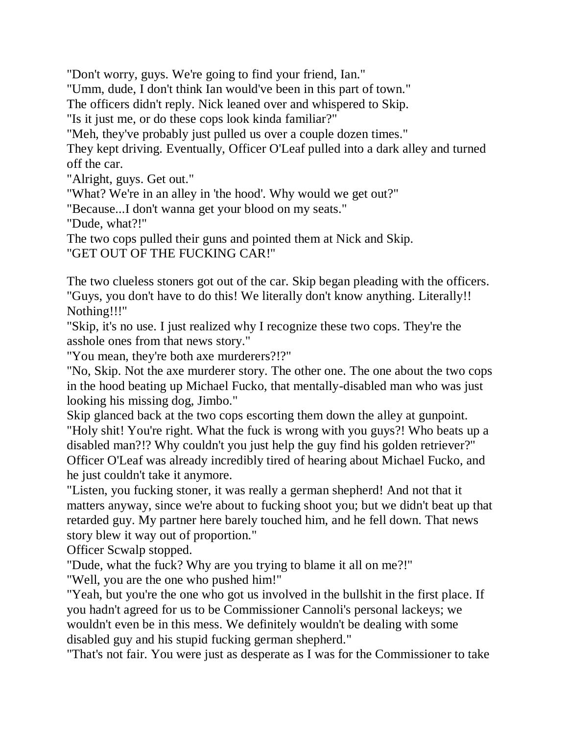"Don't worry, guys. We're going to find your friend, Ian."
"Umm, dude, I don't think Ian would've been in this part of town."
The officers didn't reply. Nick leaned over and whispered to Skip.
"Is it just me, or do these cops look kinda familiar?"
"Meh, they've probably just pulled us over a couple dozen times."
They kept driving. Eventually, Officer O'Leaf pulled into a dark alley and turned off the car.
"Alright, guys. Get out."
"What? We're in an alley in 'the hood'. Why would we get out?"
"Because...I don't wanna get your blood on my seats."
"Dude, what?!"
The two cops pulled their guns and pointed them at Nick and Skip.
"GET OUT OF THE FUCKING CAR!"

The two clueless stoners got out of the car. Skip began pleading with the officers.
"Guys, you don't have to do this! We literally don't know anything. Literally!! Nothing!!!"
"Skip, it's no use. I just realized why I recognize these two cops. They're the asshole ones from that news story."
"You mean, they're both axe murderers?!?"
"No, Skip. Not the axe murderer story. The other one. The one about the two cops in the hood beating up Michael Fucko, that mentally-disabled man who was just looking his missing dog, Jimbo."
Skip glanced back at the two cops escorting them down the alley at gunpoint.
"Holy shit! You're right. What the fuck is wrong with you guys?! Who beats up a disabled man?!? Why couldn't you just help the guy find his golden retriever?"
Officer O'Leaf was already incredibly tired of hearing about Michael Fucko, and he just couldn't take it anymore.
"Listen, you fucking stoner, it was really a german shepherd! And not that it matters anyway, since we're about to fucking shoot you; but we didn't beat up that retarded guy. My partner here barely touched him, and he fell down. That news story blew it way out of proportion."
Officer Scwalp stopped.
"Dude, what the fuck? Why are you trying to blame it all on me?!"
"Well, you are the one who pushed him!"
"Yeah, but you're the one who got us involved in the bullshit in the first place. If you hadn't agreed for us to be Commissioner Cannoli's personal lackeys; we wouldn't even be in this mess. We definitely wouldn't be dealing with some disabled guy and his stupid fucking german shepherd."
"That's not fair. You were just as desperate as I was for the Commissioner to take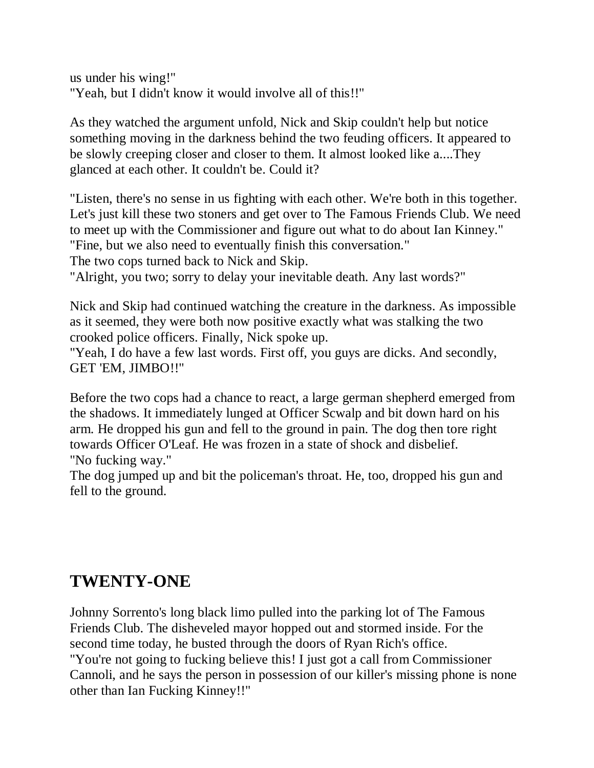us under his wing!"
"Yeah, but I didn't know it would involve all of this!!"

As they watched the argument unfold, Nick and Skip couldn't help but notice something moving in the darkness behind the two feuding officers. It appeared to be slowly creeping closer and closer to them. It almost looked like a....They glanced at each other. It couldn't be. Could it?

"Listen, there's no sense in us fighting with each other. We're both in this together. Let's just kill these two stoners and get over to The Famous Friends Club. We need to meet up with the Commissioner and figure out what to do about Ian Kinney."
"Fine, but we also need to eventually finish this conversation."
The two cops turned back to Nick and Skip.
"Alright, you two; sorry to delay your inevitable death. Any last words?"

Nick and Skip had continued watching the creature in the darkness. As impossible as it seemed, they were both now positive exactly what was stalking the two crooked police officers. Finally, Nick spoke up.
"Yeah, I do have a few last words. First off, you guys are dicks. And secondly, GET 'EM, JIMBO!!"

Before the two cops had a chance to react, a large german shepherd emerged from the shadows. It immediately lunged at Officer Scwalp and bit down hard on his arm. He dropped his gun and fell to the ground in pain. The dog then tore right towards Officer O'Leaf. He was frozen in a state of shock and disbelief.
"No fucking way."
The dog jumped up and bit the policeman's throat. He, too, dropped his gun and fell to the ground.

## TWENTY-ONE

Johnny Sorrento's long black limo pulled into the parking lot of The Famous Friends Club. The disheveled mayor hopped out and stormed inside. For the second time today, he busted through the doors of Ryan Rich's office.
"You're not going to fucking believe this! I just got a call from Commissioner Cannoli, and he says the person in possession of our killer's missing phone is none other than Ian Fucking Kinney!!"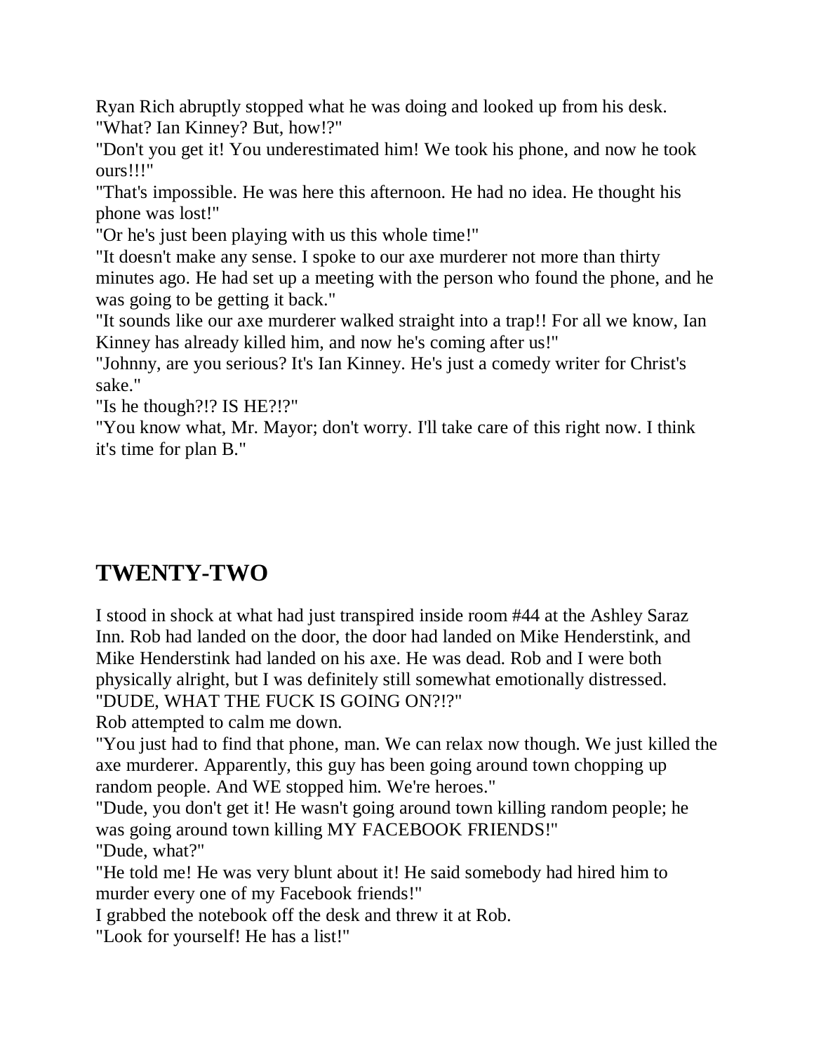Ryan Rich abruptly stopped what he was doing and looked up from his desk.
"What? Ian Kinney? But, how!?"

"Don't you get it! You underestimated him! We took his phone, and now he took ours!!!"

"That's impossible. He was here this afternoon. He had no idea. He thought his phone was lost!"

"Or he's just been playing with us this whole time!"

"It doesn't make any sense. I spoke to our axe murderer not more than thirty minutes ago. He had set up a meeting with the person who found the phone, and he was going to be getting it back."

"It sounds like our axe murderer walked straight into a trap!! For all we know, Ian Kinney has already killed him, and now he's coming after us!"

"Johnny, are you serious? It's Ian Kinney. He's just a comedy writer for Christ's sake."

"Is he though?!? IS HE?!?"

"You know what, Mr. Mayor; don't worry. I'll take care of this right now. I think it's time for plan B."

## TWENTY-TWO

I stood in shock at what had just transpired inside room #44 at the Ashley Saraz Inn. Rob had landed on the door, the door had landed on Mike Henderstink, and Mike Henderstink had landed on his axe. He was dead. Rob and I were both physically alright, but I was definitely still somewhat emotionally distressed.

"DUDE, WHAT THE FUCK IS GOING ON?!?"

Rob attempted to calm me down.

"You just had to find that phone, man. We can relax now though. We just killed the axe murderer. Apparently, this guy has been going around town chopping up random people. And WE stopped him. We're heroes."

"Dude, you don't get it! He wasn't going around town killing random people; he was going around town killing MY FACEBOOK FRIENDS!"

"Dude, what?"

"He told me! He was very blunt about it! He said somebody had hired him to murder every one of my Facebook friends!"

I grabbed the notebook off the desk and threw it at Rob.

"Look for yourself! He has a list!"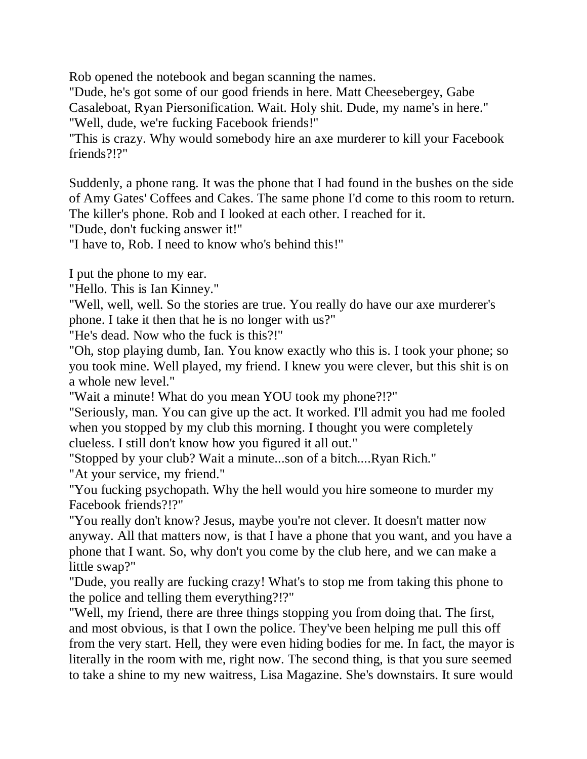Rob opened the notebook and began scanning the names.
"Dude, he's got some of our good friends in here. Matt Cheesebergey, Gabe Casaleboat, Ryan Piersonification. Wait. Holy shit. Dude, my name's in here."
"Well, dude, we're fucking Facebook friends!"
"This is crazy. Why would somebody hire an axe murderer to kill your Facebook friends?!?"

Suddenly, a phone rang. It was the phone that I had found in the bushes on the side of Amy Gates' Coffees and Cakes. The same phone I'd come to this room to return. The killer's phone. Rob and I looked at each other. I reached for it.
"Dude, don't fucking answer it!"
"I have to, Rob. I need to know who's behind this!"

I put the phone to my ear.
"Hello. This is Ian Kinney."
"Well, well, well. So the stories are true. You really do have our axe murderer's phone. I take it then that he is no longer with us?"
"He's dead. Now who the fuck is this?!"
"Oh, stop playing dumb, Ian. You know exactly who this is. I took your phone; so you took mine. Well played, my friend. I knew you were clever, but this shit is on a whole new level."
"Wait a minute! What do you mean YOU took my phone?!?"
"Seriously, man. You can give up the act. It worked. I'll admit you had me fooled when you stopped by my club this morning. I thought you were completely clueless. I still don't know how you figured it all out."
"Stopped by your club? Wait a minute...son of a bitch....Ryan Rich."
"At your service, my friend."
"You fucking psychopath. Why the hell would you hire someone to murder my Facebook friends?!?"
"You really don't know? Jesus, maybe you're not clever. It doesn't matter now anyway. All that matters now, is that I have a phone that you want, and you have a phone that I want. So, why don't you come by the club here, and we can make a little swap?"
"Dude, you really are fucking crazy! What's to stop me from taking this phone to the police and telling them everything?!?"
"Well, my friend, there are three things stopping you from doing that. The first, and most obvious, is that I own the police. They've been helping me pull this off from the very start. Hell, they were even hiding bodies for me. In fact, the mayor is literally in the room with me, right now. The second thing, is that you sure seemed to take a shine to my new waitress, Lisa Magazine. She's downstairs. It sure would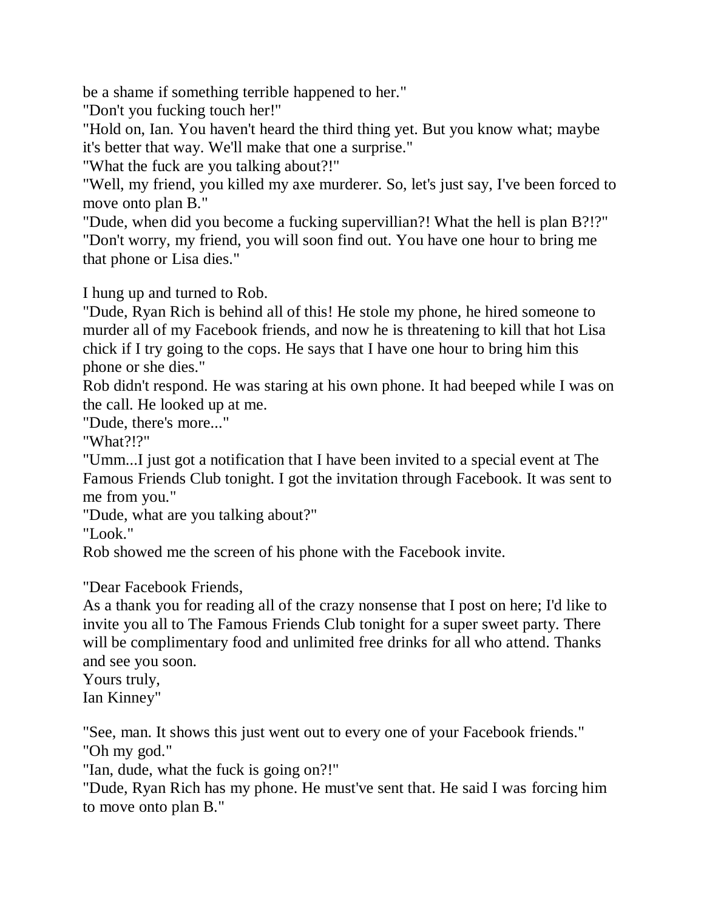be a shame if something terrible happened to her."

"Don't you fucking touch her!"

"Hold on, Ian. You haven't heard the third thing yet. But you know what; maybe it's better that way. We'll make that one a surprise."

"What the fuck are you talking about?!"

"Well, my friend, you killed my axe murderer. So, let's just say, I've been forced to move onto plan B."

"Dude, when did you become a fucking supervillian?! What the hell is plan B?!?"

"Don't worry, my friend, you will soon find out. You have one hour to bring me that phone or Lisa dies."

I hung up and turned to Rob.

"Dude, Ryan Rich is behind all of this! He stole my phone, he hired someone to murder all of my Facebook friends, and now he is threatening to kill that hot Lisa chick if I try going to the cops. He says that I have one hour to bring him this phone or she dies."

Rob didn't respond. He was staring at his own phone. It had beeped while I was on the call. He looked up at me.

"Dude, there's more..."

"What?!?"

"Umm...I just got a notification that I have been invited to a special event at The Famous Friends Club tonight. I got the invitation through Facebook. It was sent to me from you."

"Dude, what are you talking about?"

"Look."

Rob showed me the screen of his phone with the Facebook invite.

"Dear Facebook Friends,
As a thank you for reading all of the crazy nonsense that I post on here; I'd like to invite you all to The Famous Friends Club tonight for a super sweet party. There will be complimentary food and unlimited free drinks for all who attend. Thanks and see you soon.
Yours truly,
Ian Kinney"

"See, man. It shows this just went out to every one of your Facebook friends."

"Oh my god."

"Ian, dude, what the fuck is going on?!"

"Dude, Ryan Rich has my phone. He must've sent that. He said I was forcing him to move onto plan B."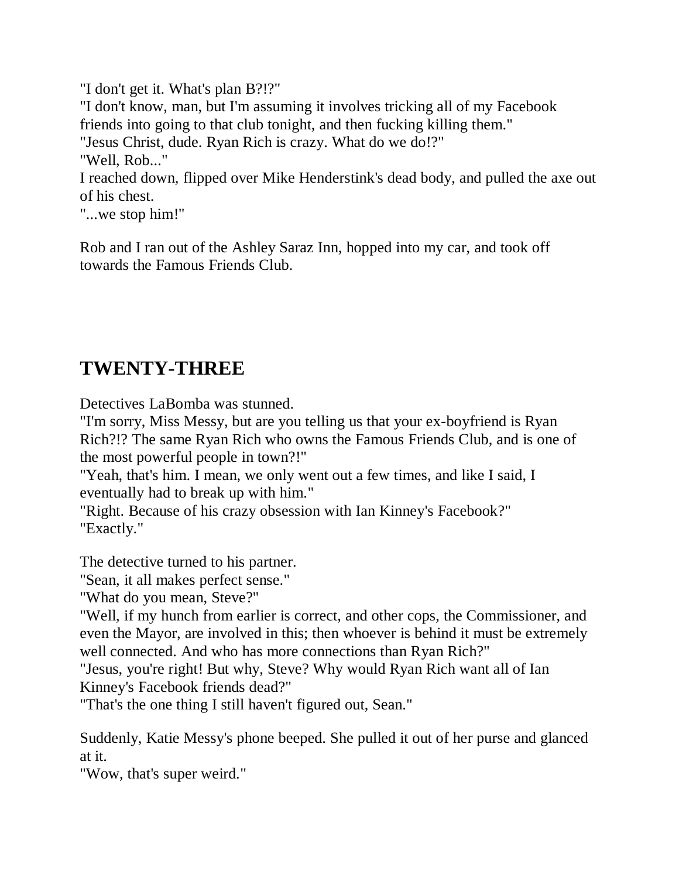"I don't get it. What's plan B?!?"
"I don't know, man, but I'm assuming it involves tricking all of my Facebook friends into going to that club tonight, and then fucking killing them."
"Jesus Christ, dude. Ryan Rich is crazy. What do we do!?"
"Well, Rob..."
I reached down, flipped over Mike Henderstink's dead body, and pulled the axe out of his chest.
"...we stop him!"

Rob and I ran out of the Ashley Saraz Inn, hopped into my car, and took off towards the Famous Friends Club.

## TWENTY-THREE

Detectives LaBomba was stunned.
"I'm sorry, Miss Messy, but are you telling us that your ex-boyfriend is Ryan Rich?!? The same Ryan Rich who owns the Famous Friends Club, and is one of the most powerful people in town?!"
"Yeah, that's him. I mean, we only went out a few times, and like I said, I eventually had to break up with him."
"Right. Because of his crazy obsession with Ian Kinney's Facebook?"
"Exactly."

The detective turned to his partner.
"Sean, it all makes perfect sense."
"What do you mean, Steve?"
"Well, if my hunch from earlier is correct, and other cops, the Commissioner, and even the Mayor, are involved in this; then whoever is behind it must be extremely well connected. And who has more connections than Ryan Rich?"
"Jesus, you're right! But why, Steve? Why would Ryan Rich want all of Ian Kinney's Facebook friends dead?"
"That's the one thing I still haven't figured out, Sean."

Suddenly, Katie Messy's phone beeped. She pulled it out of her purse and glanced at it.
"Wow, that's super weird."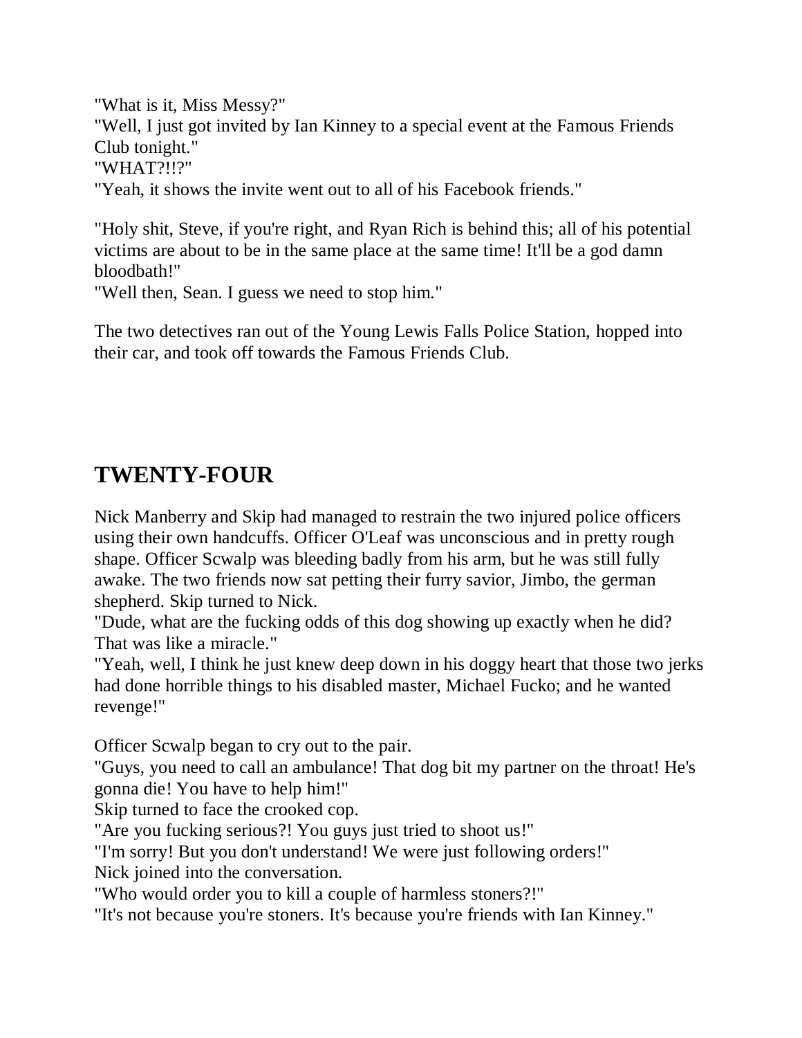"What is it, Miss Messy?"
"Well, I just got invited by Ian Kinney to a special event at the Famous Friends Club tonight."
"WHAT?!!?"
"Yeah, it shows the invite went out to all of his Facebook friends."

"Holy shit, Steve, if you're right, and Ryan Rich is behind this; all of his potential victims are about to be in the same place at the same time! It'll be a god damn bloodbath!"
"Well then, Sean. I guess we need to stop him."

The two detectives ran out of the Young Lewis Falls Police Station, hopped into their car, and took off towards the Famous Friends Club.

## TWENTY-FOUR

Nick Manberry and Skip had managed to restrain the two injured police officers using their own handcuffs. Officer O'Leaf was unconscious and in pretty rough shape. Officer Scwalp was bleeding badly from his arm, but he was still fully awake. The two friends now sat petting their furry savior, Jimbo, the german shepherd. Skip turned to Nick.
"Dude, what are the fucking odds of this dog showing up exactly when he did? That was like a miracle."
"Yeah, well, I think he just knew deep down in his doggy heart that those two jerks had done horrible things to his disabled master, Michael Fucko; and he wanted revenge!"

Officer Scwalp began to cry out to the pair.
"Guys, you need to call an ambulance! That dog bit my partner on the throat! He's gonna die! You have to help him!"
Skip turned to face the crooked cop.
"Are you fucking serious?! You guys just tried to shoot us!"
"I'm sorry! But you don't understand! We were just following orders!"
Nick joined into the conversation.
"Who would order you to kill a couple of harmless stoners?!"
"It's not because you're stoners. It's because you're friends with Ian Kinney."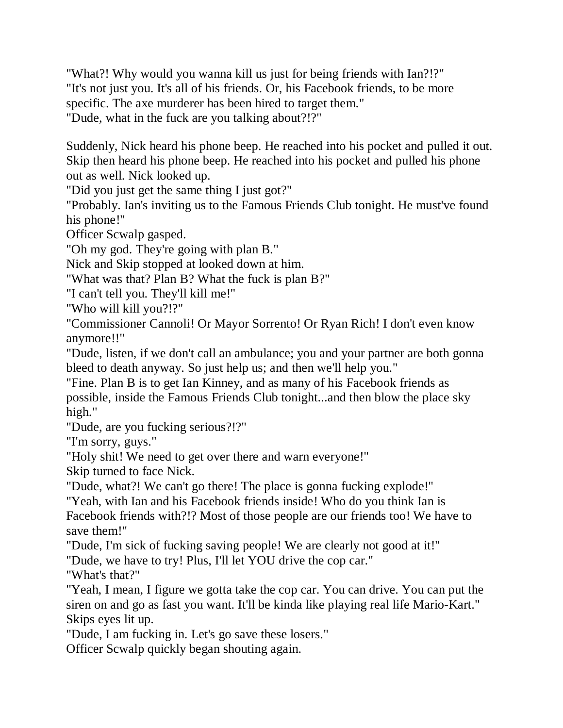"What?! Why would you wanna kill us just for being friends with Ian?!?"
"It's not just you. It's all of his friends. Or, his Facebook friends, to be more specific. The axe murderer has been hired to target them."
"Dude, what in the fuck are you talking about?!?"

Suddenly, Nick heard his phone beep. He reached into his pocket and pulled it out. Skip then heard his phone beep. He reached into his pocket and pulled his phone out as well. Nick looked up.
"Did you just get the same thing I just got?"
"Probably. Ian's inviting us to the Famous Friends Club tonight. He must've found his phone!"
Officer Scwalp gasped.
"Oh my god. They're going with plan B."
Nick and Skip stopped at looked down at him.
"What was that? Plan B? What the fuck is plan B?"
"I can't tell you. They'll kill me!"
"Who will kill you?!?"
"Commissioner Cannoli! Or Mayor Sorrento! Or Ryan Rich! I don't even know anymore!!"
"Dude, listen, if we don't call an ambulance; you and your partner are both gonna bleed to death anyway. So just help us; and then we'll help you."
"Fine. Plan B is to get Ian Kinney, and as many of his Facebook friends as possible, inside the Famous Friends Club tonight...and then blow the place sky high."
"Dude, are you fucking serious?!?"
"I'm sorry, guys."
"Holy shit! We need to get over there and warn everyone!"
Skip turned to face Nick.
"Dude, what?! We can't go there! The place is gonna fucking explode!"
"Yeah, with Ian and his Facebook friends inside! Who do you think Ian is Facebook friends with?!? Most of those people are our friends too! We have to save them!"
"Dude, I'm sick of fucking saving people! We are clearly not good at it!"
"Dude, we have to try! Plus, I'll let YOU drive the cop car."
"What's that?"
"Yeah, I mean, I figure we gotta take the cop car. You can drive. You can put the siren on and go as fast you want. It'll be kinda like playing real life Mario-Kart."
Skips eyes lit up.
"Dude, I am fucking in. Let's go save these losers."
Officer Scwalp quickly began shouting again.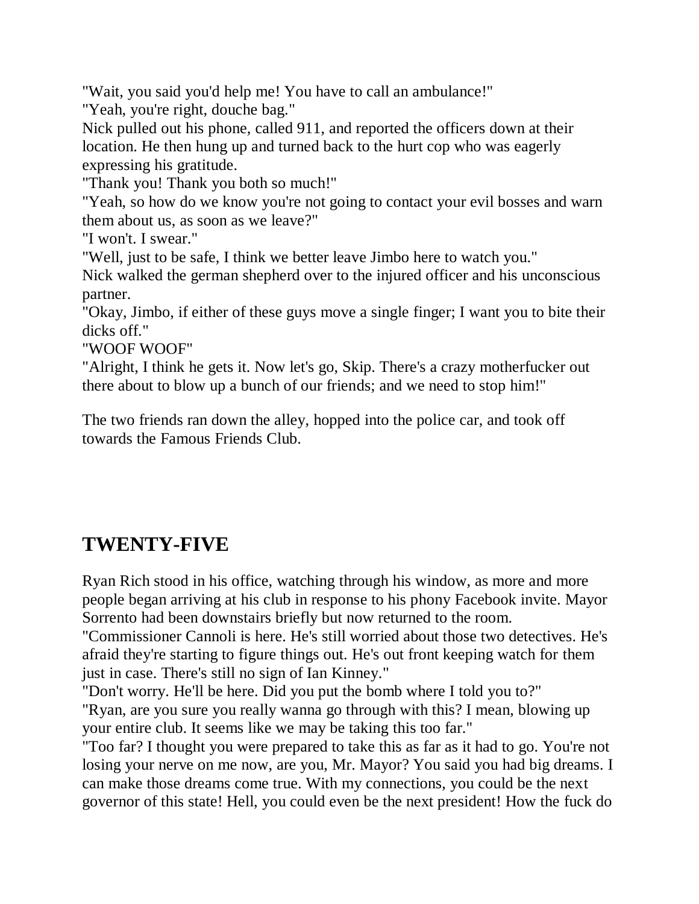"Wait, you said you'd help me! You have to call an ambulance!"

"Yeah, you're right, douche bag."

Nick pulled out his phone, called 911, and reported the officers down at their location. He then hung up and turned back to the hurt cop who was eagerly expressing his gratitude.

"Thank you! Thank you both so much!"

"Yeah, so how do we know you're not going to contact your evil bosses and warn them about us, as soon as we leave?"

"I won't. I swear."

"Well, just to be safe, I think we better leave Jimbo here to watch you."

Nick walked the german shepherd over to the injured officer and his unconscious partner.

"Okay, Jimbo, if either of these guys move a single finger; I want you to bite their dicks off."

"WOOF WOOF"

"Alright, I think he gets it. Now let's go, Skip. There's a crazy motherfucker out there about to blow up a bunch of our friends; and we need to stop him!"

The two friends ran down the alley, hopped into the police car, and took off towards the Famous Friends Club.

## TWENTY-FIVE

Ryan Rich stood in his office, watching through his window, as more and more people began arriving at his club in response to his phony Facebook invite. Mayor Sorrento had been downstairs briefly but now returned to the room.

"Commissioner Cannoli is here. He's still worried about those two detectives. He's afraid they're starting to figure things out. He's out front keeping watch for them just in case. There's still no sign of Ian Kinney."

"Don't worry. He'll be here. Did you put the bomb where I told you to?"

"Ryan, are you sure you really wanna go through with this? I mean, blowing up your entire club. It seems like we may be taking this too far."

"Too far? I thought you were prepared to take this as far as it had to go. You're not losing your nerve on me now, are you, Mr. Mayor? You said you had big dreams. I can make those dreams come true. With my connections, you could be the next governor of this state! Hell, you could even be the next president! How the fuck do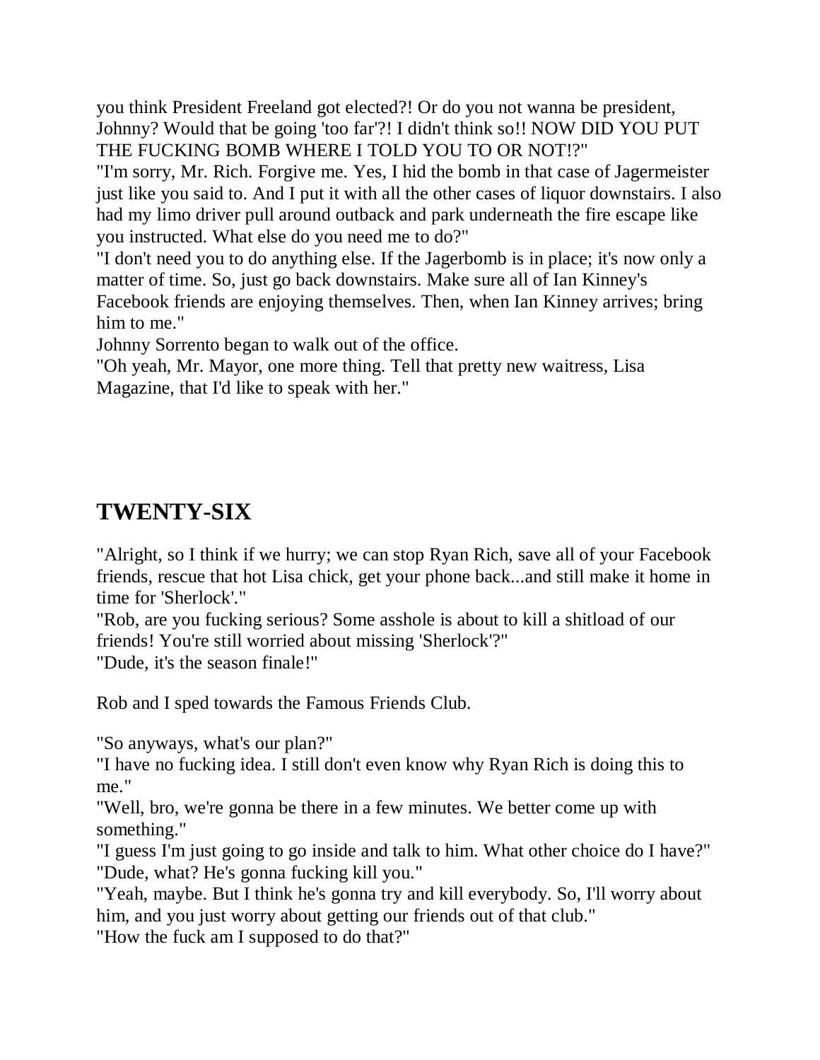you think President Freeland got elected?! Or do you not wanna be president, Johnny? Would that be going 'too far'?! I didn't think so!! NOW DID YOU PUT THE FUCKING BOMB WHERE I TOLD YOU TO OR NOT!?"

"I'm sorry, Mr. Rich. Forgive me. Yes, I hid the bomb in that case of Jagermeister just like you said to. And I put it with all the other cases of liquor downstairs. I also had my limo driver pull around outback and park underneath the fire escape like you instructed. What else do you need me to do?"

"I don't need you to do anything else. If the Jagerbomb is in place; it's now only a matter of time. So, just go back downstairs. Make sure all of Ian Kinney's Facebook friends are enjoying themselves. Then, when Ian Kinney arrives; bring him to me."

Johnny Sorrento began to walk out of the office.

"Oh yeah, Mr. Mayor, one more thing. Tell that pretty new waitress, Lisa Magazine, that I'd like to speak with her."

## TWENTY-SIX

"Alright, so I think if we hurry; we can stop Ryan Rich, save all of your Facebook friends, rescue that hot Lisa chick, get your phone back...and still make it home in time for 'Sherlock'."

"Rob, are you fucking serious? Some asshole is about to kill a shitload of our friends! You're still worried about missing 'Sherlock'?"

"Dude, it's the season finale!"

Rob and I sped towards the Famous Friends Club.

"So anyways, what's our plan?"

"I have no fucking idea. I still don't even know why Ryan Rich is doing this to me."

"Well, bro, we're gonna be there in a few minutes. We better come up with something."

"I guess I'm just going to go inside and talk to him. What other choice do I have?"

"Dude, what? He's gonna fucking kill you."

"Yeah, maybe. But I think he's gonna try and kill everybody. So, I'll worry about him, and you just worry about getting our friends out of that club."

"How the fuck am I supposed to do that?"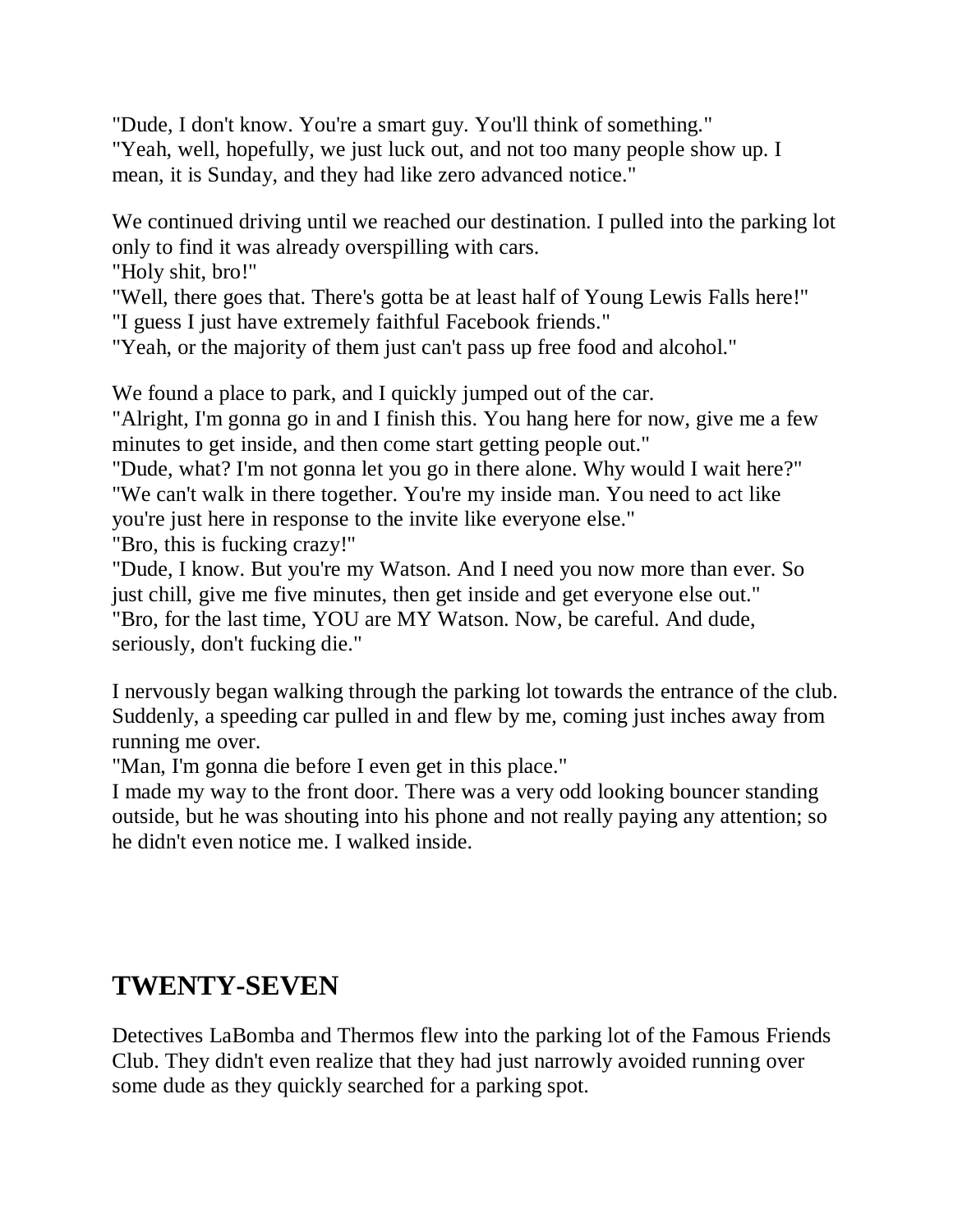"Dude, I don't know. You're a smart guy. You'll think of something."
"Yeah, well, hopefully, we just luck out, and not too many people show up. I mean, it is Sunday, and they had like zero advanced notice."

We continued driving until we reached our destination. I pulled into the parking lot only to find it was already overspilling with cars.
"Holy shit, bro!"
"Well, there goes that. There's gotta be at least half of Young Lewis Falls here!"
"I guess I just have extremely faithful Facebook friends."
"Yeah, or the majority of them just can't pass up free food and alcohol."

We found a place to park, and I quickly jumped out of the car.
"Alright, I'm gonna go in and I finish this. You hang here for now, give me a few minutes to get inside, and then come start getting people out."
"Dude, what? I'm not gonna let you go in there alone. Why would I wait here?"
"We can't walk in there together. You're my inside man. You need to act like you're just here in response to the invite like everyone else."
"Bro, this is fucking crazy!"
"Dude, I know. But you're my Watson. And I need you now more than ever. So just chill, give me five minutes, then get inside and get everyone else out."
"Bro, for the last time, YOU are MY Watson. Now, be careful. And dude, seriously, don't fucking die."

I nervously began walking through the parking lot towards the entrance of the club. Suddenly, a speeding car pulled in and flew by me, coming just inches away from running me over.
"Man, I'm gonna die before I even get in this place."
I made my way to the front door. There was a very odd looking bouncer standing outside, but he was shouting into his phone and not really paying any attention; so he didn't even notice me. I walked inside.

## TWENTY-SEVEN

Detectives LaBomba and Thermos flew into the parking lot of the Famous Friends Club. They didn't even realize that they had just narrowly avoided running over some dude as they quickly searched for a parking spot.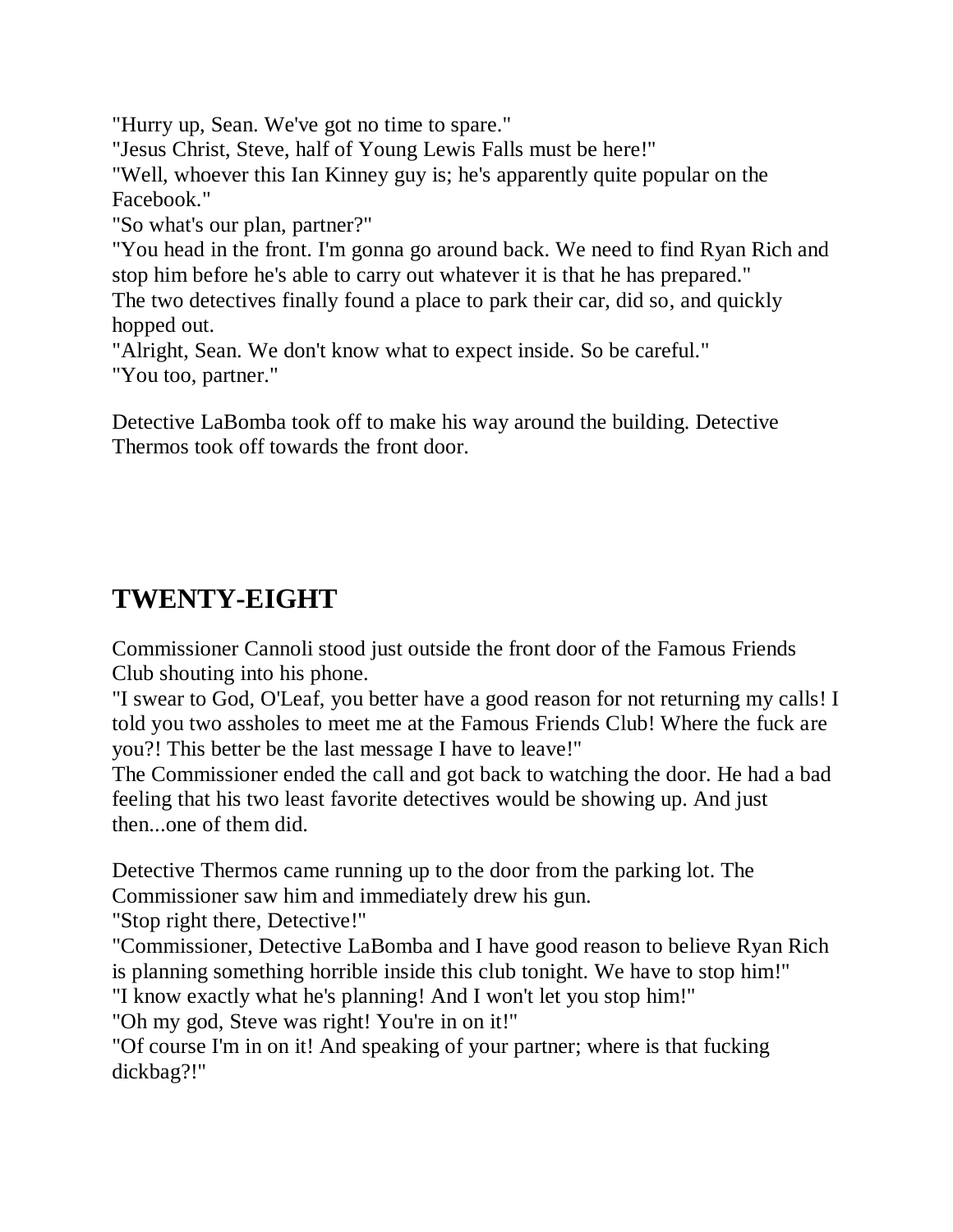"Hurry up, Sean. We've got no time to spare."
"Jesus Christ, Steve, half of Young Lewis Falls must be here!"
"Well, whoever this Ian Kinney guy is; he's apparently quite popular on the Facebook."
"So what's our plan, partner?"
"You head in the front. I'm gonna go around back. We need to find Ryan Rich and stop him before he's able to carry out whatever it is that he has prepared."
The two detectives finally found a place to park their car, did so, and quickly hopped out.
"Alright, Sean. We don't know what to expect inside. So be careful."
"You too, partner."

Detective LaBomba took off to make his way around the building. Detective Thermos took off towards the front door.

## TWENTY-EIGHT

Commissioner Cannoli stood just outside the front door of the Famous Friends Club shouting into his phone.
"I swear to God, O'Leaf, you better have a good reason for not returning my calls! I told you two assholes to meet me at the Famous Friends Club! Where the fuck are you?! This better be the last message I have to leave!"
The Commissioner ended the call and got back to watching the door. He had a bad feeling that his two least favorite detectives would be showing up. And just then...one of them did.

Detective Thermos came running up to the door from the parking lot. The Commissioner saw him and immediately drew his gun.
"Stop right there, Detective!"
"Commissioner, Detective LaBomba and I have good reason to believe Ryan Rich is planning something horrible inside this club tonight. We have to stop him!"
"I know exactly what he's planning! And I won't let you stop him!"
"Oh my god, Steve was right! You're in on it!"
"Of course I'm in on it! And speaking of your partner; where is that fucking dickbag?!"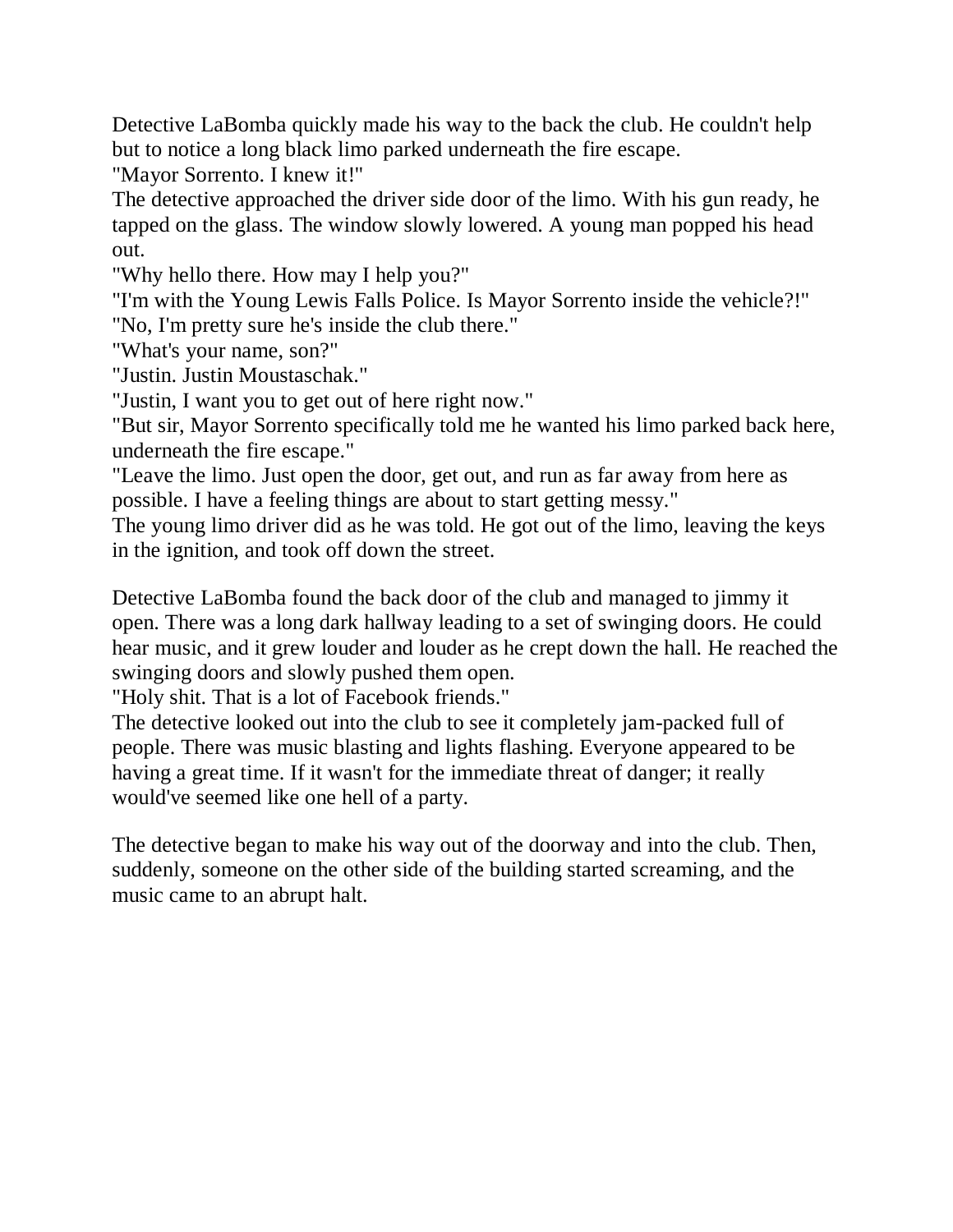Detective LaBomba quickly made his way to the back the club. He couldn't help but to notice a long black limo parked underneath the fire escape.
"Mayor Sorrento. I knew it!"
The detective approached the driver side door of the limo. With his gun ready, he tapped on the glass. The window slowly lowered. A young man popped his head out.
"Why hello there. How may I help you?"
"I'm with the Young Lewis Falls Police. Is Mayor Sorrento inside the vehicle?!"
"No, I'm pretty sure he's inside the club there."
"What's your name, son?"
"Justin. Justin Moustaschak."
"Justin, I want you to get out of here right now."
"But sir, Mayor Sorrento specifically told me he wanted his limo parked back here, underneath the fire escape."
"Leave the limo. Just open the door, get out, and run as far away from here as possible. I have a feeling things are about to start getting messy."
The young limo driver did as he was told. He got out of the limo, leaving the keys in the ignition, and took off down the street.

Detective LaBomba found the back door of the club and managed to jimmy it open. There was a long dark hallway leading to a set of swinging doors. He could hear music, and it grew louder and louder as he crept down the hall. He reached the swinging doors and slowly pushed them open.
"Holy shit. That is a lot of Facebook friends."
The detective looked out into the club to see it completely jam-packed full of people. There was music blasting and lights flashing. Everyone appeared to be having a great time. If it wasn't for the immediate threat of danger; it really would've seemed like one hell of a party.

The detective began to make his way out of the doorway and into the club. Then, suddenly, someone on the other side of the building started screaming, and the music came to an abrupt halt.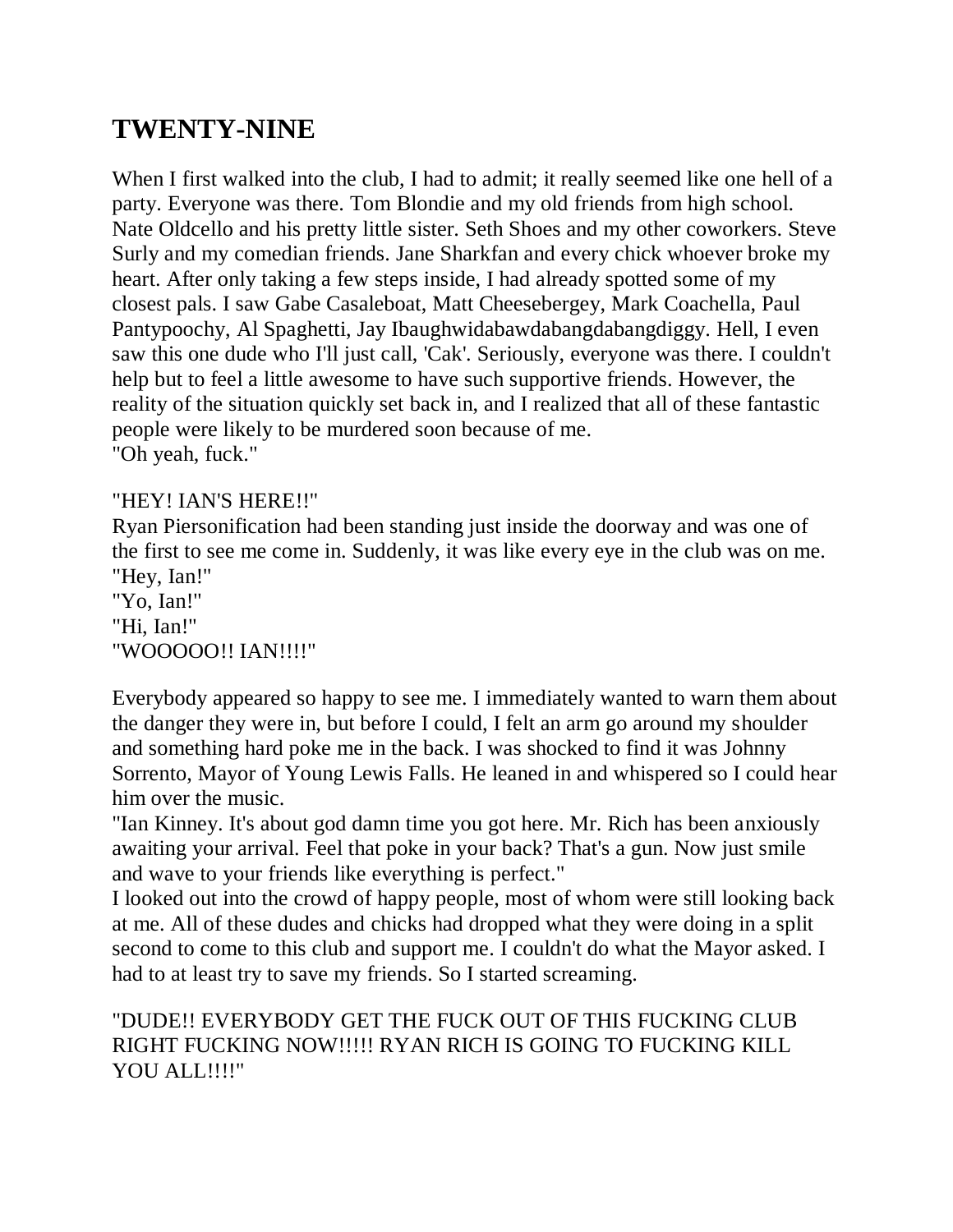# TWENTY-NINE

When I first walked into the club, I had to admit; it really seemed like one hell of a party. Everyone was there. Tom Blondie and my old friends from high school. Nate Oldcello and his pretty little sister. Seth Shoes and my other coworkers. Steve Surly and my comedian friends. Jane Sharkfan and every chick whoever broke my heart. After only taking a few steps inside, I had already spotted some of my closest pals. I saw Gabe Casaleboat, Matt Cheesebergey, Mark Coachella, Paul Pantypoochy, Al Spaghetti, Jay Ibaughwidabawdabangdabangdiggy. Hell, I even saw this one dude who I'll just call, 'Cak'. Seriously, everyone was there. I couldn't help but to feel a little awesome to have such supportive friends. However, the reality of the situation quickly set back in, and I realized that all of these fantastic people were likely to be murdered soon because of me.
"Oh yeah, fuck."

"HEY! IAN'S HERE!!"
Ryan Piersonification had been standing just inside the doorway and was one of the first to see me come in. Suddenly, it was like every eye in the club was on me.
"Hey, Ian!"
"Yo, Ian!"
"Hi, Ian!"
"WOOOOO!! IAN!!!!"

Everybody appeared so happy to see me. I immediately wanted to warn them about the danger they were in, but before I could, I felt an arm go around my shoulder and something hard poke me in the back. I was shocked to find it was Johnny Sorrento, Mayor of Young Lewis Falls. He leaned in and whispered so I could hear him over the music.
"Ian Kinney. It's about god damn time you got here. Mr. Rich has been anxiously awaiting your arrival. Feel that poke in your back? That's a gun. Now just smile and wave to your friends like everything is perfect."
I looked out into the crowd of happy people, most of whom were still looking back at me. All of these dudes and chicks had dropped what they were doing in a split second to come to this club and support me. I couldn't do what the Mayor asked. I had to at least try to save my friends. So I started screaming.

"DUDE!! EVERYBODY GET THE FUCK OUT OF THIS FUCKING CLUB RIGHT FUCKING NOW!!!!! RYAN RICH IS GOING TO FUCKING KILL YOU ALL!!!!"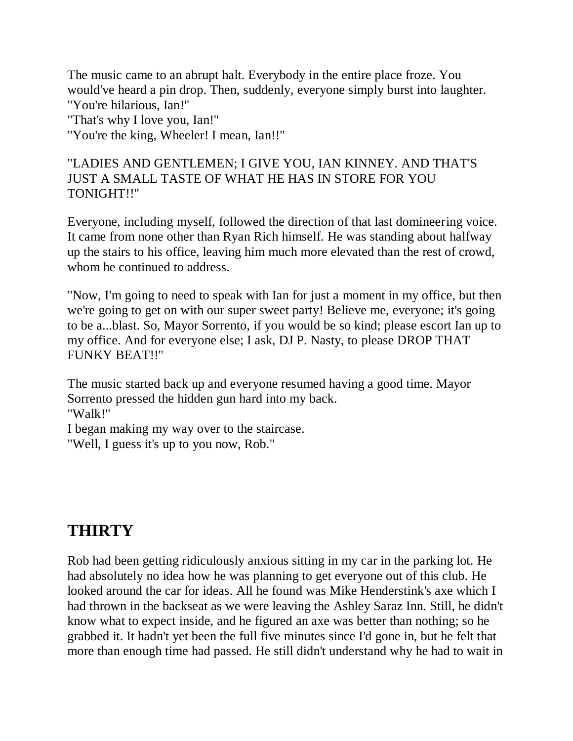The music came to an abrupt halt. Everybody in the entire place froze. You would've heard a pin drop. Then, suddenly, everyone simply burst into laughter.
"You're hilarious, Ian!"
"That's why I love you, Ian!"
"You're the king, Wheeler! I mean, Ian!!"

"LADIES AND GENTLEMEN; I GIVE YOU, IAN KINNEY. AND THAT'S JUST A SMALL TASTE OF WHAT HE HAS IN STORE FOR YOU TONIGHT!!"

Everyone, including myself, followed the direction of that last domineering voice. It came from none other than Ryan Rich himself. He was standing about halfway up the stairs to his office, leaving him much more elevated than the rest of crowd, whom he continued to address.

"Now, I'm going to need to speak with Ian for just a moment in my office, but then we're going to get on with our super sweet party! Believe me, everyone; it's going to be a...blast. So, Mayor Sorrento, if you would be so kind; please escort Ian up to my office. And for everyone else; I ask, DJ P. Nasty, to please DROP THAT FUNKY BEAT!!"

The music started back up and everyone resumed having a good time. Mayor Sorrento pressed the hidden gun hard into my back.
"Walk!"
I began making my way over to the staircase.
"Well, I guess it's up to you now, Rob."

## THIRTY

Rob had been getting ridiculously anxious sitting in my car in the parking lot. He had absolutely no idea how he was planning to get everyone out of this club. He looked around the car for ideas. All he found was Mike Henderstink's axe which I had thrown in the backseat as we were leaving the Ashley Saraz Inn. Still, he didn't know what to expect inside, and he figured an axe was better than nothing; so he grabbed it. It hadn't yet been the full five minutes since I'd gone in, but he felt that more than enough time had passed. He still didn't understand why he had to wait in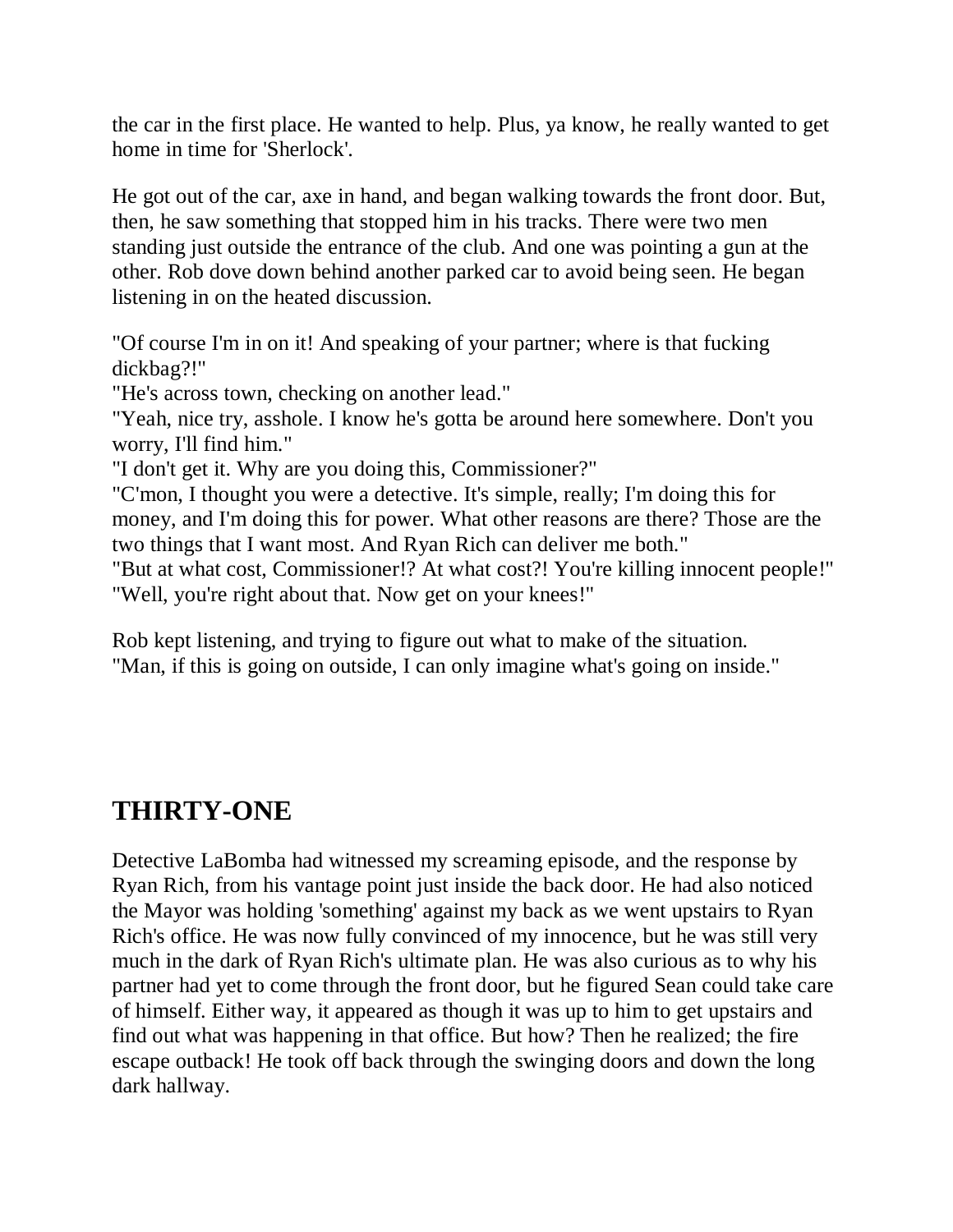the car in the first place. He wanted to help. Plus, ya know, he really wanted to get home in time for 'Sherlock'.

He got out of the car, axe in hand, and began walking towards the front door. But, then, he saw something that stopped him in his tracks. There were two men standing just outside the entrance of the club. And one was pointing a gun at the other. Rob dove down behind another parked car to avoid being seen. He began listening in on the heated discussion.

"Of course I'm in on it! And speaking of your partner; where is that fucking dickbag?!"
"He's across town, checking on another lead."
"Yeah, nice try, asshole. I know he's gotta be around here somewhere. Don't you worry, I'll find him."
"I don't get it. Why are you doing this, Commissioner?"
"C'mon, I thought you were a detective. It's simple, really; I'm doing this for money, and I'm doing this for power. What other reasons are there? Those are the two things that I want most. And Ryan Rich can deliver me both."
"But at what cost, Commissioner!? At what cost?! You're killing innocent people!"
"Well, you're right about that. Now get on your knees!"

Rob kept listening, and trying to figure out what to make of the situation.
"Man, if this is going on outside, I can only imagine what's going on inside."

## THIRTY-ONE

Detective LaBomba had witnessed my screaming episode, and the response by Ryan Rich, from his vantage point just inside the back door. He had also noticed the Mayor was holding 'something' against my back as we went upstairs to Ryan Rich's office. He was now fully convinced of my innocence, but he was still very much in the dark of Ryan Rich's ultimate plan. He was also curious as to why his partner had yet to come through the front door, but he figured Sean could take care of himself. Either way, it appeared as though it was up to him to get upstairs and find out what was happening in that office. But how? Then he realized; the fire escape outback! He took off back through the swinging doors and down the long dark hallway.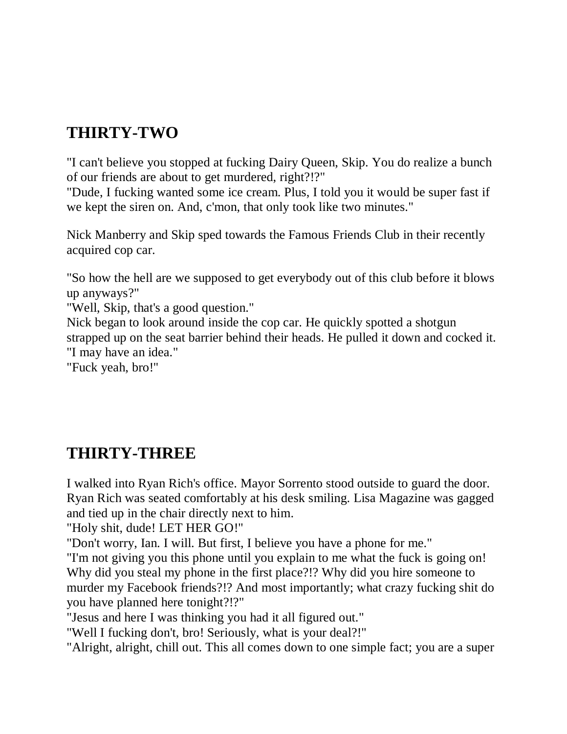## THIRTY-TWO

"I can't believe you stopped at fucking Dairy Queen, Skip. You do realize a bunch of our friends are about to get murdered, right?!?"
"Dude, I fucking wanted some ice cream. Plus, I told you it would be super fast if we kept the siren on. And, c'mon, that only took like two minutes."

Nick Manberry and Skip sped towards the Famous Friends Club in their recently acquired cop car.

"So how the hell are we supposed to get everybody out of this club before it blows up anyways?"
"Well, Skip, that's a good question."
Nick began to look around inside the cop car. He quickly spotted a shotgun strapped up on the seat barrier behind their heads. He pulled it down and cocked it.
"I may have an idea."
"Fuck yeah, bro!"

## THIRTY-THREE

I walked into Ryan Rich's office. Mayor Sorrento stood outside to guard the door. Ryan Rich was seated comfortably at his desk smiling. Lisa Magazine was gagged and tied up in the chair directly next to him.
"Holy shit, dude! LET HER GO!"
"Don't worry, Ian. I will. But first, I believe you have a phone for me."
"I'm not giving you this phone until you explain to me what the fuck is going on! Why did you steal my phone in the first place?!? Why did you hire someone to murder my Facebook friends?!? And most importantly; what crazy fucking shit do you have planned here tonight?!?"
"Jesus and here I was thinking you had it all figured out."
"Well I fucking don't, bro! Seriously, what is your deal?!"
"Alright, alright, chill out. This all comes down to one simple fact; you are a super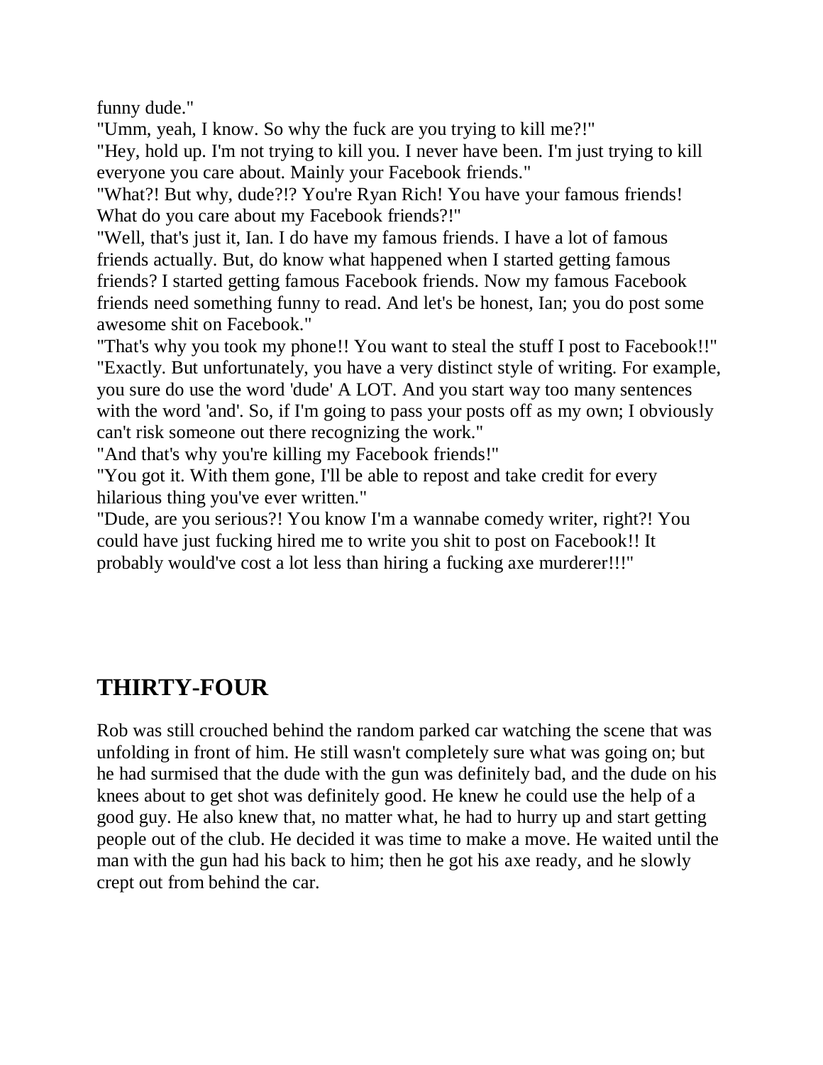funny dude."

"Umm, yeah, I know. So why the fuck are you trying to kill me?!"

"Hey, hold up. I'm not trying to kill you. I never have been. I'm just trying to kill everyone you care about. Mainly your Facebook friends."

"What?! But why, dude?!? You're Ryan Rich! You have your famous friends! What do you care about my Facebook friends?!"

"Well, that's just it, Ian. I do have my famous friends. I have a lot of famous friends actually. But, do know what happened when I started getting famous friends? I started getting famous Facebook friends. Now my famous Facebook friends need something funny to read. And let's be honest, Ian; you do post some awesome shit on Facebook."

"That's why you took my phone!! You want to steal the stuff I post to Facebook!!"

"Exactly. But unfortunately, you have a very distinct style of writing. For example, you sure do use the word 'dude' A LOT. And you start way too many sentences with the word 'and'. So, if I'm going to pass your posts off as my own; I obviously can't risk someone out there recognizing the work."

"And that's why you're killing my Facebook friends!"

"You got it. With them gone, I'll be able to repost and take credit for every hilarious thing you've ever written."

"Dude, are you serious?! You know I'm a wannabe comedy writer, right?! You could have just fucking hired me to write you shit to post on Facebook!! It probably would've cost a lot less than hiring a fucking axe murderer!!!"

## THIRTY-FOUR

Rob was still crouched behind the random parked car watching the scene that was unfolding in front of him. He still wasn't completely sure what was going on; but he had surmised that the dude with the gun was definitely bad, and the dude on his knees about to get shot was definitely good. He knew he could use the help of a good guy. He also knew that, no matter what, he had to hurry up and start getting people out of the club. He decided it was time to make a move. He waited until the man with the gun had his back to him; then he got his axe ready, and he slowly crept out from behind the car.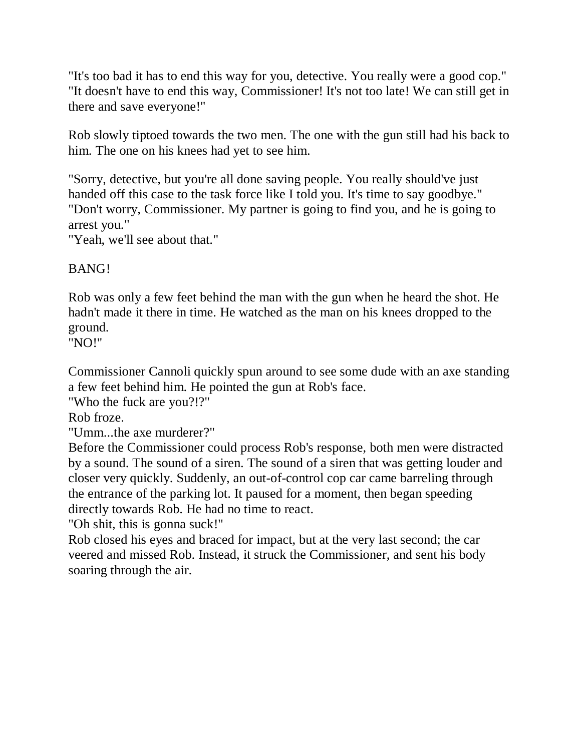"It's too bad it has to end this way for you, detective. You really were a good cop."
"It doesn't have to end this way, Commissioner! It's not too late! We can still get in there and save everyone!"

Rob slowly tiptoed towards the two men. The one with the gun still had his back to him. The one on his knees had yet to see him.

"Sorry, detective, but you're all done saving people. You really should've just handed off this case to the task force like I told you. It's time to say goodbye."
"Don't worry, Commissioner. My partner is going to find you, and he is going to arrest you."
"Yeah, we'll see about that."

BANG!

Rob was only a few feet behind the man with the gun when he heard the shot. He hadn't made it there in time. He watched as the man on his knees dropped to the ground.
"NO!"

Commissioner Cannoli quickly spun around to see some dude with an axe standing a few feet behind him. He pointed the gun at Rob's face.
"Who the fuck are you?!?"
Rob froze.
"Umm...the axe murderer?"
Before the Commissioner could process Rob's response, both men were distracted by a sound. The sound of a siren. The sound of a siren that was getting louder and closer very quickly. Suddenly, an out-of-control cop car came barreling through the entrance of the parking lot. It paused for a moment, then began speeding directly towards Rob. He had no time to react.
"Oh shit, this is gonna suck!"
Rob closed his eyes and braced for impact, but at the very last second; the car veered and missed Rob. Instead, it struck the Commissioner, and sent his body soaring through the air.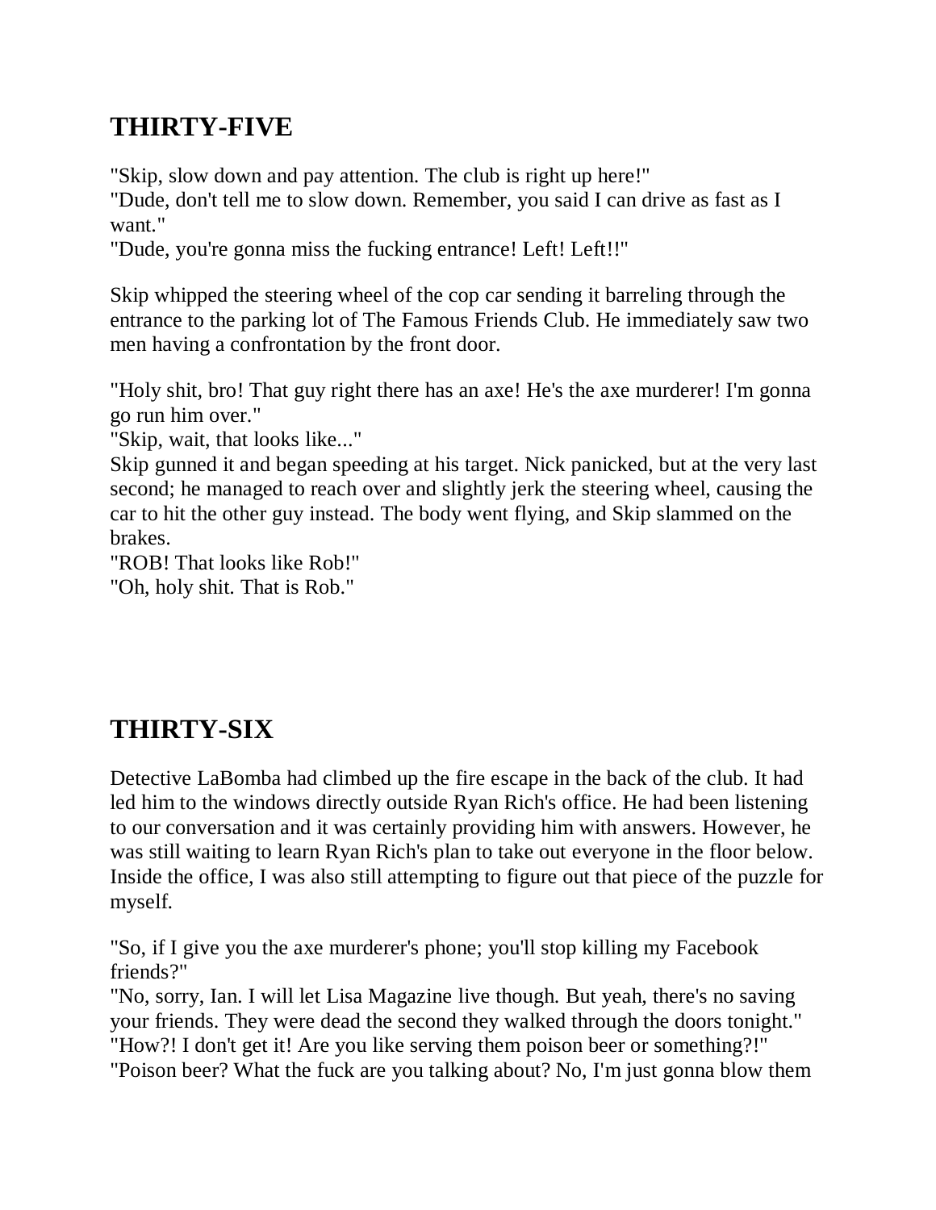## THIRTY-FIVE

"Skip, slow down and pay attention. The club is right up here!"
"Dude, don't tell me to slow down. Remember, you said I can drive as fast as I want."
"Dude, you're gonna miss the fucking entrance! Left! Left!!"

Skip whipped the steering wheel of the cop car sending it barreling through the entrance to the parking lot of The Famous Friends Club. He immediately saw two men having a confrontation by the front door.

"Holy shit, bro! That guy right there has an axe! He's the axe murderer! I'm gonna go run him over."
"Skip, wait, that looks like..."
Skip gunned it and began speeding at his target. Nick panicked, but at the very last second; he managed to reach over and slightly jerk the steering wheel, causing the car to hit the other guy instead. The body went flying, and Skip slammed on the brakes.
"ROB! That looks like Rob!"
"Oh, holy shit. That is Rob."

## THIRTY-SIX

Detective LaBomba had climbed up the fire escape in the back of the club. It had led him to the windows directly outside Ryan Rich's office. He had been listening to our conversation and it was certainly providing him with answers. However, he was still waiting to learn Ryan Rich's plan to take out everyone in the floor below. Inside the office, I was also still attempting to figure out that piece of the puzzle for myself.

"So, if I give you the axe murderer's phone; you'll stop killing my Facebook friends?"
"No, sorry, Ian. I will let Lisa Magazine live though. But yeah, there's no saving your friends. They were dead the second they walked through the doors tonight."
"How?! I don't get it! Are you like serving them poison beer or something?!"
"Poison beer? What the fuck are you talking about? No, I'm just gonna blow them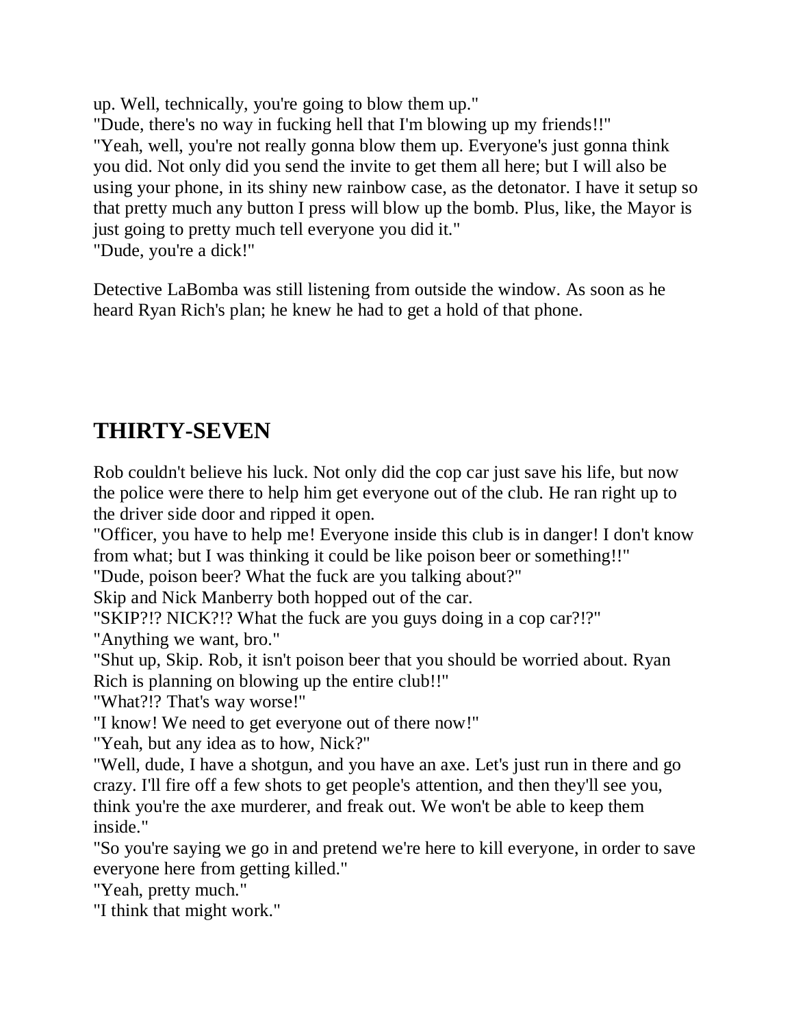up. Well, technically, you're going to blow them up."
"Dude, there's no way in fucking hell that I'm blowing up my friends!!"
"Yeah, well, you're not really gonna blow them up. Everyone's just gonna think you did. Not only did you send the invite to get them all here; but I will also be using your phone, in its shiny new rainbow case, as the detonator. I have it setup so that pretty much any button I press will blow up the bomb. Plus, like, the Mayor is just going to pretty much tell everyone you did it."
"Dude, you're a dick!"

Detective LaBomba was still listening from outside the window. As soon as he heard Ryan Rich's plan; he knew he had to get a hold of that phone.

## THIRTY-SEVEN

Rob couldn't believe his luck. Not only did the cop car just save his life, but now the police were there to help him get everyone out of the club. He ran right up to the driver side door and ripped it open.
"Officer, you have to help me! Everyone inside this club is in danger! I don't know from what; but I was thinking it could be like poison beer or something!!"
"Dude, poison beer? What the fuck are you talking about?"
Skip and Nick Manberry both hopped out of the car.
"SKIP?!? NICK?!? What the fuck are you guys doing in a cop car?!?"
"Anything we want, bro."
"Shut up, Skip. Rob, it isn't poison beer that you should be worried about. Ryan Rich is planning on blowing up the entire club!!"
"What?!? That's way worse!"
"I know! We need to get everyone out of there now!"
"Yeah, but any idea as to how, Nick?"
"Well, dude, I have a shotgun, and you have an axe. Let's just run in there and go crazy. I'll fire off a few shots to get people's attention, and then they'll see you, think you're the axe murderer, and freak out. We won't be able to keep them inside."
"So you're saying we go in and pretend we're here to kill everyone, in order to save everyone here from getting killed."
"Yeah, pretty much."
"I think that might work."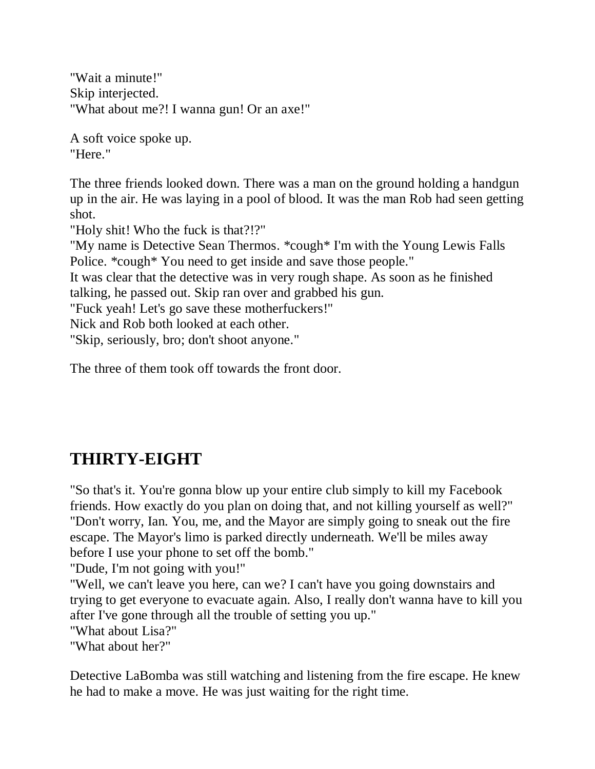"Wait a minute!"
Skip interjected.
"What about me?! I wanna gun! Or an axe!"

A soft voice spoke up.
"Here."

The three friends looked down. There was a man on the ground holding a handgun up in the air. He was laying in a pool of blood. It was the man Rob had seen getting shot.
"Holy shit! Who the fuck is that?!?"
"My name is Detective Sean Thermos. *cough* I'm with the Young Lewis Falls Police. *cough* You need to get inside and save those people."
It was clear that the detective was in very rough shape. As soon as he finished talking, he passed out. Skip ran over and grabbed his gun.
"Fuck yeah! Let's go save these motherfuckers!"
Nick and Rob both looked at each other.
"Skip, seriously, bro; don't shoot anyone."

The three of them took off towards the front door.

## THIRTY-EIGHT

"So that's it. You're gonna blow up your entire club simply to kill my Facebook friends. How exactly do you plan on doing that, and not killing yourself as well?"
"Don't worry, Ian. You, me, and the Mayor are simply going to sneak out the fire escape. The Mayor's limo is parked directly underneath. We'll be miles away before I use your phone to set off the bomb."
"Dude, I'm not going with you!"
"Well, we can't leave you here, can we? I can't have you going downstairs and trying to get everyone to evacuate again. Also, I really don't wanna have to kill you after I've gone through all the trouble of setting you up."
"What about Lisa?"
"What about her?"

Detective LaBomba was still watching and listening from the fire escape. He knew he had to make a move. He was just waiting for the right time.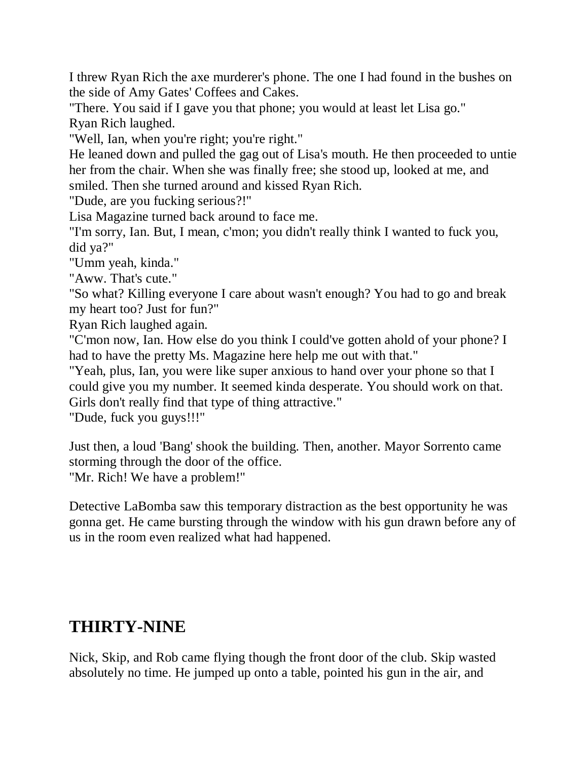I threw Ryan Rich the axe murderer's phone. The one I had found in the bushes on the side of Amy Gates' Coffees and Cakes.

"There. You said if I gave you that phone; you would at least let Lisa go."

Ryan Rich laughed.

"Well, Ian, when you're right; you're right."

He leaned down and pulled the gag out of Lisa's mouth. He then proceeded to untie her from the chair. When she was finally free; she stood up, looked at me, and smiled. Then she turned around and kissed Ryan Rich.

"Dude, are you fucking serious?!"

Lisa Magazine turned back around to face me.

"I'm sorry, Ian. But, I mean, c'mon; you didn't really think I wanted to fuck you, did ya?"

"Umm yeah, kinda."

"Aww. That's cute."

"So what? Killing everyone I care about wasn't enough? You had to go and break my heart too? Just for fun?"

Ryan Rich laughed again.

"C'mon now, Ian. How else do you think I could've gotten ahold of your phone? I had to have the pretty Ms. Magazine here help me out with that."

"Yeah, plus, Ian, you were like super anxious to hand over your phone so that I could give you my number. It seemed kinda desperate. You should work on that. Girls don't really find that type of thing attractive."

"Dude, fuck you guys!!!"

Just then, a loud 'Bang' shook the building. Then, another. Mayor Sorrento came storming through the door of the office.

"Mr. Rich! We have a problem!"

Detective LaBomba saw this temporary distraction as the best opportunity he was gonna get. He came bursting through the window with his gun drawn before any of us in the room even realized what had happened.

## THIRTY-NINE

Nick, Skip, and Rob came flying though the front door of the club. Skip wasted absolutely no time. He jumped up onto a table, pointed his gun in the air, and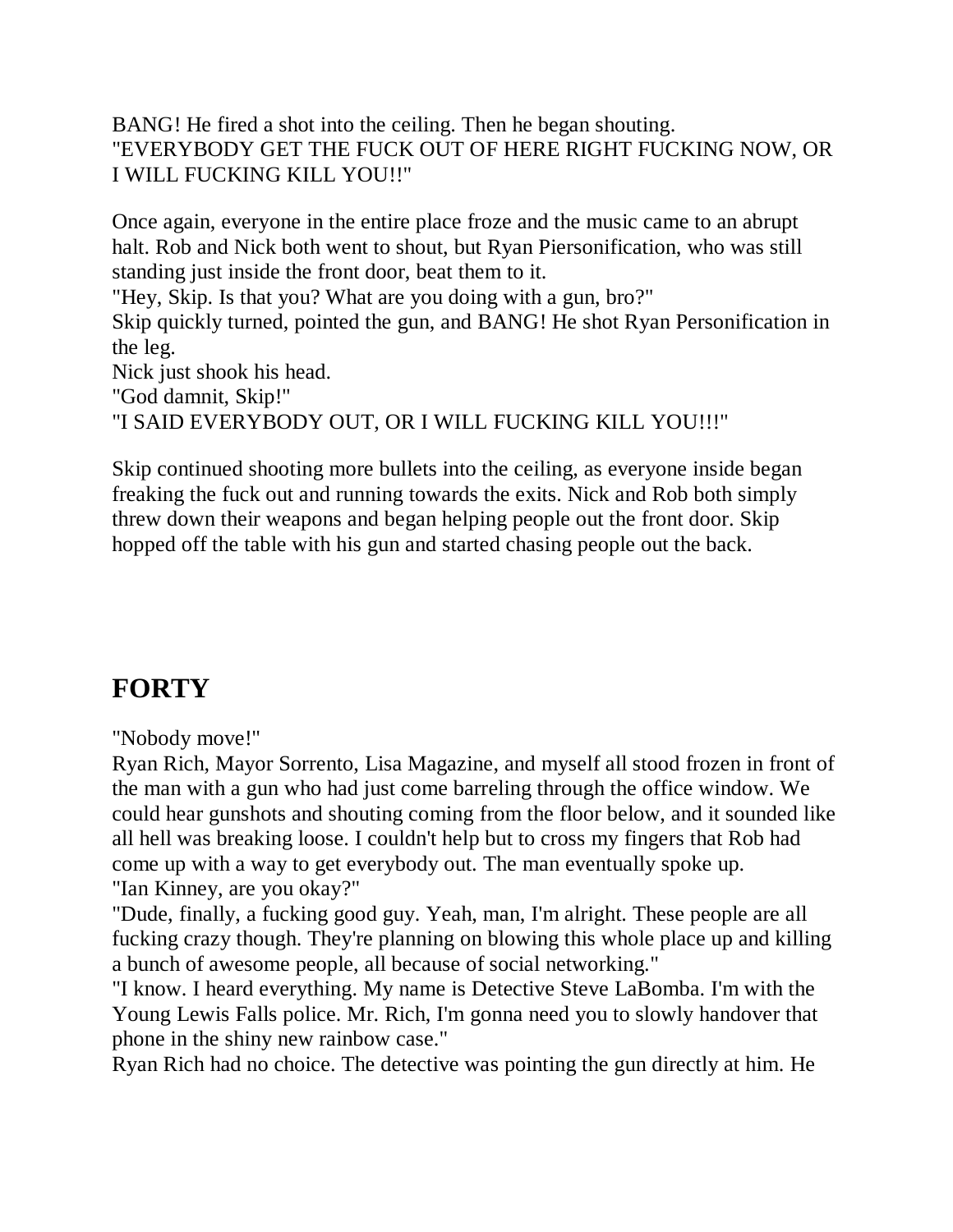BANG! He fired a shot into the ceiling. Then he began shouting.
"EVERYBODY GET THE FUCK OUT OF HERE RIGHT FUCKING NOW, OR I WILL FUCKING KILL YOU!!"

Once again, everyone in the entire place froze and the music came to an abrupt halt. Rob and Nick both went to shout, but Ryan Piersonification, who was still standing just inside the front door, beat them to it.
"Hey, Skip. Is that you? What are you doing with a gun, bro?"
Skip quickly turned, pointed the gun, and BANG! He shot Ryan Personification in the leg.
Nick just shook his head.
"God damnit, Skip!"
"I SAID EVERYBODY OUT, OR I WILL FUCKING KILL YOU!!!"

Skip continued shooting more bullets into the ceiling, as everyone inside began freaking the fuck out and running towards the exits. Nick and Rob both simply threw down their weapons and began helping people out the front door. Skip hopped off the table with his gun and started chasing people out the back.

## FORTY

"Nobody move!"
Ryan Rich, Mayor Sorrento, Lisa Magazine, and myself all stood frozen in front of the man with a gun who had just come barreling through the office window. We could hear gunshots and shouting coming from the floor below, and it sounded like all hell was breaking loose. I couldn't help but to cross my fingers that Rob had come up with a way to get everybody out. The man eventually spoke up.
"Ian Kinney, are you okay?"
"Dude, finally, a fucking good guy. Yeah, man, I'm alright. These people are all fucking crazy though. They're planning on blowing this whole place up and killing a bunch of awesome people, all because of social networking."
"I know. I heard everything. My name is Detective Steve LaBomba. I'm with the Young Lewis Falls police. Mr. Rich, I'm gonna need you to slowly handover that phone in the shiny new rainbow case."
Ryan Rich had no choice. The detective was pointing the gun directly at him. He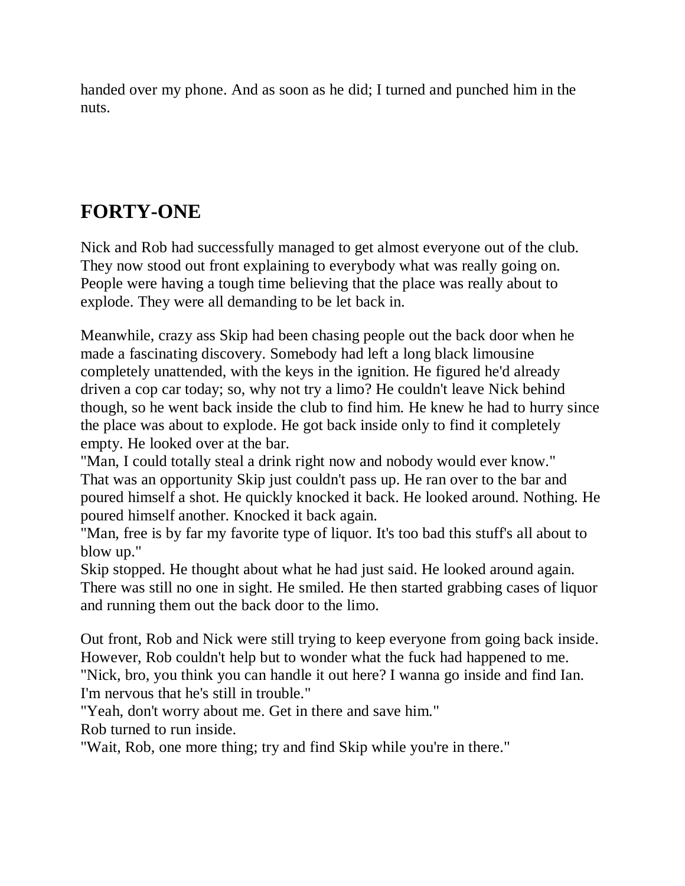handed over my phone. And as soon as he did; I turned and punched him in the nuts.

## FORTY-ONE

Nick and Rob had successfully managed to get almost everyone out of the club. They now stood out front explaining to everybody what was really going on. People were having a tough time believing that the place was really about to explode. They were all demanding to be let back in.

Meanwhile, crazy ass Skip had been chasing people out the back door when he made a fascinating discovery. Somebody had left a long black limousine completely unattended, with the keys in the ignition. He figured he'd already driven a cop car today; so, why not try a limo? He couldn't leave Nick behind though, so he went back inside the club to find him. He knew he had to hurry since the place was about to explode. He got back inside only to find it completely empty. He looked over at the bar.

"Man, I could totally steal a drink right now and nobody would ever know."

That was an opportunity Skip just couldn't pass up. He ran over to the bar and poured himself a shot. He quickly knocked it back. He looked around. Nothing. He poured himself another. Knocked it back again.

"Man, free is by far my favorite type of liquor. It's too bad this stuff's all about to blow up."

Skip stopped. He thought about what he had just said. He looked around again. There was still no one in sight. He smiled. He then started grabbing cases of liquor and running them out the back door to the limo.

Out front, Rob and Nick were still trying to keep everyone from going back inside. However, Rob couldn't help but to wonder what the fuck had happened to me.

"Nick, bro, you think you can handle it out here? I wanna go inside and find Ian. I'm nervous that he's still in trouble."

"Yeah, don't worry about me. Get in there and save him."

Rob turned to run inside.

"Wait, Rob, one more thing; try and find Skip while you're in there."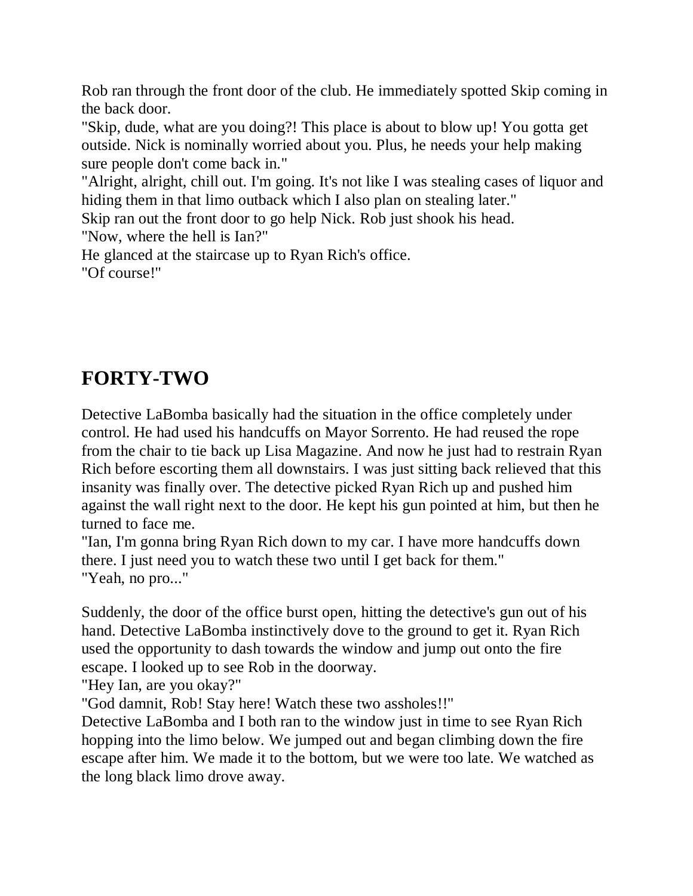Rob ran through the front door of the club. He immediately spotted Skip coming in the back door.
"Skip, dude, what are you doing?! This place is about to blow up! You gotta get outside. Nick is nominally worried about you. Plus, he needs your help making sure people don't come back in."
"Alright, alright, chill out. I'm going. It's not like I was stealing cases of liquor and hiding them in that limo outback which I also plan on stealing later."
Skip ran out the front door to go help Nick. Rob just shook his head.
"Now, where the hell is Ian?"
He glanced at the staircase up to Ryan Rich's office.
"Of course!"

## FORTY-TWO

Detective LaBomba basically had the situation in the office completely under control. He had used his handcuffs on Mayor Sorrento. He had reused the rope from the chair to tie back up Lisa Magazine. And now he just had to restrain Ryan Rich before escorting them all downstairs. I was just sitting back relieved that this insanity was finally over. The detective picked Ryan Rich up and pushed him against the wall right next to the door. He kept his gun pointed at him, but then he turned to face me.
"Ian, I'm gonna bring Ryan Rich down to my car. I have more handcuffs down there. I just need you to watch these two until I get back for them."
"Yeah, no pro..."

Suddenly, the door of the office burst open, hitting the detective's gun out of his hand. Detective LaBomba instinctively dove to the ground to get it. Ryan Rich used the opportunity to dash towards the window and jump out onto the fire escape. I looked up to see Rob in the doorway.
"Hey Ian, are you okay?"
"God damnit, Rob! Stay here! Watch these two assholes!!"
Detective LaBomba and I both ran to the window just in time to see Ryan Rich hopping into the limo below. We jumped out and began climbing down the fire escape after him. We made it to the bottom, but we were too late. We watched as the long black limo drove away.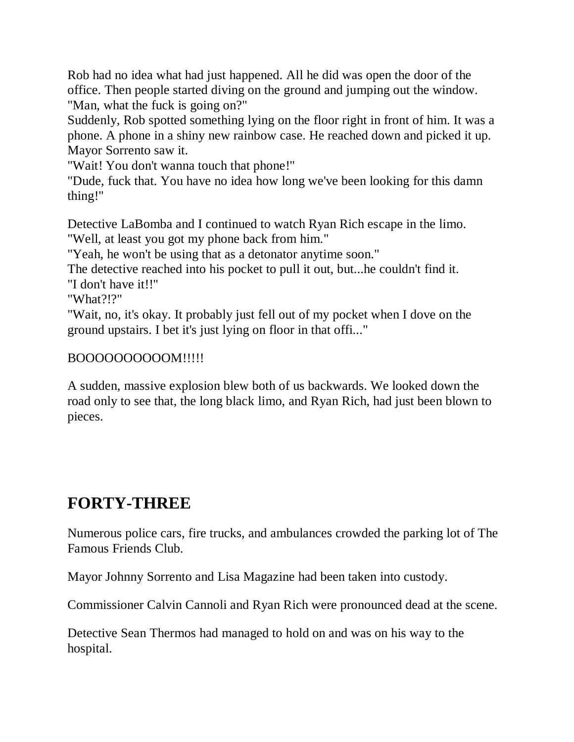Rob had no idea what had just happened. All he did was open the door of the office. Then people started diving on the ground and jumping out the window.
"Man, what the fuck is going on?"
Suddenly, Rob spotted something lying on the floor right in front of him. It was a phone. A phone in a shiny new rainbow case. He reached down and picked it up.
Mayor Sorrento saw it.
"Wait! You don't wanna touch that phone!"
"Dude, fuck that. You have no idea how long we've been looking for this damn thing!"

Detective LaBomba and I continued to watch Ryan Rich escape in the limo.
"Well, at least you got my phone back from him."
"Yeah, he won't be using that as a detonator anytime soon."
The detective reached into his pocket to pull it out, but...he couldn't find it.
"I don't have it!!"
"What?!?"
"Wait, no, it's okay. It probably just fell out of my pocket when I dove on the ground upstairs. I bet it's just lying on floor in that offi..."

BOOOOOOOOOOM!!!!!

A sudden, massive explosion blew both of us backwards. We looked down the road only to see that, the long black limo, and Ryan Rich, had just been blown to pieces.

## FORTY-THREE

Numerous police cars, fire trucks, and ambulances crowded the parking lot of The Famous Friends Club.

Mayor Johnny Sorrento and Lisa Magazine had been taken into custody.

Commissioner Calvin Cannoli and Ryan Rich were pronounced dead at the scene.

Detective Sean Thermos had managed to hold on and was on his way to the hospital.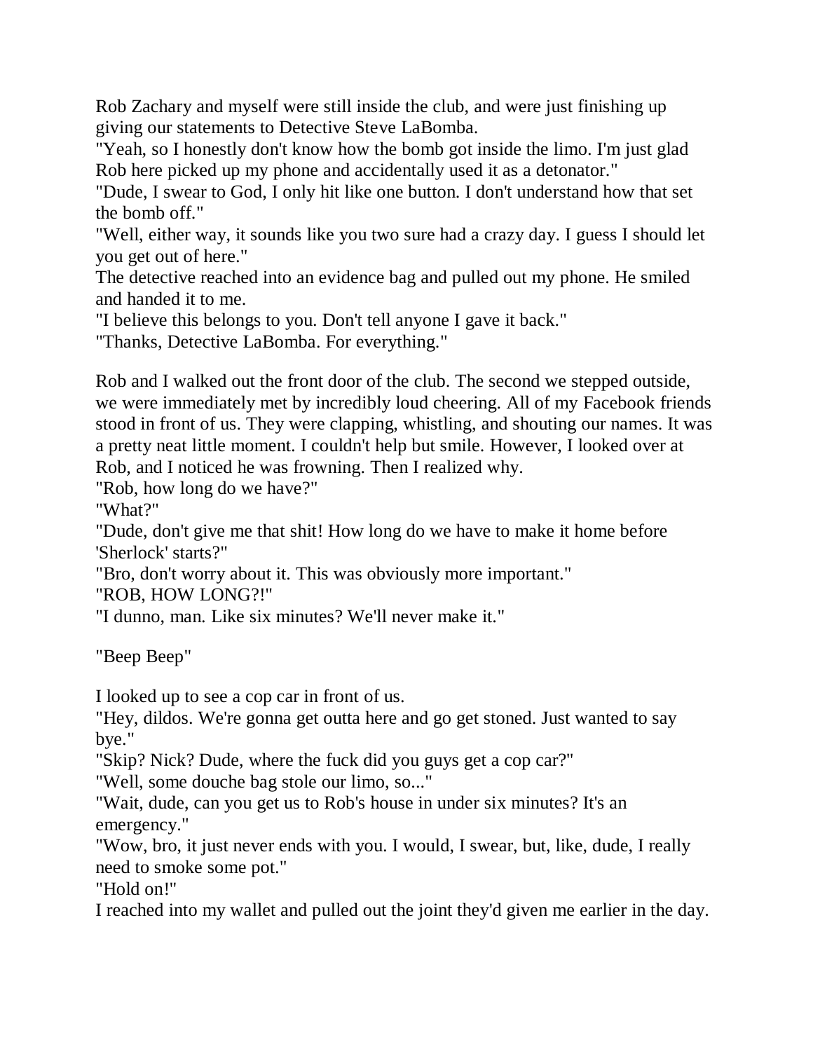Rob Zachary and myself were still inside the club, and were just finishing up giving our statements to Detective Steve LaBomba.

"Yeah, so I honestly don't know how the bomb got inside the limo. I'm just glad Rob here picked up my phone and accidentally used it as a detonator."

"Dude, I swear to God, I only hit like one button. I don't understand how that set the bomb off."

"Well, either way, it sounds like you two sure had a crazy day. I guess I should let you get out of here."

The detective reached into an evidence bag and pulled out my phone. He smiled and handed it to me.

"I believe this belongs to you. Don't tell anyone I gave it back."

"Thanks, Detective LaBomba. For everything."

Rob and I walked out the front door of the club. The second we stepped outside, we were immediately met by incredibly loud cheering. All of my Facebook friends stood in front of us. They were clapping, whistling, and shouting our names. It was a pretty neat little moment. I couldn't help but smile. However, I looked over at Rob, and I noticed he was frowning. Then I realized why.

"Rob, how long do we have?"

"What?"

"Dude, don't give me that shit! How long do we have to make it home before 'Sherlock' starts?"

"Bro, don't worry about it. This was obviously more important."

"ROB, HOW LONG?!"

"I dunno, man. Like six minutes? We'll never make it."

"Beep Beep"

I looked up to see a cop car in front of us.

"Hey, dildos. We're gonna get outta here and go get stoned. Just wanted to say bye."

"Skip? Nick? Dude, where the fuck did you guys get a cop car?"

"Well, some douche bag stole our limo, so..."

"Wait, dude, can you get us to Rob's house in under six minutes? It's an emergency."

"Wow, bro, it just never ends with you. I would, I swear, but, like, dude, I really need to smoke some pot."

"Hold on!"

I reached into my wallet and pulled out the joint they'd given me earlier in the day.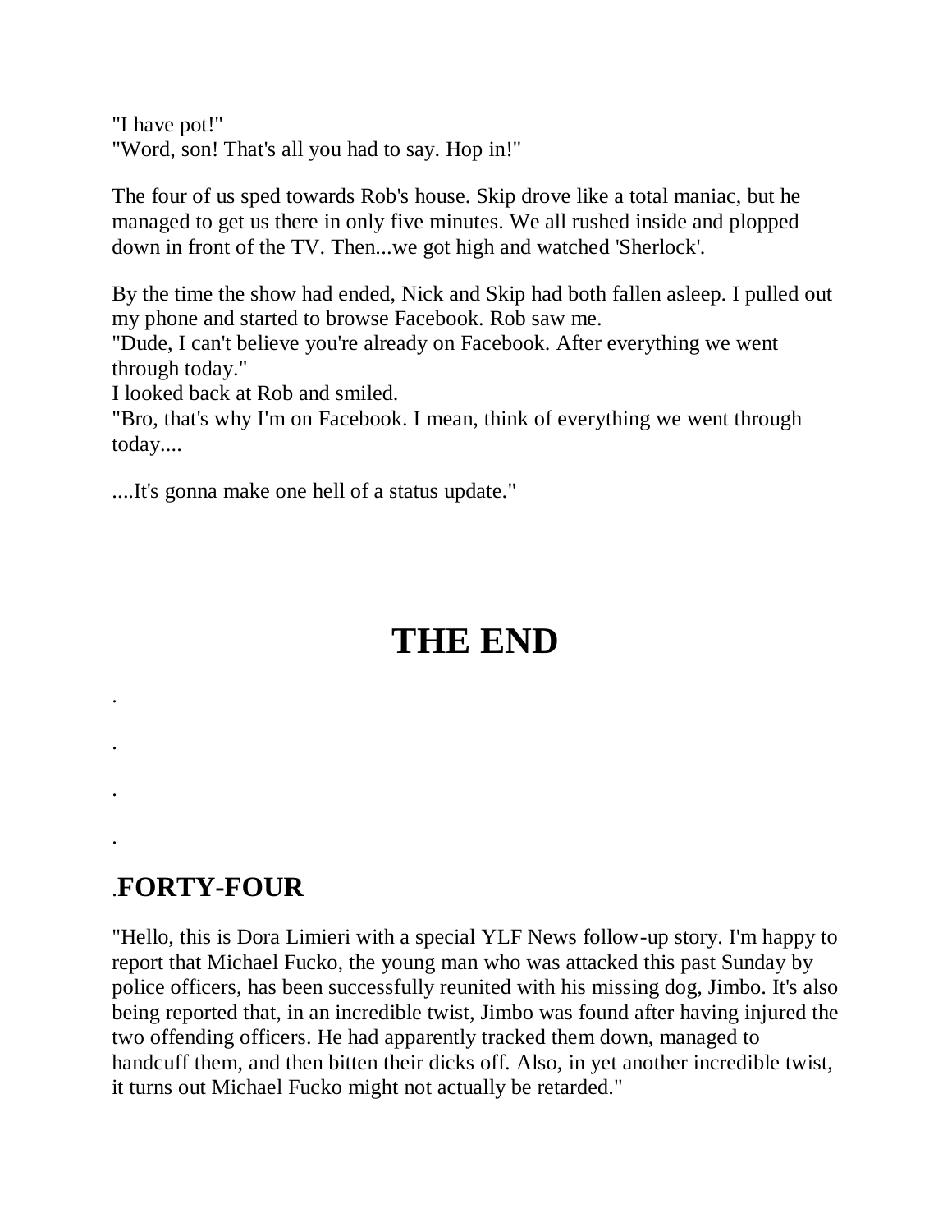"I have pot!"
"Word, son! That's all you had to say. Hop in!"

The four of us sped towards Rob's house. Skip drove like a total maniac, but he managed to get us there in only five minutes. We all rushed inside and plopped down in front of the TV. Then...we got high and watched 'Sherlock'.

By the time the show had ended, Nick and Skip had both fallen asleep. I pulled out my phone and started to browse Facebook. Rob saw me.
"Dude, I can't believe you're already on Facebook. After everything we went through today."
I looked back at Rob and smiled.
"Bro, that's why I'm on Facebook. I mean, think of everything we went through today....

....It's gonna make one hell of a status update."

# THE END

.

.

.

.

## .FORTY-FOUR

"Hello, this is Dora Limieri with a special YLF News follow-up story. I'm happy to report that Michael Fucko, the young man who was attacked this past Sunday by police officers, has been successfully reunited with his missing dog, Jimbo. It's also being reported that, in an incredible twist, Jimbo was found after having injured the two offending officers. He had apparently tracked them down, managed to handcuff them, and then bitten their dicks off. Also, in yet another incredible twist, it turns out Michael Fucko might not actually be retarded."